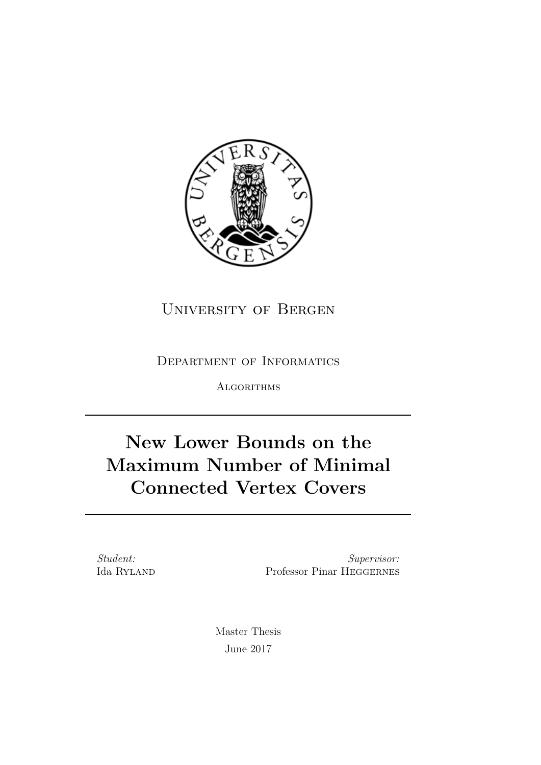University of Bergen

Department of Informatics

Algorithms

# New Lower Bounds on the Maximum Number of Minimal Connected Vertex Covers

*Student:*
Ida Ryland

*Supervisor:*
Professor Pinar Heggernes

Master Thesis

June 2017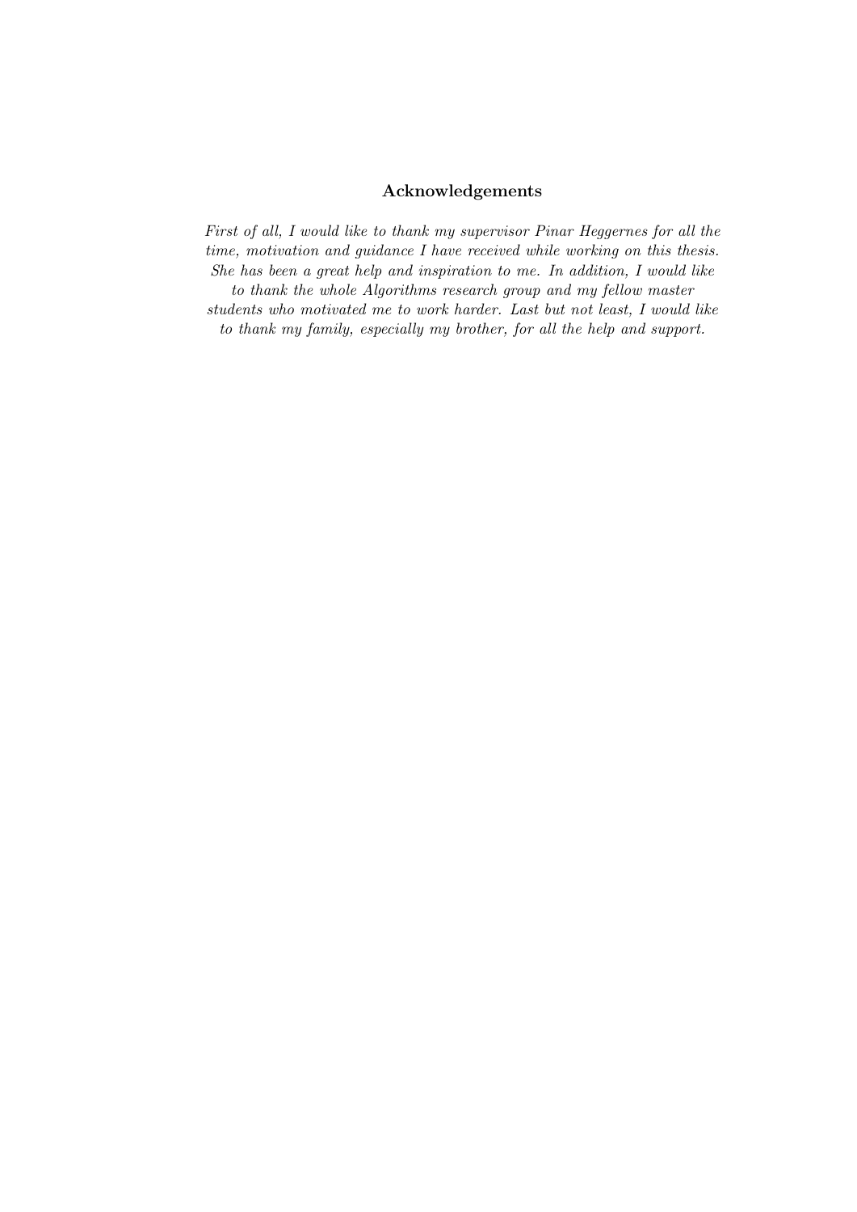## Acknowledgements

*First of all, I would like to thank my supervisor Pinar Heggernes for all the time, motivation and guidance I have received while working on this thesis. She has been a great help and inspiration to me. In addition, I would like to thank the whole Algorithms research group and my fellow master students who motivated me to work harder. Last but not least, I would like to thank my family, especially my brother, for all the help and support.*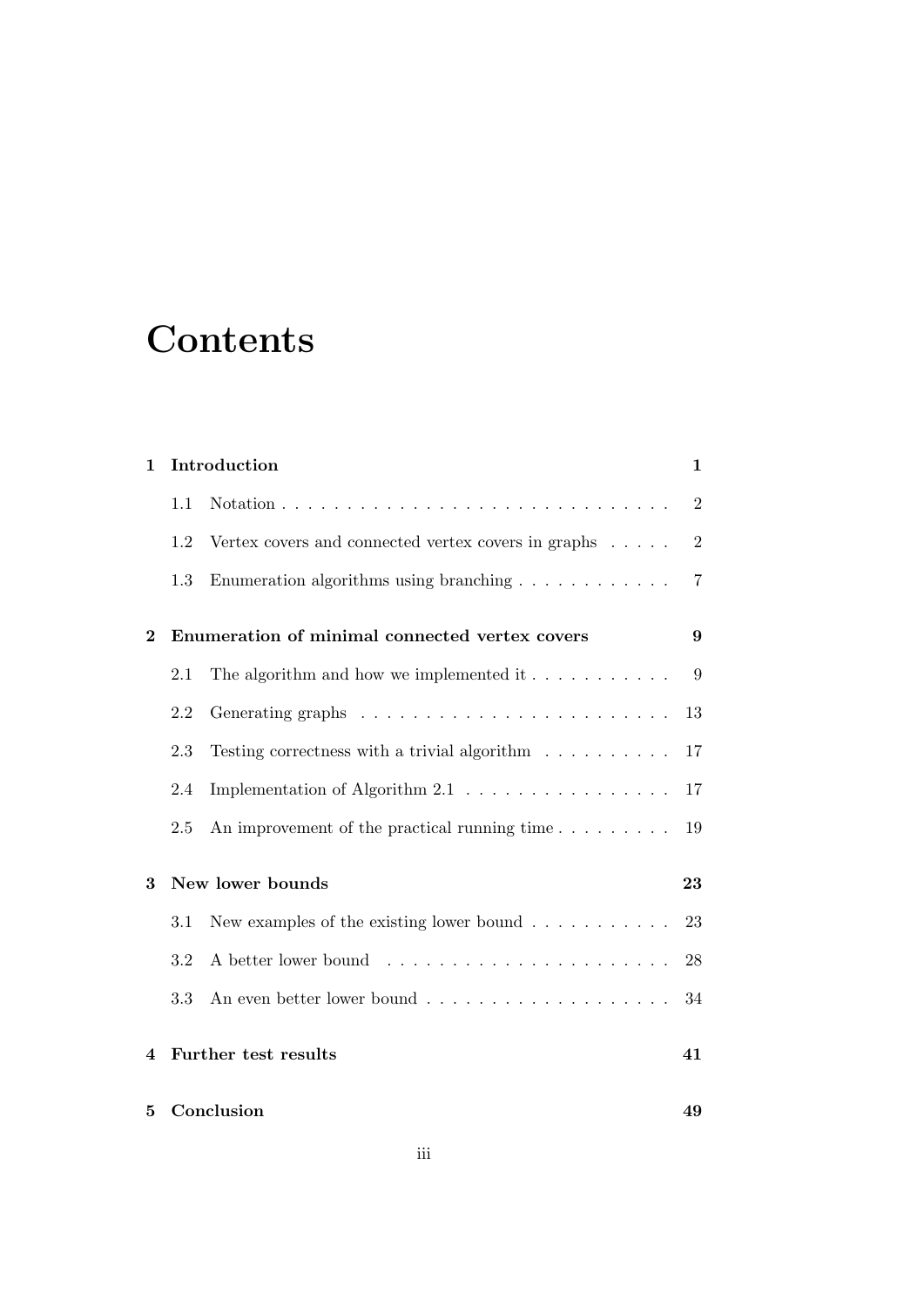# Contents

**1 Introduction** **1**

1.1 Notation . . . . . . . . . . . . . . . . . . . . . . . . . . . . . . 2

1.2 Vertex covers and connected vertex covers in graphs . . . . . 2

1.3 Enumeration algorithms using branching . . . . . . . . . . . . 7

**2 Enumeration of minimal connected vertex covers** **9**

2.1 The algorithm and how we implemented it . . . . . . . . . . . 9

2.2 Generating graphs . . . . . . . . . . . . . . . . . . . . . . . . 13

2.3 Testing correctness with a trivial algorithm . . . . . . . . . . 17

2.4 Implementation of Algorithm 2.1 . . . . . . . . . . . . . . . . 17

2.5 An improvement of the practical running time . . . . . . . . . 19

**3 New lower bounds** **23**

3.1 New examples of the existing lower bound . . . . . . . . . . . 23

3.2 A better lower bound . . . . . . . . . . . . . . . . . . . . . . 28

3.3 An even better lower bound . . . . . . . . . . . . . . . . . . . 34

**4 Further test results** **41**

**5 Conclusion** **49**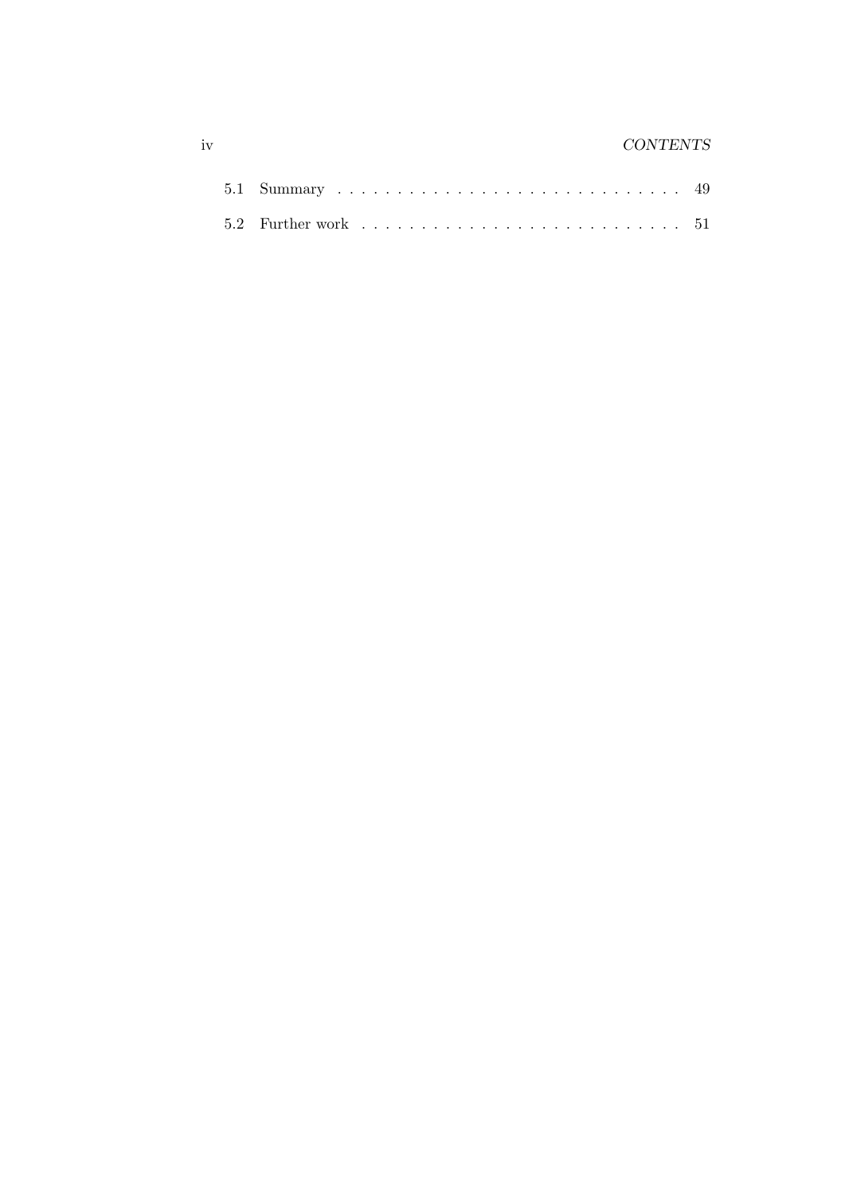5.1 Summary . . . . . . . . . . . . . . . . . . . . . . . . . . . . . 49

5.2 Further work . . . . . . . . . . . . . . . . . . . . . . . . . . . 51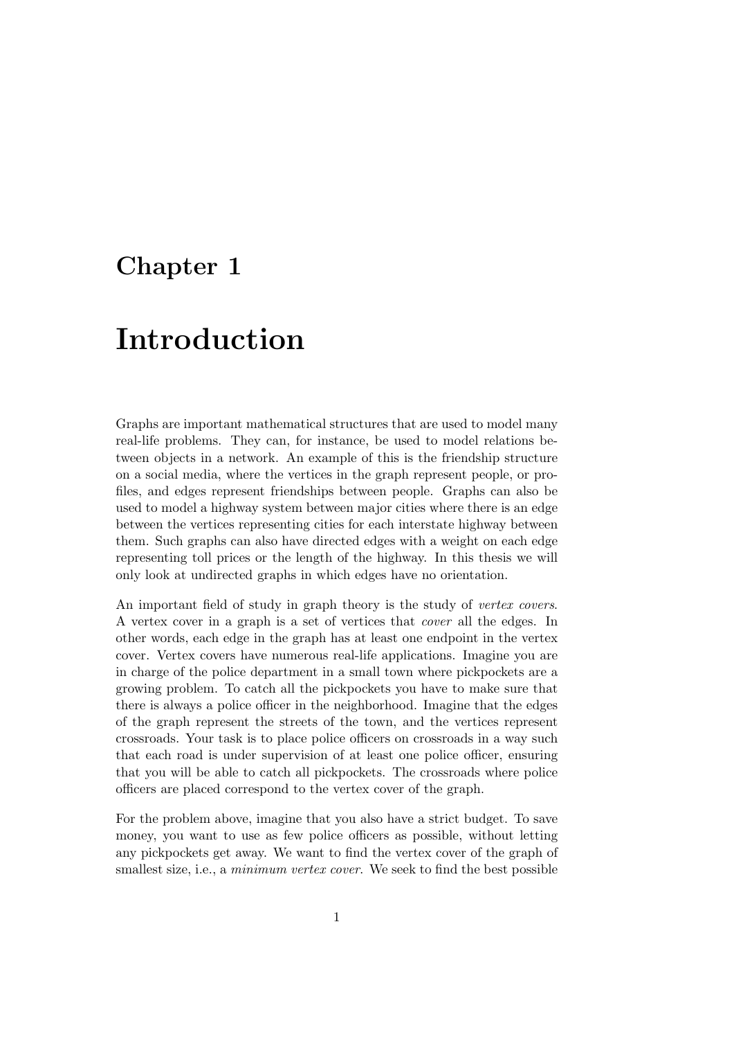# Chapter 1

# Introduction

Graphs are important mathematical structures that are used to model many real-life problems. They can, for instance, be used to model relations between objects in a network. An example of this is the friendship structure on a social media, where the vertices in the graph represent people, or profiles, and edges represent friendships between people. Graphs can also be used to model a highway system between major cities where there is an edge between the vertices representing cities for each interstate highway between them. Such graphs can also have directed edges with a weight on each edge representing toll prices or the length of the highway. In this thesis we will only look at undirected graphs in which edges have no orientation.

An important field of study in graph theory is the study of *vertex covers*. A vertex cover in a graph is a set of vertices that *cover* all the edges. In other words, each edge in the graph has at least one endpoint in the vertex cover. Vertex covers have numerous real-life applications. Imagine you are in charge of the police department in a small town where pickpockets are a growing problem. To catch all the pickpockets you have to make sure that there is always a police officer in the neighborhood. Imagine that the edges of the graph represent the streets of the town, and the vertices represent crossroads. Your task is to place police officers on crossroads in a way such that each road is under supervision of at least one police officer, ensuring that you will be able to catch all pickpockets. The crossroads where police officers are placed correspond to the vertex cover of the graph.

For the problem above, imagine that you also have a strict budget. To save money, you want to use as few police officers as possible, without letting any pickpockets get away. We want to find the vertex cover of the graph of smallest size, i.e., a *minimum vertex cover*. We seek to find the best possible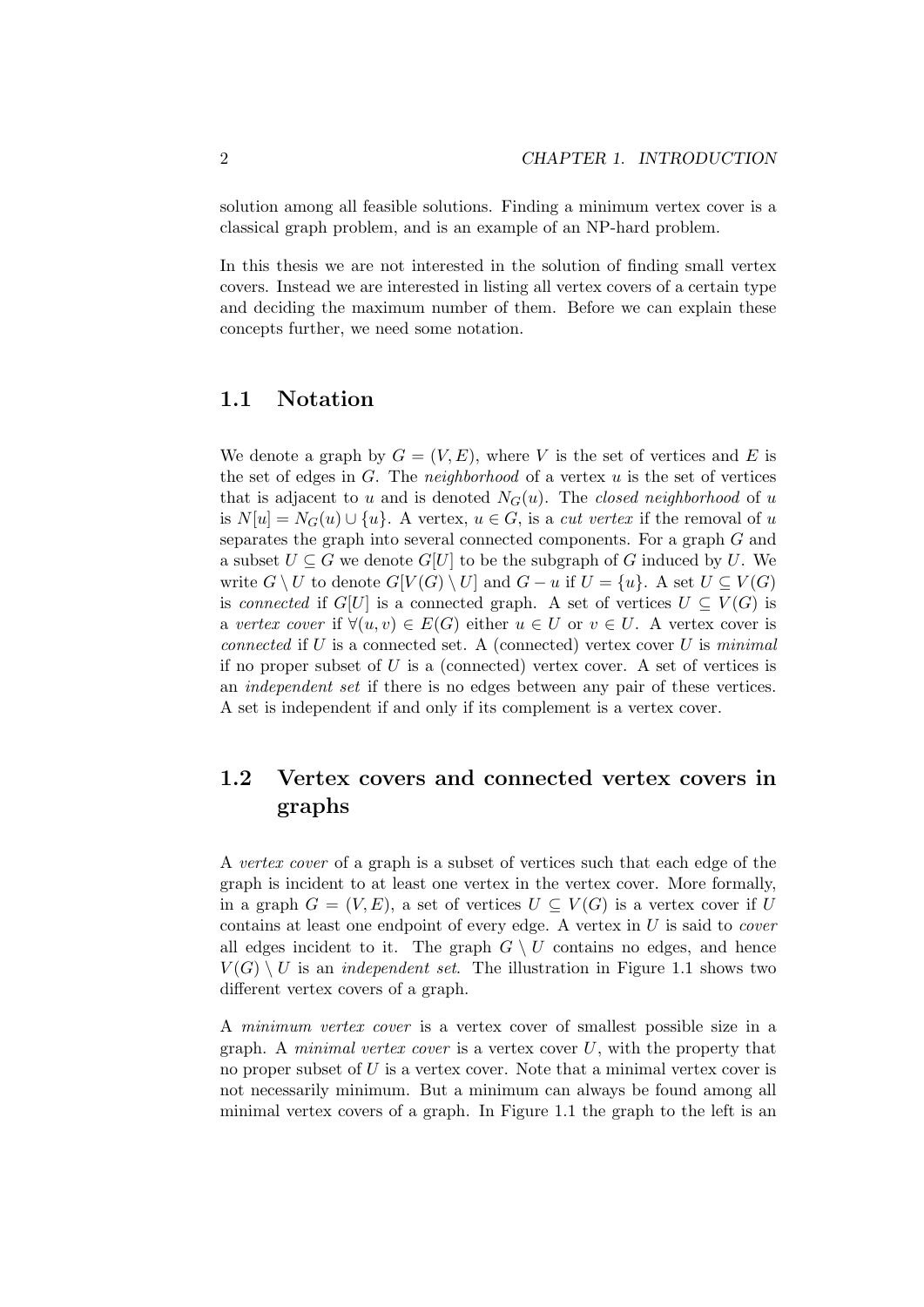solution among all feasible solutions. Finding a minimum vertex cover is a classical graph problem, and is an example of an NP-hard problem.

In this thesis we are not interested in the solution of finding small vertex covers. Instead we are interested in listing all vertex covers of a certain type and deciding the maximum number of them. Before we can explain these concepts further, we need some notation.

## 1.1 Notation

We denote a graph by $G = (V, E)$, where $V$ is the set of vertices and $E$ is the set of edges in $G$. The *neighborhood* of a vertex $u$ is the set of vertices that is adjacent to $u$ and is denoted $N_G(u)$. The *closed neighborhood* of $u$ is $N[u] = N_G(u) \cup \{u\}$. A vertex, $u \in G$, is a *cut vertex* if the removal of $u$ separates the graph into several connected components. For a graph $G$ and a subset $U \subseteq G$ we denote $G[U]$ to be the subgraph of $G$ induced by $U$. We write $G \setminus U$ to denote $G[V(G) \setminus U]$ and $G - u$ if $U = \{u\}$. A set $U \subseteq V(G)$ is *connected* if $G[U]$ is a connected graph. A set of vertices $U \subseteq V(G)$ is a *vertex cover* if $\forall(u, v) \in E(G)$ either $u \in U$ or $v \in U$. A vertex cover is *connected* if $U$ is a connected set. A (connected) vertex cover $U$ is *minimal* if no proper subset of $U$ is a (connected) vertex cover. A set of vertices is an *independent set* if there is no edges between any pair of these vertices. A set is independent if and only if its complement is a vertex cover.

## 1.2 Vertex covers and connected vertex covers in graphs

A *vertex cover* of a graph is a subset of vertices such that each edge of the graph is incident to at least one vertex in the vertex cover. More formally, in a graph $G = (V, E)$, a set of vertices $U \subseteq V(G)$ is a vertex cover if $U$ contains at least one endpoint of every edge. A vertex in $U$ is said to *cover* all edges incident to it. The graph $G \setminus U$ contains no edges, and hence $V(G) \setminus U$ is an *independent set*. The illustration in Figure 1.1 shows two different vertex covers of a graph.

A *minimum vertex cover* is a vertex cover of smallest possible size in a graph. A *minimal vertex cover* is a vertex cover $U$, with the property that no proper subset of $U$ is a vertex cover. Note that a minimal vertex cover is not necessarily minimum. But a minimum can always be found among all minimal vertex covers of a graph. In Figure 1.1 the graph to the left is an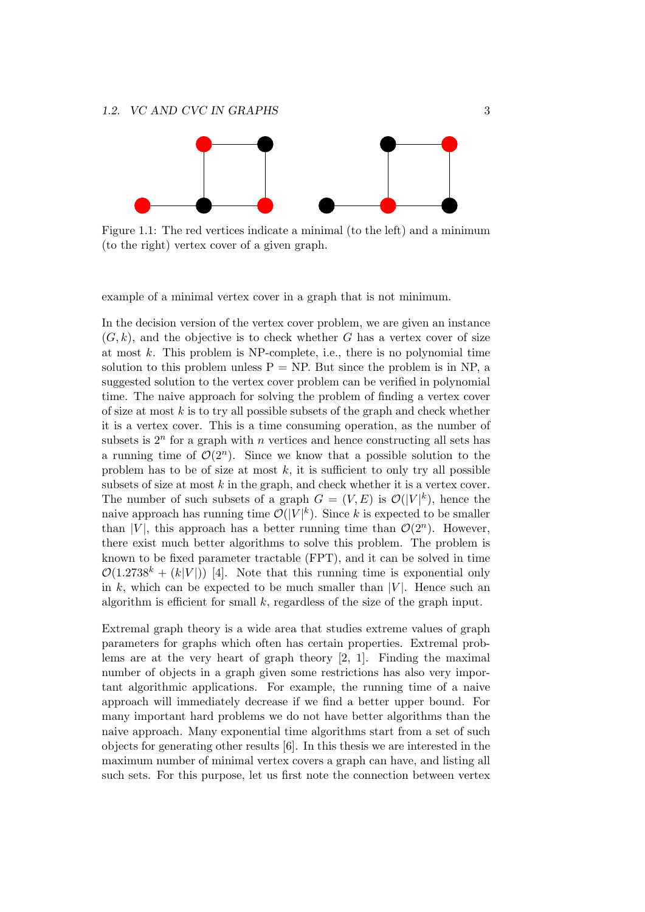Figure 1.1: The red vertices indicate a minimal (to the left) and a minimum (to the right) vertex cover of a given graph.

example of a minimal vertex cover in a graph that is not minimum.

In the decision version of the vertex cover problem, we are given an instance $(G, k)$, and the objective is to check whether $G$ has a vertex cover of size at most $k$. This problem is NP-complete, i.e., there is no polynomial time solution to this problem unless P = NP. But since the problem is in NP, a suggested solution to the vertex cover problem can be verified in polynomial time. The naive approach for solving the problem of finding a vertex cover of size at most $k$ is to try all possible subsets of the graph and check whether it is a vertex cover. This is a time consuming operation, as the number of subsets is $2^n$ for a graph with $n$ vertices and hence constructing all sets has a running time of $\mathcal{O}(2^n)$. Since we know that a possible solution to the problem has to be of size at most $k$, it is sufficient to only try all possible subsets of size at most $k$ in the graph, and check whether it is a vertex cover. The number of such subsets of a graph $G = (V, E)$ is $\mathcal{O}(|V|^k)$, hence the naive approach has running time $\mathcal{O}(|V|^k)$. Since $k$ is expected to be smaller than $|V|$, this approach has a better running time than $\mathcal{O}(2^n)$. However, there exist much better algorithms to solve this problem. The problem is known to be fixed parameter tractable (FPT), and it can be solved in time $\mathcal{O}(1.2738^k + (k|V|))$ [4]. Note that this running time is exponential only in $k$, which can be expected to be much smaller than $|V|$. Hence such an algorithm is efficient for small $k$, regardless of the size of the graph input.

Extremal graph theory is a wide area that studies extreme values of graph parameters for graphs which often has certain properties. Extremal problems are at the very heart of graph theory [2, 1]. Finding the maximal number of objects in a graph given some restrictions has also very important algorithmic applications. For example, the running time of a naive approach will immediately decrease if we find a better upper bound. For many important hard problems we do not have better algorithms than the naive approach. Many exponential time algorithms start from a set of such objects for generating other results [6]. In this thesis we are interested in the maximum number of minimal vertex covers a graph can have, and listing all such sets. For this purpose, let us first note the connection between vertex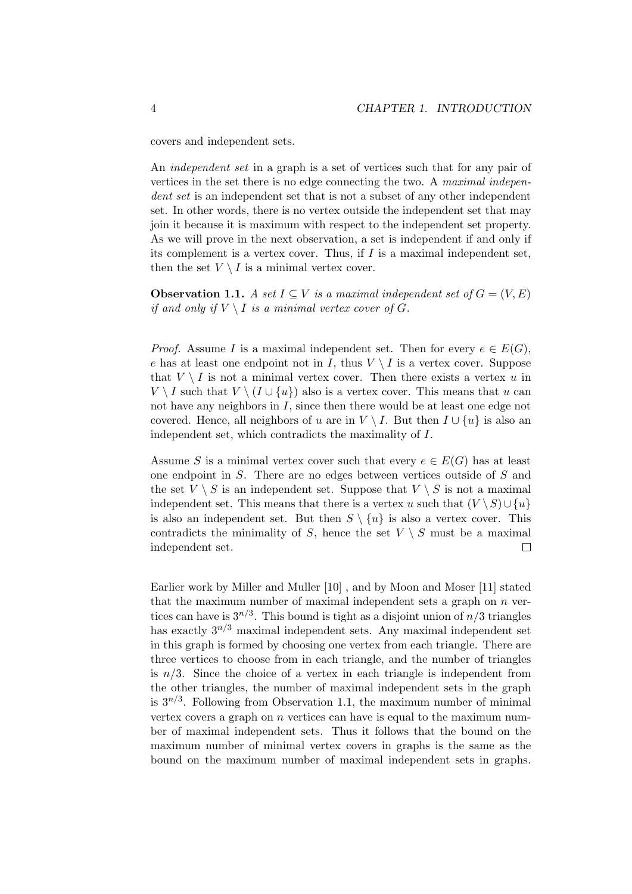covers and independent sets.

An *independent set* in a graph is a set of vertices such that for any pair of vertices in the set there is no edge connecting the two. A *maximal independent set* is an independent set that is not a subset of any other independent set. In other words, there is no vertex outside the independent set that may join it because it is maximum with respect to the independent set property. As we will prove in the next observation, a set is independent if and only if its complement is a vertex cover. Thus, if $I$ is a maximal independent set, then the set $V \setminus I$ is a minimal vertex cover.

**Observation 1.1.** *A set $I \subseteq V$ is a maximal independent set of $G = (V, E)$ if and only if $V \setminus I$ is a minimal vertex cover of $G$.*

*Proof.* Assume $I$ is a maximal independent set. Then for every $e \in E(G)$, $e$ has at least one endpoint not in $I$, thus $V \setminus I$ is a vertex cover. Suppose that $V \setminus I$ is not a minimal vertex cover. Then there exists a vertex $u$ in $V \setminus I$ such that $V \setminus (I \cup \{u\})$ also is a vertex cover. This means that $u$ can not have any neighbors in $I$, since then there would be at least one edge not covered. Hence, all neighbors of $u$ are in $V \setminus I$. But then $I \cup \{u\}$ is also an independent set, which contradicts the maximality of $I$.

Assume $S$ is a minimal vertex cover such that every $e \in E(G)$ has at least one endpoint in $S$. There are no edges between vertices outside of $S$ and the set $V \setminus S$ is an independent set. Suppose that $V \setminus S$ is not a maximal independent set. This means that there is a vertex $u$ such that $(V \setminus S) \cup \{u\}$ is also an independent set. But then $S \setminus \{u\}$ is also a vertex cover. This contradicts the minimality of $S$, hence the set $V \setminus S$ must be a maximal independent set. □

Earlier work by Miller and Muller [10] , and by Moon and Moser [11] stated that the maximum number of maximal independent sets a graph on $n$ vertices can have is $3^{n/3}$. This bound is tight as a disjoint union of $n/3$ triangles has exactly $3^{n/3}$ maximal independent sets. Any maximal independent set in this graph is formed by choosing one vertex from each triangle. There are three vertices to choose from in each triangle, and the number of triangles is $n/3$. Since the choice of a vertex in each triangle is independent from the other triangles, the number of maximal independent sets in the graph is $3^{n/3}$. Following from Observation 1.1, the maximum number of minimal vertex covers a graph on $n$ vertices can have is equal to the maximum number of maximal independent sets. Thus it follows that the bound on the maximum number of minimal vertex covers in graphs is the same as the bound on the maximum number of maximal independent sets in graphs.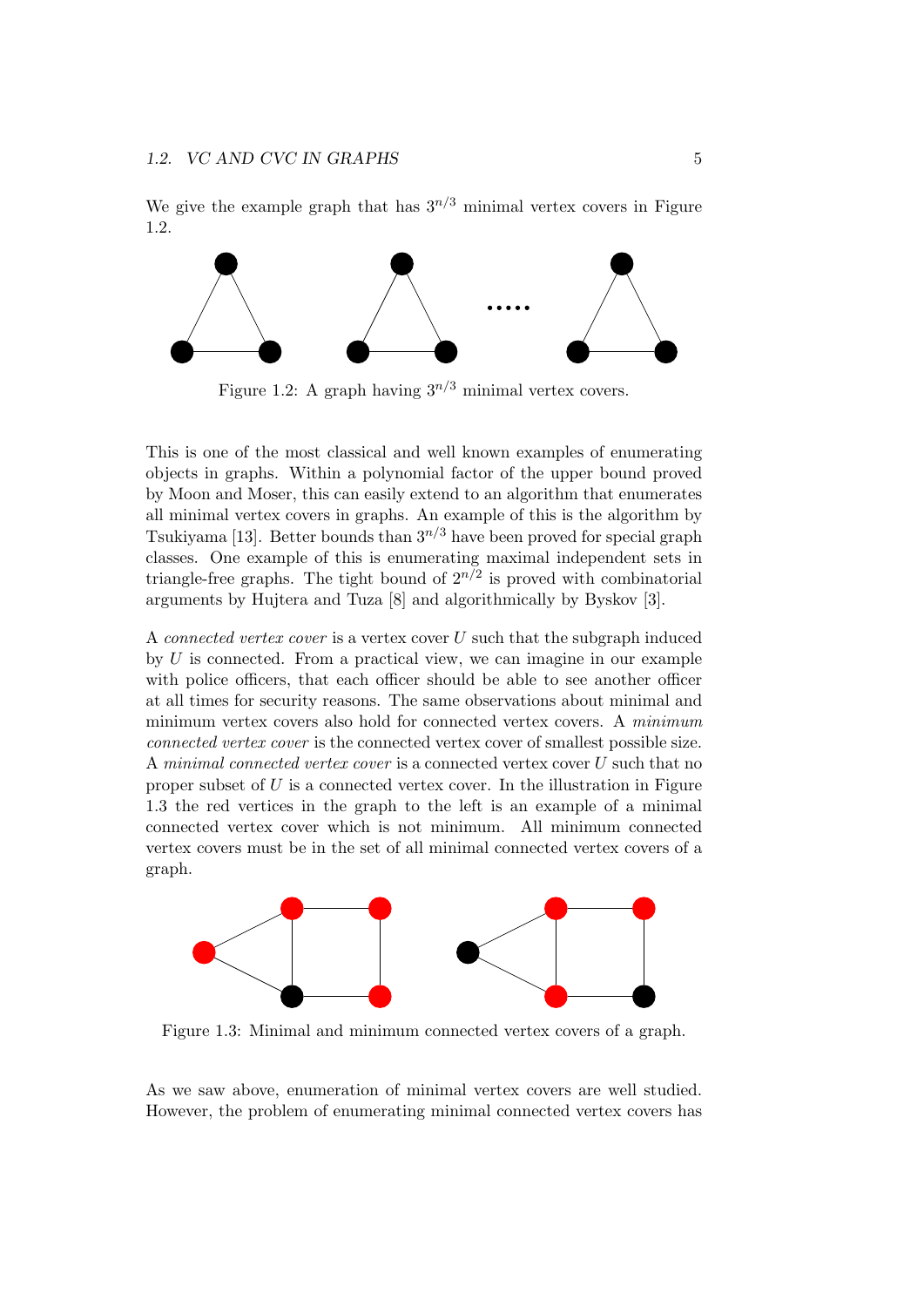We give the example graph that has $3^{n/3}$ minimal vertex covers in Figure 1.2.

Figure 1.2: A graph having $3^{n/3}$ minimal vertex covers.

This is one of the most classical and well known examples of enumerating objects in graphs. Within a polynomial factor of the upper bound proved by Moon and Moser, this can easily extend to an algorithm that enumerates all minimal vertex covers in graphs. An example of this is the algorithm by Tsukiyama [13]. Better bounds than $3^{n/3}$ have been proved for special graph classes. One example of this is enumerating maximal independent sets in triangle-free graphs. The tight bound of $2^{n/2}$ is proved with combinatorial arguments by Hujtera and Tuza [8] and algorithmically by Byskov [3].

A *connected vertex cover* is a vertex cover $U$ such that the subgraph induced by $U$ is connected. From a practical view, we can imagine in our example with police officers, that each officer should be able to see another officer at all times for security reasons. The same observations about minimal and minimum vertex covers also hold for connected vertex covers. A *minimum connected vertex cover* is the connected vertex cover of smallest possible size. A *minimal connected vertex cover* is a connected vertex cover $U$ such that no proper subset of $U$ is a connected vertex cover. In the illustration in Figure 1.3 the red vertices in the graph to the left is an example of a minimal connected vertex cover which is not minimum. All minimum connected vertex covers must be in the set of all minimal connected vertex covers of a graph.

Figure 1.3: Minimal and minimum connected vertex covers of a graph.

As we saw above, enumeration of minimal vertex covers are well studied. However, the problem of enumerating minimal connected vertex covers has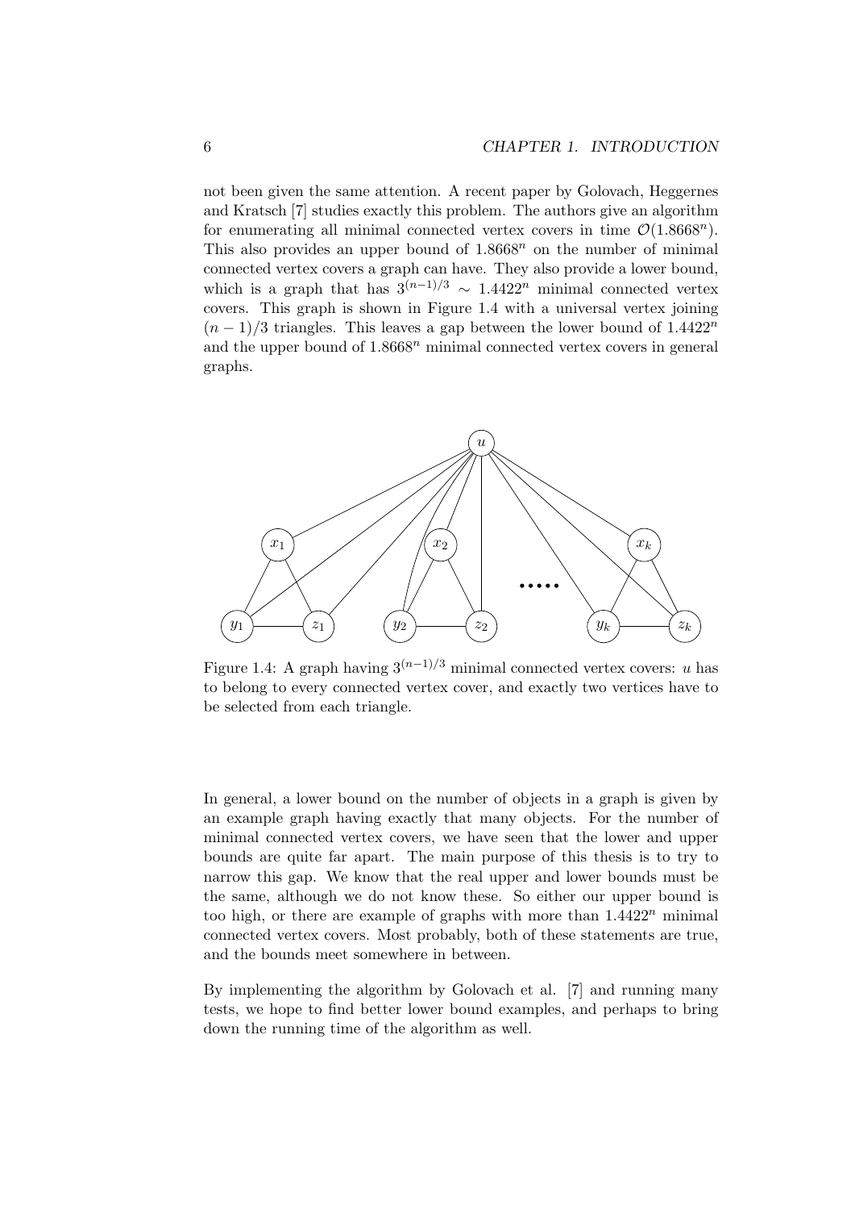not been given the same attention. A recent paper by Golovach, Heggernes and Kratsch [7] studies exactly this problem. The authors give an algorithm for enumerating all minimal connected vertex covers in time $\mathcal{O}(1.8668^n)$. This also provides an upper bound of $1.8668^n$ on the number of minimal connected vertex covers a graph can have. They also provide a lower bound, which is a graph that has $3^{(n-1)/3} \sim 1.4422^n$ minimal connected vertex covers. This graph is shown in Figure 1.4 with a universal vertex joining $(n-1)/3$ triangles. This leaves a gap between the lower bound of $1.4422^n$ and the upper bound of $1.8668^n$ minimal connected vertex covers in general graphs.

Figure 1.4: A graph having $3^{(n-1)/3}$ minimal connected vertex covers: $u$ has to belong to every connected vertex cover, and exactly two vertices have to be selected from each triangle.

In general, a lower bound on the number of objects in a graph is given by an example graph having exactly that many objects. For the number of minimal connected vertex covers, we have seen that the lower and upper bounds are quite far apart. The main purpose of this thesis is to try to narrow this gap. We know that the real upper and lower bounds must be the same, although we do not know these. So either our upper bound is too high, or there are example of graphs with more than $1.4422^n$ minimal connected vertex covers. Most probably, both of these statements are true, and the bounds meet somewhere in between.

By implementing the algorithm by Golovach et al. [7] and running many tests, we hope to find better lower bound examples, and perhaps to bring down the running time of the algorithm as well.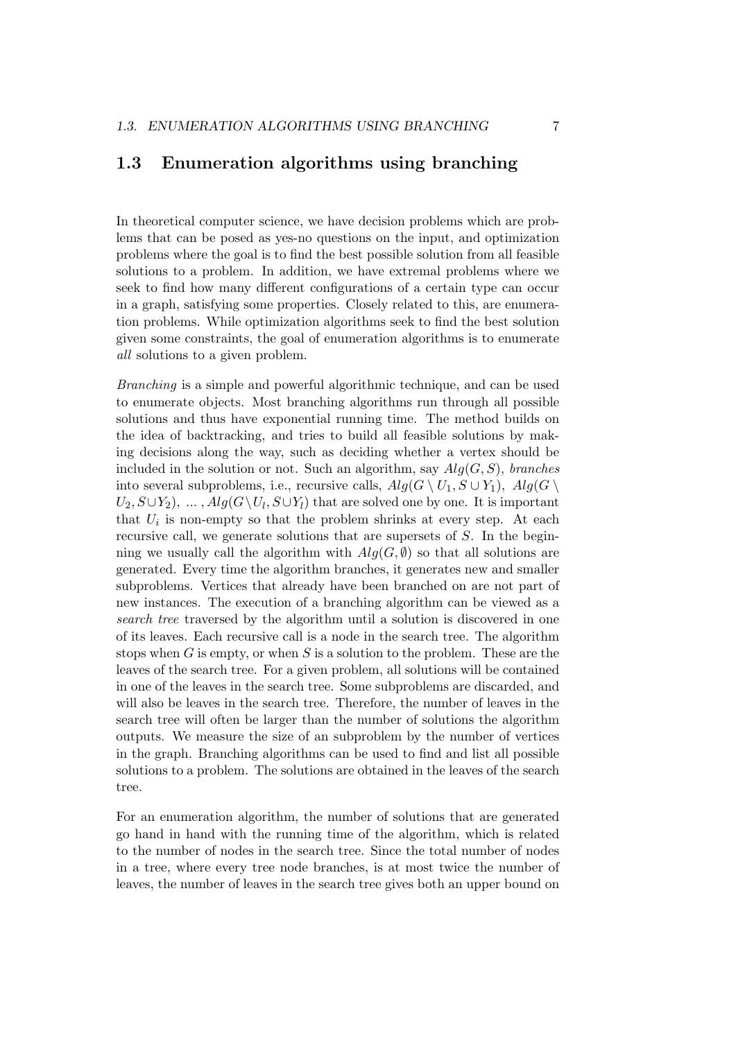## 1.3 Enumeration algorithms using branching

In theoretical computer science, we have decision problems which are problems that can be posed as yes-no questions on the input, and optimization problems where the goal is to find the best possible solution from all feasible solutions to a problem. In addition, we have extremal problems where we seek to find how many different configurations of a certain type can occur in a graph, satisfying some properties. Closely related to this, are enumeration problems. While optimization algorithms seek to find the best solution given some constraints, the goal of enumeration algorithms is to enumerate *all* solutions to a given problem.

*Branching* is a simple and powerful algorithmic technique, and can be used to enumerate objects. Most branching algorithms run through all possible solutions and thus have exponential running time. The method builds on the idea of backtracking, and tries to build all feasible solutions by making decisions along the way, such as deciding whether a vertex should be included in the solution or not. Such an algorithm, say $Alg(G, S)$, *branches* into several subproblems, i.e., recursive calls, $Alg(G \setminus U_1, S \cup Y_1)$, $Alg(G \setminus U_2, S \cup Y_2)$, ... , $Alg(G \setminus U_l, S \cup Y_l)$ that are solved one by one. It is important that $U_i$ is non-empty so that the problem shrinks at every step. At each recursive call, we generate solutions that are supersets of $S$. In the beginning we usually call the algorithm with $Alg(G, \emptyset)$ so that all solutions are generated. Every time the algorithm branches, it generates new and smaller subproblems. Vertices that already have been branched on are not part of new instances. The execution of a branching algorithm can be viewed as a *search tree* traversed by the algorithm until a solution is discovered in one of its leaves. Each recursive call is a node in the search tree. The algorithm stops when $G$ is empty, or when $S$ is a solution to the problem. These are the leaves of the search tree. For a given problem, all solutions will be contained in one of the leaves in the search tree. Some subproblems are discarded, and will also be leaves in the search tree. Therefore, the number of leaves in the search tree will often be larger than the number of solutions the algorithm outputs. We measure the size of an subproblem by the number of vertices in the graph. Branching algorithms can be used to find and list all possible solutions to a problem. The solutions are obtained in the leaves of the search tree.

For an enumeration algorithm, the number of solutions that are generated go hand in hand with the running time of the algorithm, which is related to the number of nodes in the search tree. Since the total number of nodes in a tree, where every tree node branches, is at most twice the number of leaves, the number of leaves in the search tree gives both an upper bound on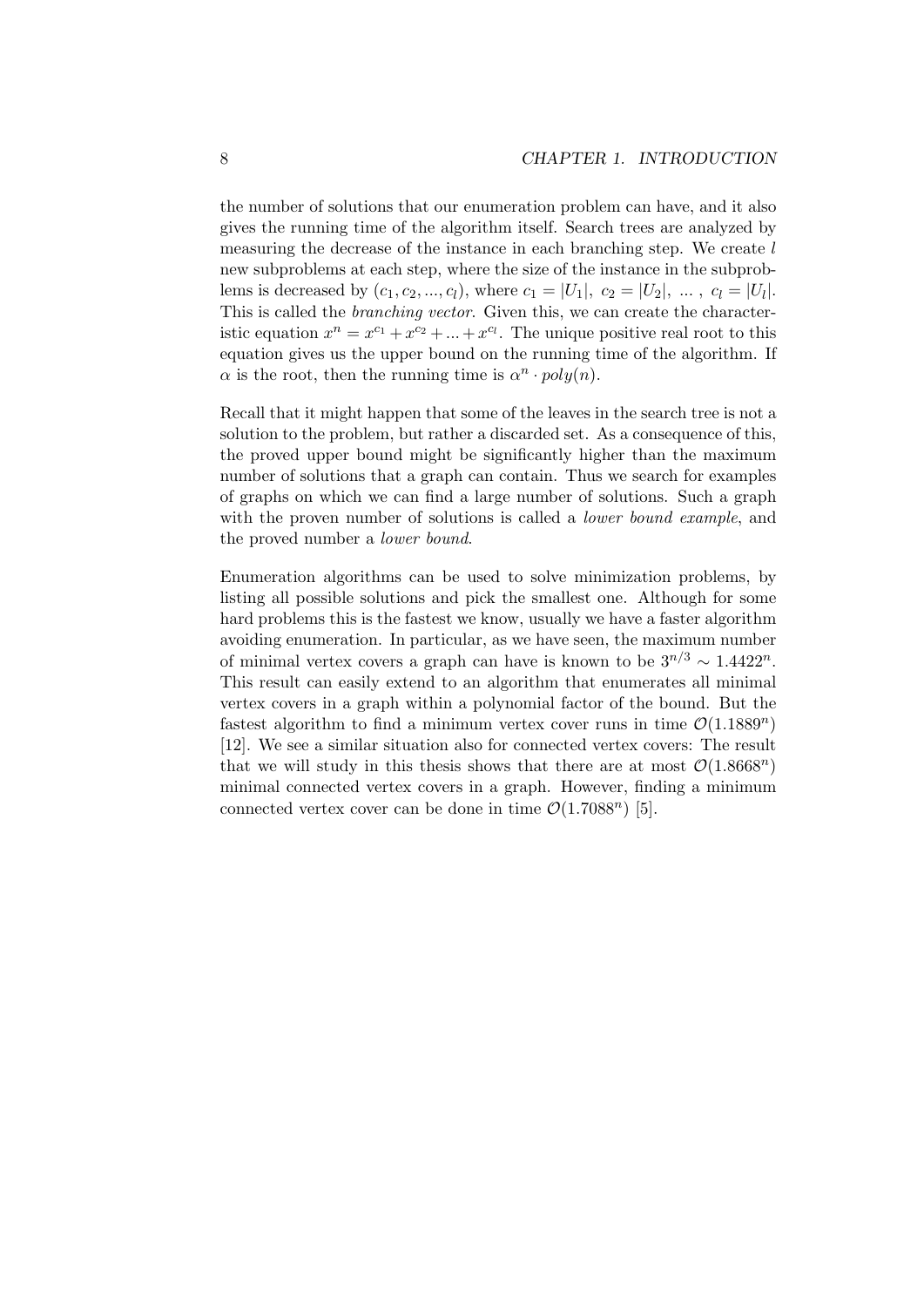the number of solutions that our enumeration problem can have, and it also gives the running time of the algorithm itself. Search trees are analyzed by measuring the decrease of the instance in each branching step. We create $l$ new subproblems at each step, where the size of the instance in the subproblems is decreased by $(c_1, c_2, ..., c_l)$, where $c_1 = |U_1|,\ c_2 = |U_2|,\ \dots\ ,\ c_l = |U_l|$. This is called the *branching vector*. Given this, we can create the characteristic equation $x^n = x^{c_1} + x^{c_2} + ... + x^{c_l}$. The unique positive real root to this equation gives us the upper bound on the running time of the algorithm. If $\alpha$ is the root, then the running time is $\alpha^n \cdot poly(n)$.

Recall that it might happen that some of the leaves in the search tree is not a solution to the problem, but rather a discarded set. As a consequence of this, the proved upper bound might be significantly higher than the maximum number of solutions that a graph can contain. Thus we search for examples of graphs on which we can find a large number of solutions. Such a graph with the proven number of solutions is called a *lower bound example*, and the proved number a *lower bound*.

Enumeration algorithms can be used to solve minimization problems, by listing all possible solutions and pick the smallest one. Although for some hard problems this is the fastest we know, usually we have a faster algorithm avoiding enumeration. In particular, as we have seen, the maximum number of minimal vertex covers a graph can have is known to be $3^{n/3} \sim 1.4422^n$. This result can easily extend to an algorithm that enumerates all minimal vertex covers in a graph within a polynomial factor of the bound. But the fastest algorithm to find a minimum vertex cover runs in time $\mathcal{O}(1.1889^n)$ [12]. We see a similar situation also for connected vertex covers: The result that we will study in this thesis shows that there are at most $\mathcal{O}(1.8668^n)$ minimal connected vertex covers in a graph. However, finding a minimum connected vertex cover can be done in time $\mathcal{O}(1.7088^n)$ [5].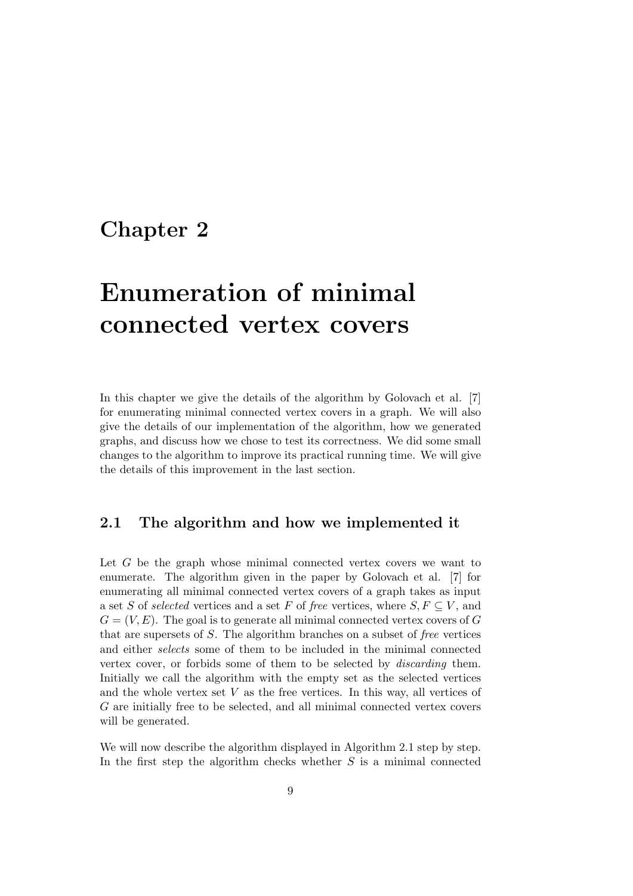# Chapter 2

# Enumeration of minimal connected vertex covers

In this chapter we give the details of the algorithm by Golovach et al. [7] for enumerating minimal connected vertex covers in a graph. We will also give the details of our implementation of the algorithm, how we generated graphs, and discuss how we chose to test its correctness. We did some small changes to the algorithm to improve its practical running time. We will give the details of this improvement in the last section.

## 2.1 The algorithm and how we implemented it

Let $G$ be the graph whose minimal connected vertex covers we want to enumerate. The algorithm given in the paper by Golovach et al. [7] for enumerating all minimal connected vertex covers of a graph takes as input a set $S$ of *selected* vertices and a set $F$ of *free* vertices, where $S, F \subseteq V$, and $G = (V, E)$. The goal is to generate all minimal connected vertex covers of $G$ that are supersets of $S$. The algorithm branches on a subset of *free* vertices and either *selects* some of them to be included in the minimal connected vertex cover, or forbids some of them to be selected by *discarding* them. Initially we call the algorithm with the empty set as the selected vertices and the whole vertex set $V$ as the free vertices. In this way, all vertices of $G$ are initially free to be selected, and all minimal connected vertex covers will be generated.

We will now describe the algorithm displayed in Algorithm 2.1 step by step. In the first step the algorithm checks whether $S$ is a minimal connected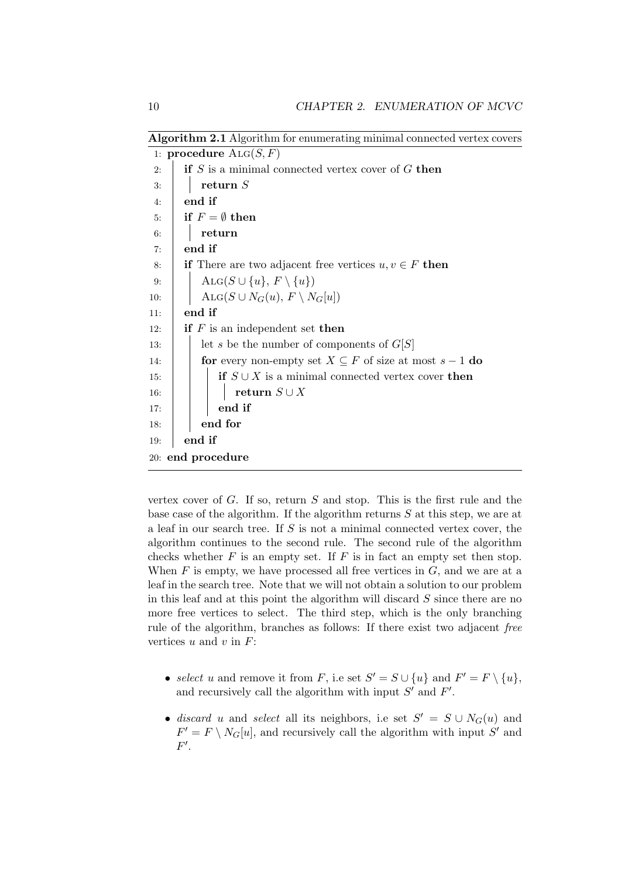**Algorithm 2.1** Algorithm for enumerating minimal connected vertex covers

```
 1: procedure ALG(S, F)
 2:     if S is a minimal connected vertex cover of G then
 3:         return S
 4:     end if
 5:     if F = ∅ then
 6:         return
 7:     end if
 8:     if There are two adjacent free vertices u, v ∈ F then
 9:         ALG(S ∪ {u}, F \ {u})
10:         ALG(S ∪ N_G(u), F \ N_G[u])
11:     end if
12:     if F is an independent set then
13:         let s be the number of components of G[S]
14:         for every non-empty set X ⊆ F of size at most s − 1 do
15:             if S ∪ X is a minimal connected vertex cover then
16:                 return S ∪ X
17:             end if
18:         end for
19:     end if
20: end procedure
```

vertex cover of $G$. If so, return $S$ and stop. This is the first rule and the base case of the algorithm. If the algorithm returns $S$ at this step, we are at a leaf in our search tree. If $S$ is not a minimal connected vertex cover, the algorithm continues to the second rule. The second rule of the algorithm checks whether $F$ is an empty set. If $F$ is in fact an empty set then stop. When $F$ is empty, we have processed all free vertices in $G$, and we are at a leaf in the search tree. Note that we will not obtain a solution to our problem in this leaf and at this point the algorithm will discard $S$ since there are no more free vertices to select. The third step, which is the only branching rule of the algorithm, branches as follows: If there exist two adjacent *free* vertices $u$ and $v$ in $F$:

- *select* $u$ and remove it from $F$, i.e set $S' = S \cup \{u\}$ and $F' = F \setminus \{u\}$, and recursively call the algorithm with input $S'$ and $F'$.
- *discard* $u$ and *select* all its neighbors, i.e set $S' = S \cup N_G(u)$ and $F' = F \setminus N_G[u]$, and recursively call the algorithm with input $S'$ and $F'$.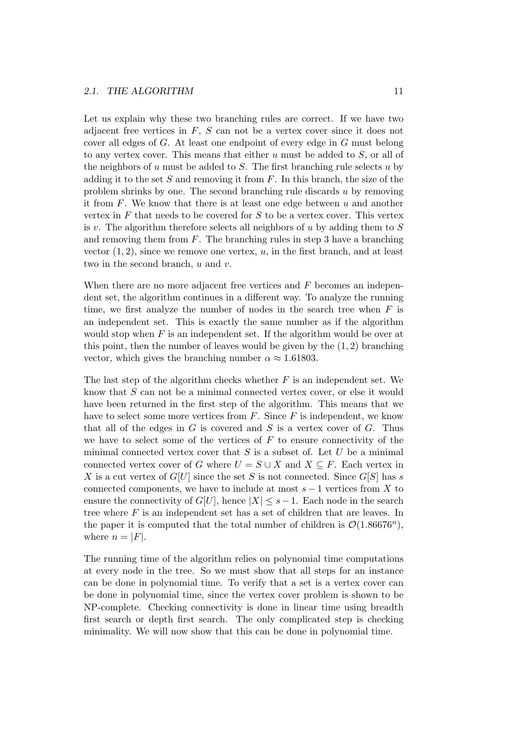Let us explain why these two branching rules are correct. If we have two adjacent free vertices in $F$, $S$ can not be a vertex cover since it does not cover all edges of $G$. At least one endpoint of every edge in $G$ must belong to any vertex cover. This means that either $u$ must be added to $S$, or all of the neighbors of $u$ must be added to $S$. The first branching rule selects $u$ by adding it to the set $S$ and removing it from $F$. In this branch, the size of the problem shrinks by one. The second branching rule discards $u$ by removing it from $F$. We know that there is at least one edge between $u$ and another vertex in $F$ that needs to be covered for $S$ to be a vertex cover. This vertex is $v$. The algorithm therefore selects all neighbors of $u$ by adding them to $S$ and removing them from $F$. The branching rules in step 3 have a branching vector $(1, 2)$, since we remove one vertex, $u$, in the first branch, and at least two in the second branch, $u$ and $v$.

When there are no more adjacent free vertices and $F$ becomes an independent set, the algorithm continues in a different way. To analyze the running time, we first analyze the number of nodes in the search tree when $F$ is an independent set. This is exactly the same number as if the algorithm would stop when $F$ is an independent set. If the algorithm would be over at this point, then the number of leaves would be given by the $(1, 2)$ branching vector, which gives the branching number $\alpha \approx 1.61803$.

The last step of the algorithm checks whether $F$ is an independent set. We know that $S$ can not be a minimal connected vertex cover, or else it would have been returned in the first step of the algorithm. This means that we have to select some more vertices from $F$. Since $F$ is independent, we know that all of the edges in $G$ is covered and $S$ is a vertex cover of $G$. Thus we have to select some of the vertices of $F$ to ensure connectivity of the minimal connected vertex cover that $S$ is a subset of. Let $U$ be a minimal connected vertex cover of $G$ where $U = S \cup X$ and $X \subseteq F$. Each vertex in $X$ is a cut vertex of $G[U]$ since the set $S$ is not connected. Since $G[S]$ has $s$ connected components, we have to include at most $s - 1$ vertices from $X$ to ensure the connectivity of $G[U]$, hence $|X| \leq s - 1$. Each node in the search tree where $F$ is an independent set has a set of children that are leaves. In the paper it is computed that the total number of children is $\mathcal{O}(1.86676^n)$, where $n = |F|$.

The running time of the algorithm relies on polynomial time computations at every node in the tree. So we must show that all steps for an instance can be done in polynomial time. To verify that a set is a vertex cover can be done in polynomial time, since the vertex cover problem is shown to be NP-complete. Checking connectivity is done in linear time using breadth first search or depth first search. The only complicated step is checking minimality. We will now show that this can be done in polynomial time.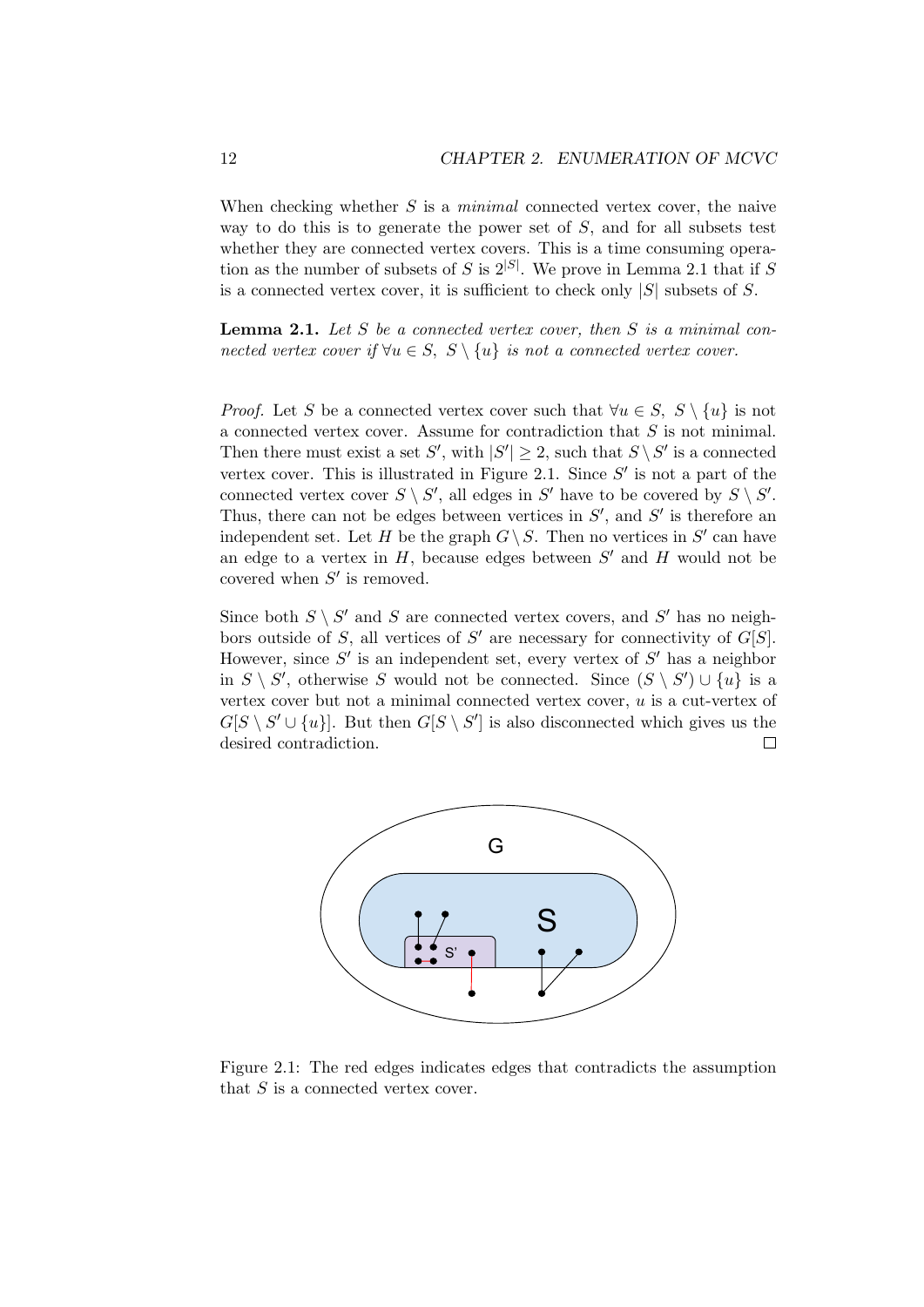When checking whether $S$ is a *minimal* connected vertex cover, the naive way to do this is to generate the power set of $S$, and for all subsets test whether they are connected vertex covers. This is a time consuming operation as the number of subsets of $S$ is $2^{|S|}$. We prove in Lemma 2.1 that if $S$ is a connected vertex cover, it is sufficient to check only $|S|$ subsets of $S$.

**Lemma 2.1.** *Let $S$ be a connected vertex cover, then $S$ is a minimal connected vertex cover if $\forall u \in S,\ S \setminus \{u\}$ is not a connected vertex cover.*

*Proof.* Let $S$ be a connected vertex cover such that $\forall u \in S,\ S \setminus \{u\}$ is not a connected vertex cover. Assume for contradiction that $S$ is not minimal. Then there must exist a set $S'$, with $|S'| \geq 2$, such that $S \setminus S'$ is a connected vertex cover. This is illustrated in Figure 2.1. Since $S'$ is not a part of the connected vertex cover $S \setminus S'$, all edges in $S'$ have to be covered by $S \setminus S'$. Thus, there can not be edges between vertices in $S'$, and $S'$ is therefore an independent set. Let $H$ be the graph $G \setminus S$. Then no vertices in $S'$ can have an edge to a vertex in $H$, because edges between $S'$ and $H$ would not be covered when $S'$ is removed.

Since both $S \setminus S'$ and $S$ are connected vertex covers, and $S'$ has no neighbors outside of $S$, all vertices of $S'$ are necessary for connectivity of $G[S]$. However, since $S'$ is an independent set, every vertex of $S'$ has a neighbor in $S \setminus S'$, otherwise $S$ would not be connected. Since $(S \setminus S') \cup \{u\}$ is a vertex cover but not a minimal connected vertex cover, $u$ is a cut-vertex of $G[S \setminus S' \cup \{u\}]$. But then $G[S \setminus S']$ is also disconnected which gives us the desired contradiction. □

Figure 2.1: The red edges indicates edges that contradicts the assumption that $S$ is a connected vertex cover.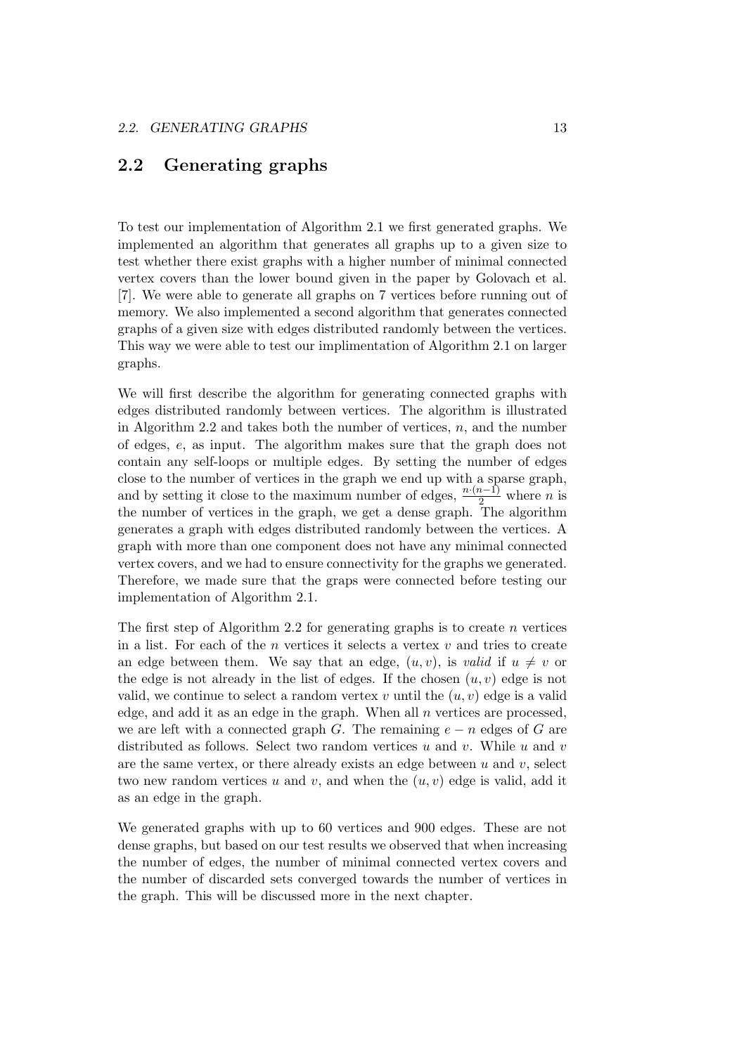## 2.2 Generating graphs

To test our implementation of Algorithm 2.1 we first generated graphs. We implemented an algorithm that generates all graphs up to a given size to test whether there exist graphs with a higher number of minimal connected vertex covers than the lower bound given in the paper by Golovach et al. [7]. We were able to generate all graphs on 7 vertices before running out of memory. We also implemented a second algorithm that generates connected graphs of a given size with edges distributed randomly between the vertices. This way we were able to test our implimentation of Algorithm 2.1 on larger graphs.

We will first describe the algorithm for generating connected graphs with edges distributed randomly between vertices. The algorithm is illustrated in Algorithm 2.2 and takes both the number of vertices, $n$, and the number of edges, $e$, as input. The algorithm makes sure that the graph does not contain any self-loops or multiple edges. By setting the number of edges close to the number of vertices in the graph we end up with a sparse graph, and by setting it close to the maximum number of edges, $\frac{n \cdot (n-1)}{2}$ where $n$ is the number of vertices in the graph, we get a dense graph. The algorithm generates a graph with edges distributed randomly between the vertices. A graph with more than one component does not have any minimal connected vertex covers, and we had to ensure connectivity for the graphs we generated. Therefore, we made sure that the graps were connected before testing our implementation of Algorithm 2.1.

The first step of Algorithm 2.2 for generating graphs is to create $n$ vertices in a list. For each of the $n$ vertices it selects a vertex $v$ and tries to create an edge between them. We say that an edge, $(u, v)$, is *valid* if $u \neq v$ or the edge is not already in the list of edges. If the chosen $(u, v)$ edge is not valid, we continue to select a random vertex $v$ until the $(u, v)$ edge is a valid edge, and add it as an edge in the graph. When all $n$ vertices are processed, we are left with a connected graph $G$. The remaining $e - n$ edges of $G$ are distributed as follows. Select two random vertices $u$ and $v$. While $u$ and $v$ are the same vertex, or there already exists an edge between $u$ and $v$, select two new random vertices $u$ and $v$, and when the $(u, v)$ edge is valid, add it as an edge in the graph.

We generated graphs with up to 60 vertices and 900 edges. These are not dense graphs, but based on our test results we observed that when increasing the number of edges, the number of minimal connected vertex covers and the number of discarded sets converged towards the number of vertices in the graph. This will be discussed more in the next chapter.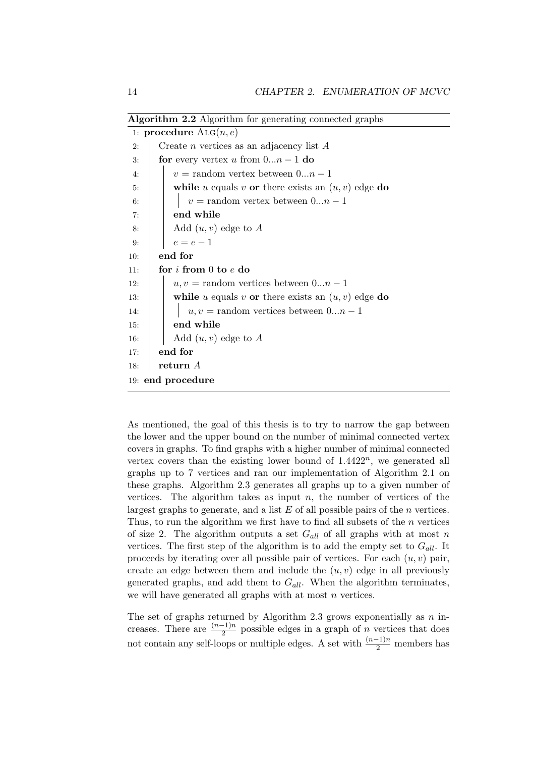**Algorithm 2.2** Algorithm for generating connected graphs

```
1:  procedure ALG(n, e)
2:      Create n vertices as an adjacency list A
3:      for every vertex u from 0...n − 1 do
4:          v = random vertex between 0...n − 1
5:          while u equals v or there exists an (u, v) edge do
6:              v = random vertex between 0...n − 1
7:          end while
8:          Add (u, v) edge to A
9:          e = e − 1
10:     end for
11:     for i from 0 to e do
12:         u, v = random vertices between 0...n − 1
13:         while u equals v or there exists an (u, v) edge do
14:             u, v = random vertices between 0...n − 1
15:         end while
16:         Add (u, v) edge to A
17:     end for
18:     return A
19: end procedure
```

As mentioned, the goal of this thesis is to try to narrow the gap between the lower and the upper bound on the number of minimal connected vertex covers in graphs. To find graphs with a higher number of minimal connected vertex covers than the existing lower bound of $1.4422^n$, we generated all graphs up to 7 vertices and ran our implementation of Algorithm 2.1 on these graphs. Algorithm 2.3 generates all graphs up to a given number of vertices. The algorithm takes as input $n$, the number of vertices of the largest graphs to generate, and a list $E$ of all possible pairs of the $n$ vertices. Thus, to run the algorithm we first have to find all subsets of the $n$ vertices of size 2. The algorithm outputs a set $G_{all}$ of all graphs with at most $n$ vertices. The first step of the algorithm is to add the empty set to $G_{all}$. It proceeds by iterating over all possible pair of vertices. For each $(u, v)$ pair, create an edge between them and include the $(u, v)$ edge in all previously generated graphs, and add them to $G_{all}$. When the algorithm terminates, we will have generated all graphs with at most $n$ vertices.

The set of graphs returned by Algorithm 2.3 grows exponentially as $n$ increases. There are $\frac{(n-1)n}{2}$ possible edges in a graph of $n$ vertices that does not contain any self-loops or multiple edges. A set with $\frac{(n-1)n}{2}$ members has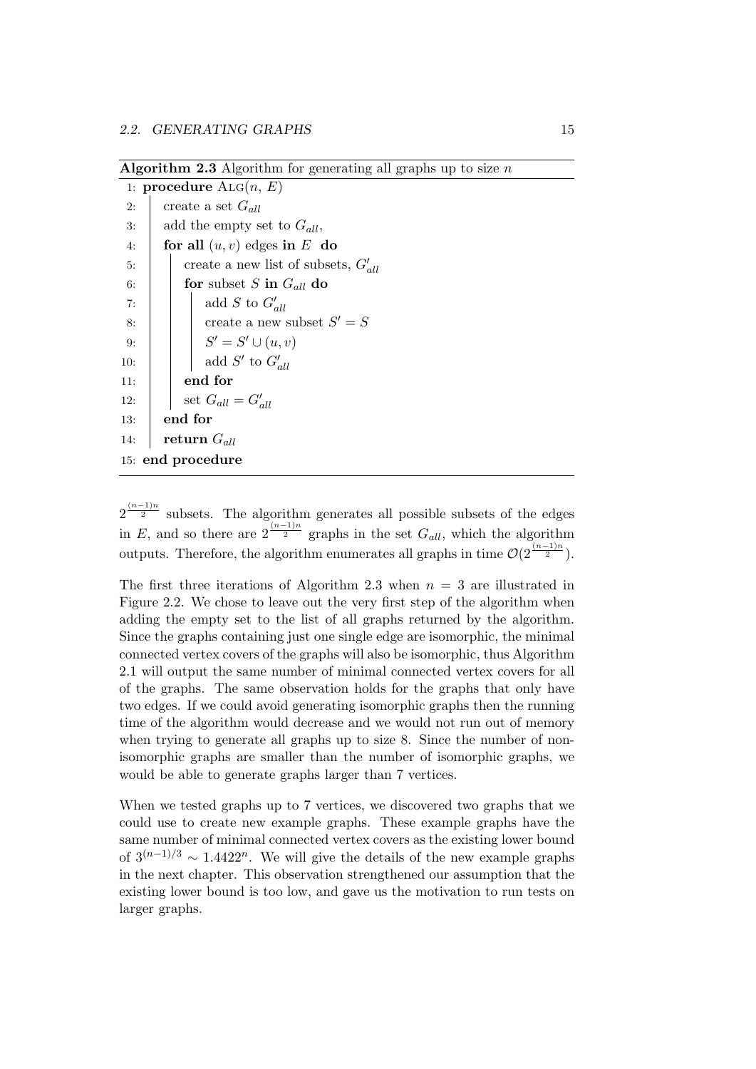**Algorithm 2.3** Algorithm for generating all graphs up to size $n$

```
1: procedure ALG(n, E)
2:     create a set G_all
3:     add the empty set to G_all,
4:     for all (u, v) edges in E do
5:         create a new list of subsets, G'_all
6:         for subset S in G_all do
7:             add S to G'_all
8:             create a new subset S' = S
9:             S' = S' ∪ (u, v)
10:            add S' to G'_all
11:        end for
12:        set G_all = G'_all
13:    end for
14:    return G_all
15: end procedure
```

$2^{\frac{(n-1)n}{2}}$ subsets. The algorithm generates all possible subsets of the edges in $E$, and so there are $2^{\frac{(n-1)n}{2}}$ graphs in the set $G_{all}$, which the algorithm outputs. Therefore, the algorithm enumerates all graphs in time $\mathcal{O}(2^{\frac{(n-1)n}{2}})$.

The first three iterations of Algorithm 2.3 when $n = 3$ are illustrated in Figure 2.2. We chose to leave out the very first step of the algorithm when adding the empty set to the list of all graphs returned by the algorithm. Since the graphs containing just one single edge are isomorphic, the minimal connected vertex covers of the graphs will also be isomorphic, thus Algorithm 2.1 will output the same number of minimal connected vertex covers for all of the graphs. The same observation holds for the graphs that only have two edges. If we could avoid generating isomorphic graphs then the running time of the algorithm would decrease and we would not run out of memory when trying to generate all graphs up to size 8. Since the number of non-isomorphic graphs are smaller than the number of isomorphic graphs, we would be able to generate graphs larger than 7 vertices.

When we tested graphs up to 7 vertices, we discovered two graphs that we could use to create new example graphs. These example graphs have the same number of minimal connected vertex covers as the existing lower bound of $3^{(n-1)/3} \sim 1.4422^n$. We will give the details of the new example graphs in the next chapter. This observation strengthened our assumption that the existing lower bound is too low, and gave us the motivation to run tests on larger graphs.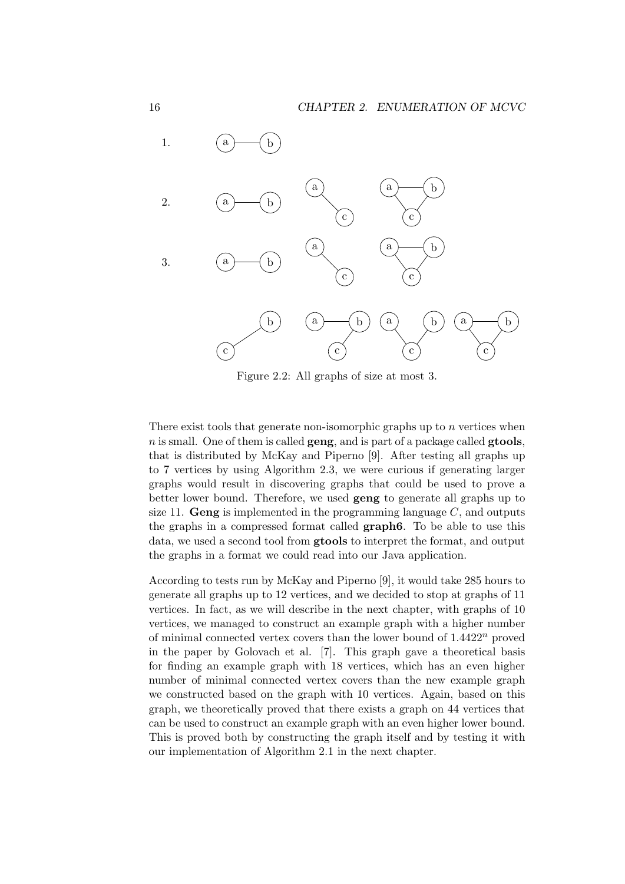1.

2.

3.

Figure 2.2: All graphs of size at most 3.

There exist tools that generate non-isomorphic graphs up to $n$ vertices when $n$ is small. One of them is called **geng**, and is part of a package called **gtools**, that is distributed by McKay and Piperno [9]. After testing all graphs up to 7 vertices by using Algorithm 2.3, we were curious if generating larger graphs would result in discovering graphs that could be used to prove a better lower bound. Therefore, we used **geng** to generate all graphs up to size 11. **Geng** is implemented in the programming language $C$, and outputs the graphs in a compressed format called **graph6**. To be able to use this data, we used a second tool from **gtools** to interpret the format, and output the graphs in a format we could read into our Java application.

According to tests run by McKay and Piperno [9], it would take 285 hours to generate all graphs up to 12 vertices, and we decided to stop at graphs of 11 vertices. In fact, as we will describe in the next chapter, with graphs of 10 vertices, we managed to construct an example graph with a higher number of minimal connected vertex covers than the lower bound of $1.4422^n$ proved in the paper by Golovach et al. [7]. This graph gave a theoretical basis for finding an example graph with 18 vertices, which has an even higher number of minimal connected vertex covers than the new example graph we constructed based on the graph with 10 vertices. Again, based on this graph, we theoretically proved that there exists a graph on 44 vertices that can be used to construct an example graph with an even higher lower bound. This is proved both by constructing the graph itself and by testing it with our implementation of Algorithm 2.1 in the next chapter.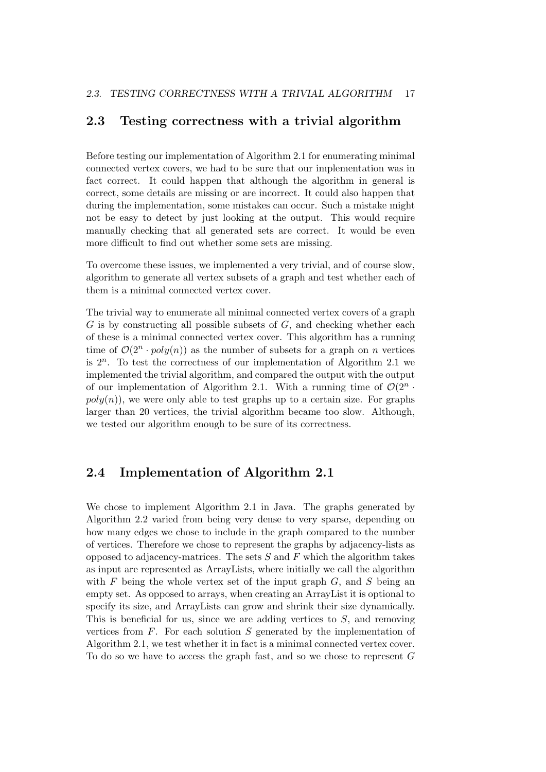## 2.3 Testing correctness with a trivial algorithm

Before testing our implementation of Algorithm 2.1 for enumerating minimal connected vertex covers, we had to be sure that our implementation was in fact correct. It could happen that although the algorithm in general is correct, some details are missing or are incorrect. It could also happen that during the implementation, some mistakes can occur. Such a mistake might not be easy to detect by just looking at the output. This would require manually checking that all generated sets are correct. It would be even more difficult to find out whether some sets are missing.

To overcome these issues, we implemented a very trivial, and of course slow, algorithm to generate all vertex subsets of a graph and test whether each of them is a minimal connected vertex cover.

The trivial way to enumerate all minimal connected vertex covers of a graph $G$ is by constructing all possible subsets of $G$, and checking whether each of these is a minimal connected vertex cover. This algorithm has a running time of $\mathcal{O}(2^n \cdot poly(n))$ as the number of subsets for a graph on $n$ vertices is $2^n$. To test the correctness of our implementation of Algorithm 2.1 we implemented the trivial algorithm, and compared the output with the output of our implementation of Algorithm 2.1. With a running time of $\mathcal{O}(2^n \cdot poly(n))$, we were only able to test graphs up to a certain size. For graphs larger than 20 vertices, the trivial algorithm became too slow. Although, we tested our algorithm enough to be sure of its correctness.

## 2.4 Implementation of Algorithm 2.1

We chose to implement Algorithm 2.1 in Java. The graphs generated by Algorithm 2.2 varied from being very dense to very sparse, depending on how many edges we chose to include in the graph compared to the number of vertices. Therefore we chose to represent the graphs by adjacency-lists as opposed to adjacency-matrices. The sets $S$ and $F$ which the algorithm takes as input are represented as ArrayLists, where initially we call the algorithm with $F$ being the whole vertex set of the input graph $G$, and $S$ being an empty set. As opposed to arrays, when creating an ArrayList it is optional to specify its size, and ArrayLists can grow and shrink their size dynamically. This is beneficial for us, since we are adding vertices to $S$, and removing vertices from $F$. For each solution $S$ generated by the implementation of Algorithm 2.1, we test whether it in fact is a minimal connected vertex cover. To do so we have to access the graph fast, and so we chose to represent $G$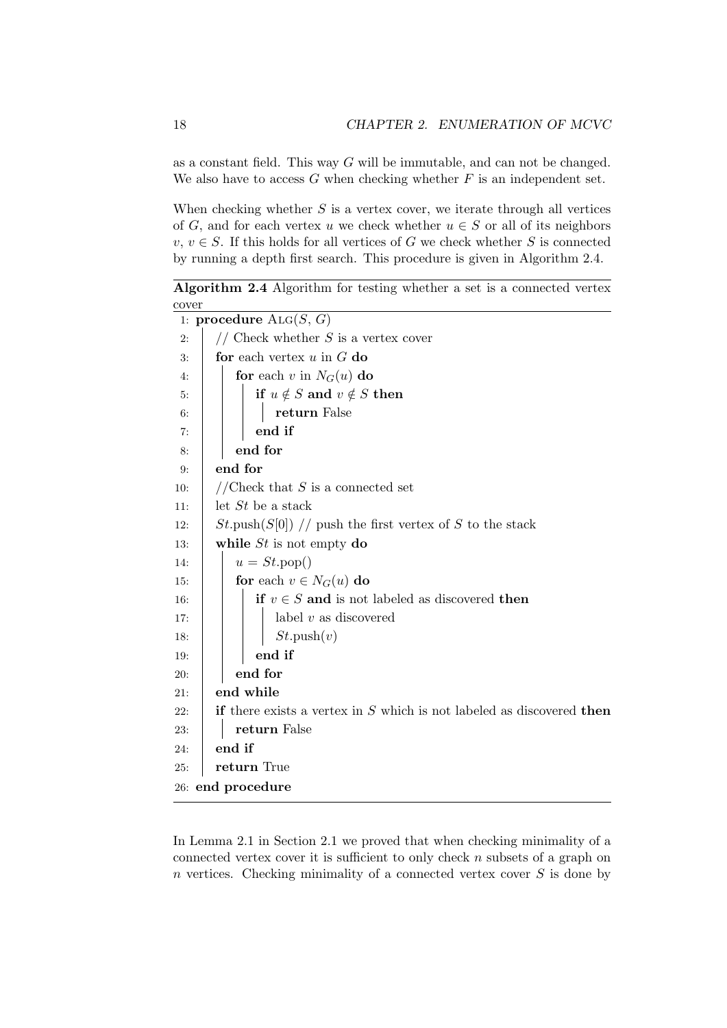as a constant field. This way $G$ will be immutable, and can not be changed. We also have to access $G$ when checking whether $F$ is an independent set.

When checking whether $S$ is a vertex cover, we iterate through all vertices of $G$, and for each vertex $u$ we check whether $u \in S$ or all of its neighbors $v$, $v \in S$. If this holds for all vertices of $G$ we check whether $S$ is connected by running a depth first search. This procedure is given in Algorithm 2.4.

**Algorithm 2.4** Algorithm for testing whether a set is a connected vertex cover

```
1: procedure ALG(S, G)
2:     // Check whether S is a vertex cover
3:     for each vertex u in G do
4:         for each v in N_G(u) do
5:             if u ∉ S and v ∉ S then
6:                 return False
7:             end if
8:         end for
9:     end for
10:    //Check that S is a connected set
11:    let St be a stack
12:    St.push(S[0]) // push the first vertex of S to the stack
13:    while St is not empty do
14:        u = St.pop()
15:        for each v ∈ N_G(u) do
16:            if v ∈ S and is not labeled as discovered then
17:                label v as discovered
18:                St.push(v)
19:            end if
20:        end for
21:    end while
22:    if there exists a vertex in S which is not labeled as discovered then
23:        return False
24:    end if
25:    return True
26: end procedure
```

In Lemma 2.1 in Section 2.1 we proved that when checking minimality of a connected vertex cover it is sufficient to only check $n$ subsets of a graph on $n$ vertices. Checking minimality of a connected vertex cover $S$ is done by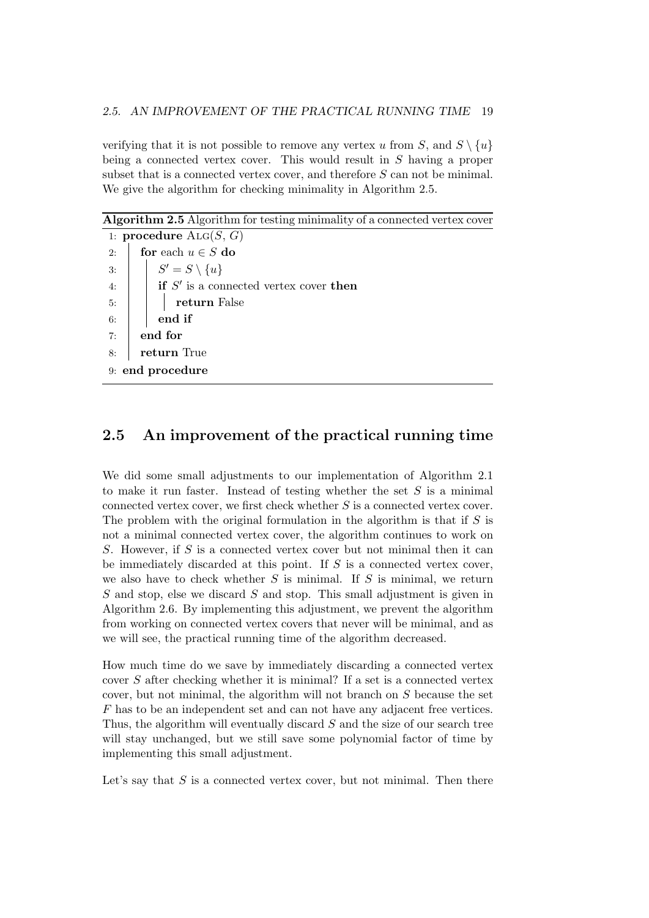verifying that it is not possible to remove any vertex $u$ from $S$, and $S \setminus \{u\}$ being a connected vertex cover. This would result in $S$ having a proper subset that is a connected vertex cover, and therefore $S$ can not be minimal. We give the algorithm for checking minimality in Algorithm 2.5.

**Algorithm 2.5** Algorithm for testing minimality of a connected vertex cover

```
1: procedure ALG(S, G)
2:     for each u ∈ S do
3:         S' = S \ {u}
4:         if S' is a connected vertex cover then
5:             return False
6:         end if
7:     end for
8:     return True
9: end procedure
```

## 2.5 An improvement of the practical running time

We did some small adjustments to our implementation of Algorithm 2.1 to make it run faster. Instead of testing whether the set $S$ is a minimal connected vertex cover, we first check whether $S$ is a connected vertex cover. The problem with the original formulation in the algorithm is that if $S$ is not a minimal connected vertex cover, the algorithm continues to work on $S$. However, if $S$ is a connected vertex cover but not minimal then it can be immediately discarded at this point. If $S$ is a connected vertex cover, we also have to check whether $S$ is minimal. If $S$ is minimal, we return $S$ and stop, else we discard $S$ and stop. This small adjustment is given in Algorithm 2.6. By implementing this adjustment, we prevent the algorithm from working on connected vertex covers that never will be minimal, and as we will see, the practical running time of the algorithm decreased.

How much time do we save by immediately discarding a connected vertex cover $S$ after checking whether it is minimal? If a set is a connected vertex cover, but not minimal, the algorithm will not branch on $S$ because the set $F$ has to be an independent set and can not have any adjacent free vertices. Thus, the algorithm will eventually discard $S$ and the size of our search tree will stay unchanged, but we still save some polynomial factor of time by implementing this small adjustment.

Let's say that $S$ is a connected vertex cover, but not minimal. Then there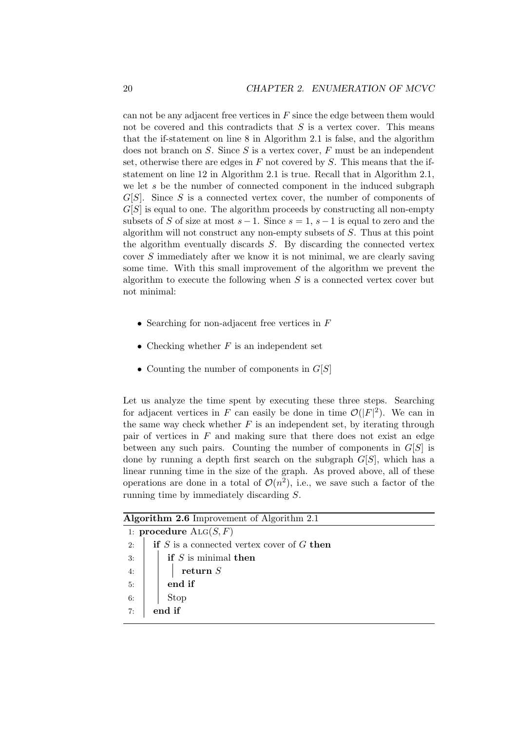can not be any adjacent free vertices in $F$ since the edge between them would not be covered and this contradicts that $S$ is a vertex cover. This means that the if-statement on line 8 in Algorithm 2.1 is false, and the algorithm does not branch on $S$. Since $S$ is a vertex cover, $F$ must be an independent set, otherwise there are edges in $F$ not covered by $S$. This means that the if-statement on line 12 in Algorithm 2.1 is true. Recall that in Algorithm 2.1, we let $s$ be the number of connected component in the induced subgraph $G[S]$. Since $S$ is a connected vertex cover, the number of components of $G[S]$ is equal to one. The algorithm proceeds by constructing all non-empty subsets of $S$ of size at most $s-1$. Since $s = 1$, $s-1$ is equal to zero and the algorithm will not construct any non-empty subsets of $S$. Thus at this point the algorithm eventually discards $S$. By discarding the connected vertex cover $S$ immediately after we know it is not minimal, we are clearly saving some time. With this small improvement of the algorithm we prevent the algorithm to execute the following when $S$ is a connected vertex cover but not minimal:

- Searching for non-adjacent free vertices in $F$
- Checking whether $F$ is an independent set
- Counting the number of components in $G[S]$

Let us analyze the time spent by executing these three steps. Searching for adjacent vertices in $F$ can easily be done in time $\mathcal{O}(|F|^2)$. We can in the same way check whether $F$ is an independent set, by iterating through pair of vertices in $F$ and making sure that there does not exist an edge between any such pairs. Counting the number of components in $G[S]$ is done by running a depth first search on the subgraph $G[S]$, which has a linear running time in the size of the graph. As proved above, all of these operations are done in a total of $\mathcal{O}(n^2)$, i.e., we save such a factor of the running time by immediately discarding $S$.

**Algorithm 2.6** Improvement of Algorithm 2.1

```
1: procedure ALG(S, F)
2:     if S is a connected vertex cover of G then
3:         if S is minimal then
4:             return S
5:         end if
6:         Stop
7:     end if
```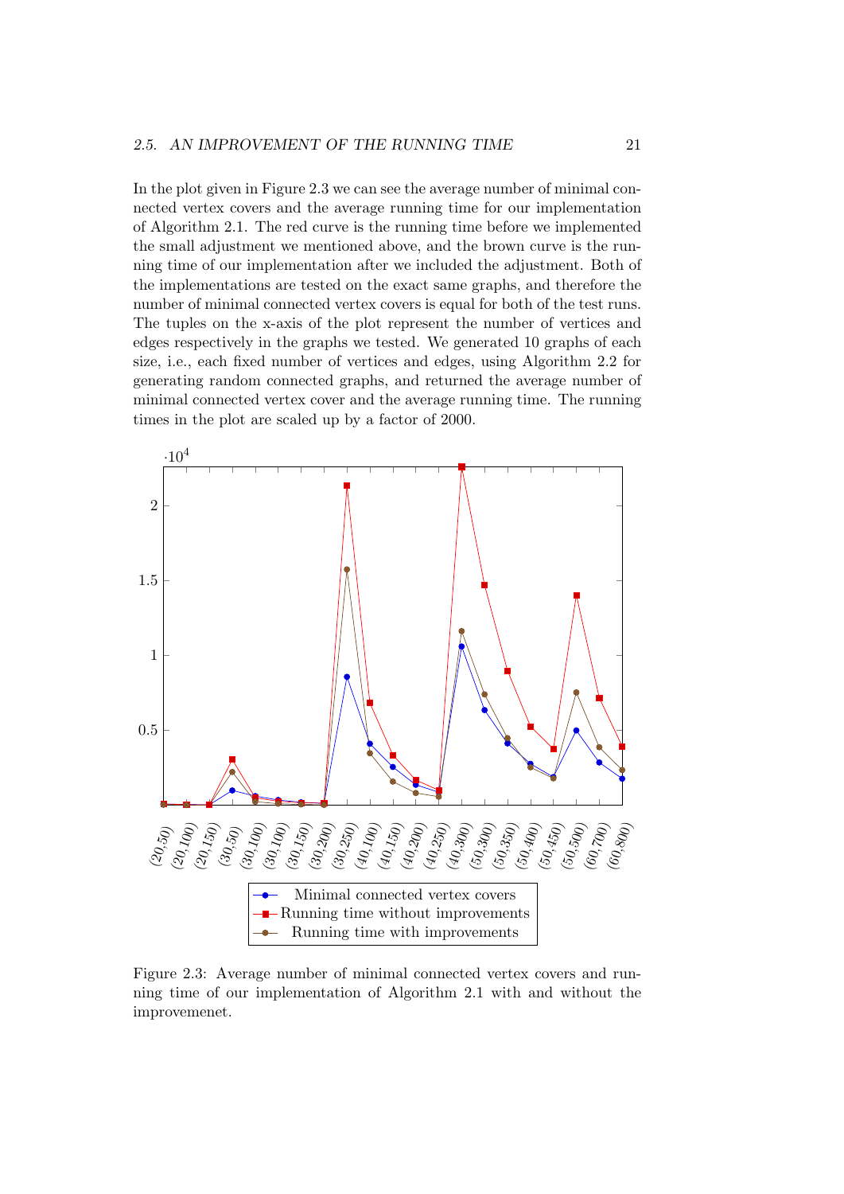In the plot given in Figure 2.3 we can see the average number of minimal connected vertex covers and the average running time for our implementation of Algorithm 2.1. The red curve is the running time before we implemented the small adjustment we mentioned above, and the brown curve is the running time of our implementation after we included the adjustment. Both of the implementations are tested on the exact same graphs, and therefore the number of minimal connected vertex covers is equal for both of the test runs. The tuples on the x-axis of the plot represent the number of vertices and edges respectively in the graphs we tested. We generated 10 graphs of each size, i.e., each fixed number of vertices and edges, using Algorithm 2.2 for generating random connected graphs, and returned the average number of minimal connected vertex cover and the average running time. The running times in the plot are scaled up by a factor of 2000.

Figure 2.3: Average number of minimal connected vertex covers and running time of our implementation of Algorithm 2.1 with and without the improvemenet.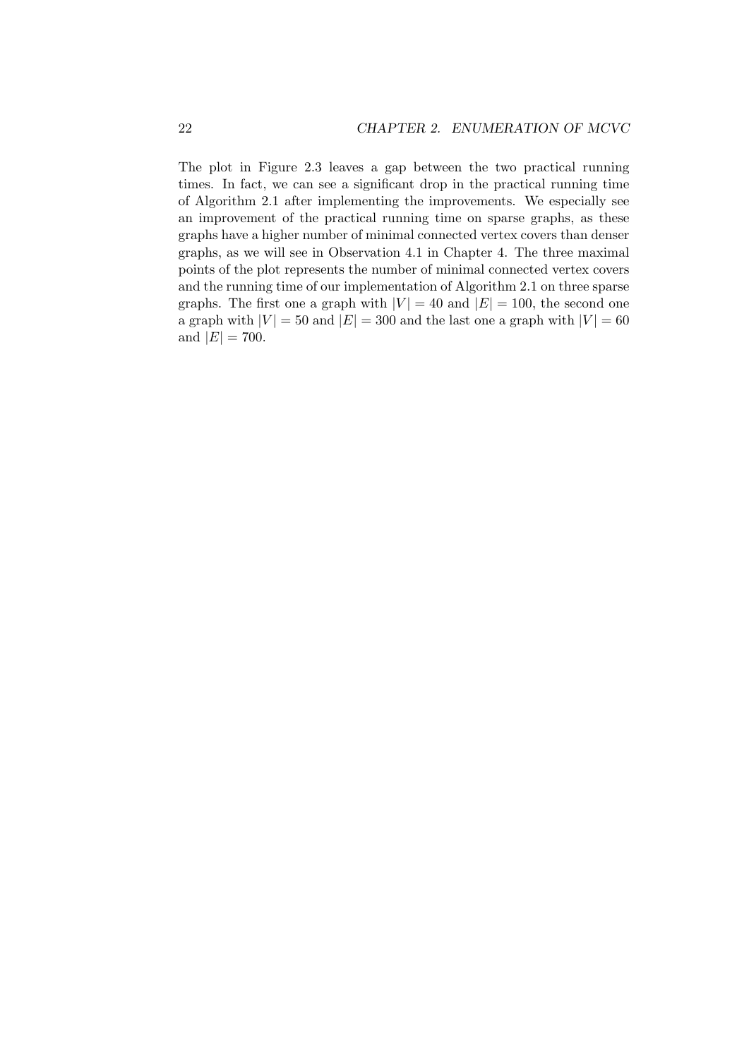The plot in Figure 2.3 leaves a gap between the two practical running times. In fact, we can see a significant drop in the practical running time of Algorithm 2.1 after implementing the improvements. We especially see an improvement of the practical running time on sparse graphs, as these graphs have a higher number of minimal connected vertex covers than denser graphs, as we will see in Observation 4.1 in Chapter 4. The three maximal points of the plot represents the number of minimal connected vertex covers and the running time of our implementation of Algorithm 2.1 on three sparse graphs. The first one a graph with $|V| = 40$ and $|E| = 100$, the second one a graph with $|V| = 50$ and $|E| = 300$ and the last one a graph with $|V| = 60$ and $|E| = 700$.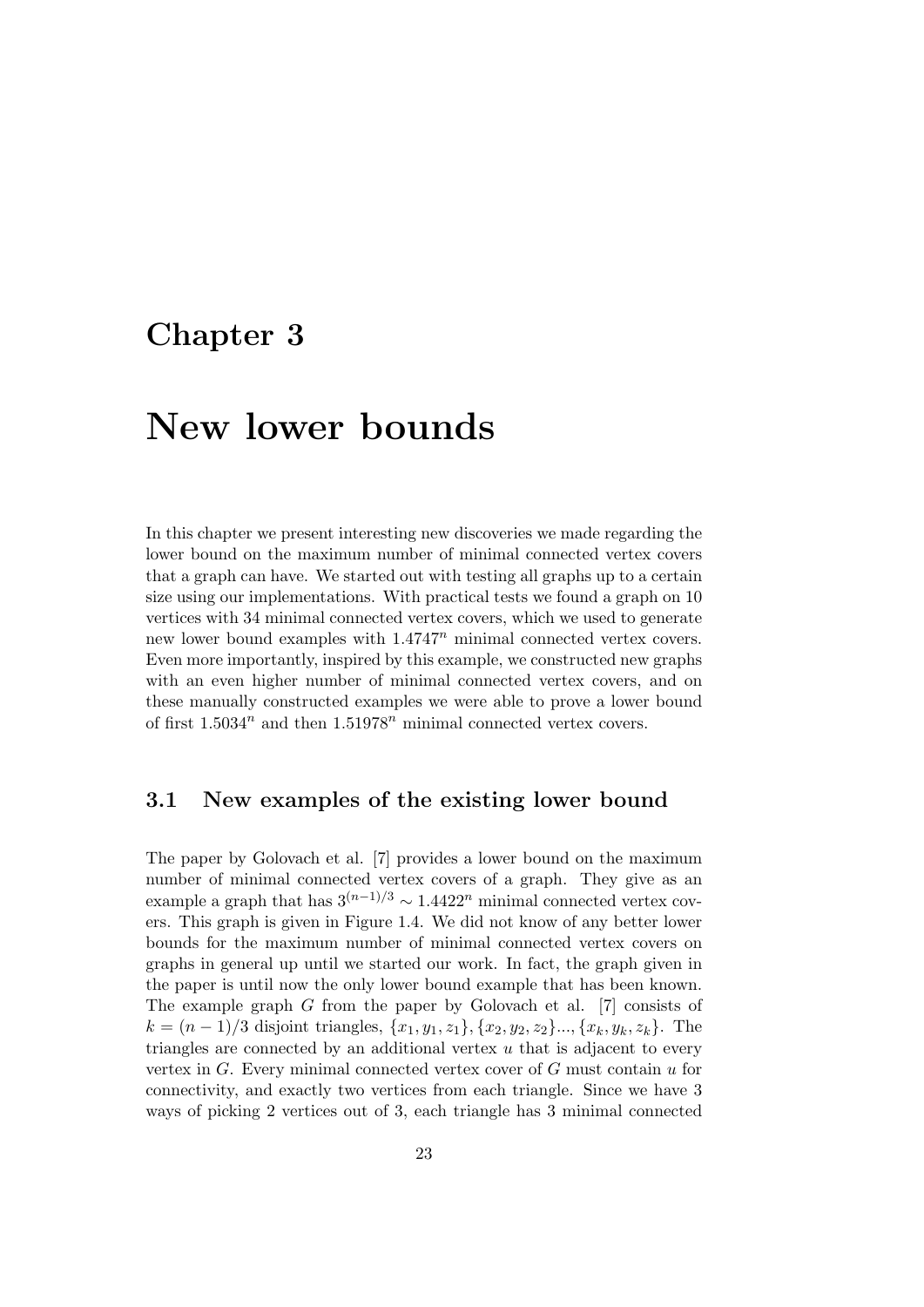# Chapter 3

# New lower bounds

In this chapter we present interesting new discoveries we made regarding the lower bound on the maximum number of minimal connected vertex covers that a graph can have. We started out with testing all graphs up to a certain size using our implementations. With practical tests we found a graph on 10 vertices with 34 minimal connected vertex covers, which we used to generate new lower bound examples with $1.4747^n$ minimal connected vertex covers. Even more importantly, inspired by this example, we constructed new graphs with an even higher number of minimal connected vertex covers, and on these manually constructed examples we were able to prove a lower bound of first $1.5034^n$ and then $1.51978^n$ minimal connected vertex covers.

## 3.1 New examples of the existing lower bound

The paper by Golovach et al. [7] provides a lower bound on the maximum number of minimal connected vertex covers of a graph. They give as an example a graph that has $3^{(n-1)/3} \sim 1.4422^n$ minimal connected vertex covers. This graph is given in Figure 1.4. We did not know of any better lower bounds for the maximum number of minimal connected vertex covers on graphs in general up until we started our work. In fact, the graph given in the paper is until now the only lower bound example that has been known. The example graph $G$ from the paper by Golovach et al. [7] consists of $k = (n-1)/3$ disjoint triangles, $\{x_1, y_1, z_1\}, \{x_2, y_2, z_2\}..., \{x_k, y_k, z_k\}$. The triangles are connected by an additional vertex $u$ that is adjacent to every vertex in $G$. Every minimal connected vertex cover of $G$ must contain $u$ for connectivity, and exactly two vertices from each triangle. Since we have 3 ways of picking 2 vertices out of 3, each triangle has 3 minimal connected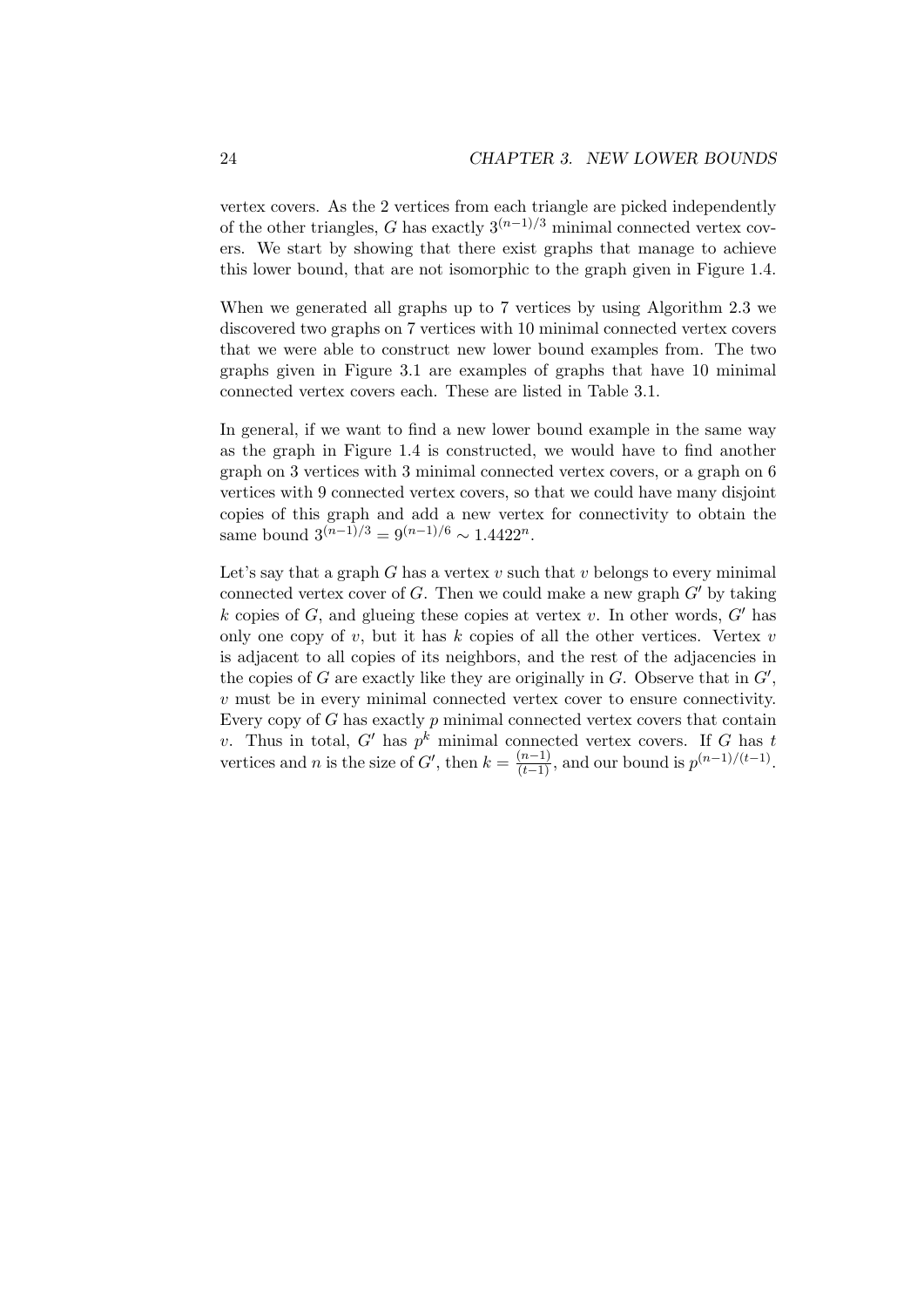vertex covers. As the 2 vertices from each triangle are picked independently of the other triangles, $G$ has exactly $3^{(n-1)/3}$ minimal connected vertex covers. We start by showing that there exist graphs that manage to achieve this lower bound, that are not isomorphic to the graph given in Figure 1.4.

When we generated all graphs up to 7 vertices by using Algorithm 2.3 we discovered two graphs on 7 vertices with 10 minimal connected vertex covers that we were able to construct new lower bound examples from. The two graphs given in Figure 3.1 are examples of graphs that have 10 minimal connected vertex covers each. These are listed in Table 3.1.

In general, if we want to find a new lower bound example in the same way as the graph in Figure 1.4 is constructed, we would have to find another graph on 3 vertices with 3 minimal connected vertex covers, or a graph on 6 vertices with 9 connected vertex covers, so that we could have many disjoint copies of this graph and add a new vertex for connectivity to obtain the same bound $3^{(n-1)/3} = 9^{(n-1)/6} \sim 1.4422^n$.

Let's say that a graph $G$ has a vertex $v$ such that $v$ belongs to every minimal connected vertex cover of $G$. Then we could make a new graph $G'$ by taking $k$ copies of $G$, and glueing these copies at vertex $v$. In other words, $G'$ has only one copy of $v$, but it has $k$ copies of all the other vertices. Vertex $v$ is adjacent to all copies of its neighbors, and the rest of the adjacencies in the copies of $G$ are exactly like they are originally in $G$. Observe that in $G'$, $v$ must be in every minimal connected vertex cover to ensure connectivity. Every copy of $G$ has exactly $p$ minimal connected vertex covers that contain $v$. Thus in total, $G'$ has $p^k$ minimal connected vertex covers. If $G$ has $t$ vertices and $n$ is the size of $G'$, then $k = \frac{(n-1)}{(t-1)}$, and our bound is $p^{(n-1)/(t-1)}$.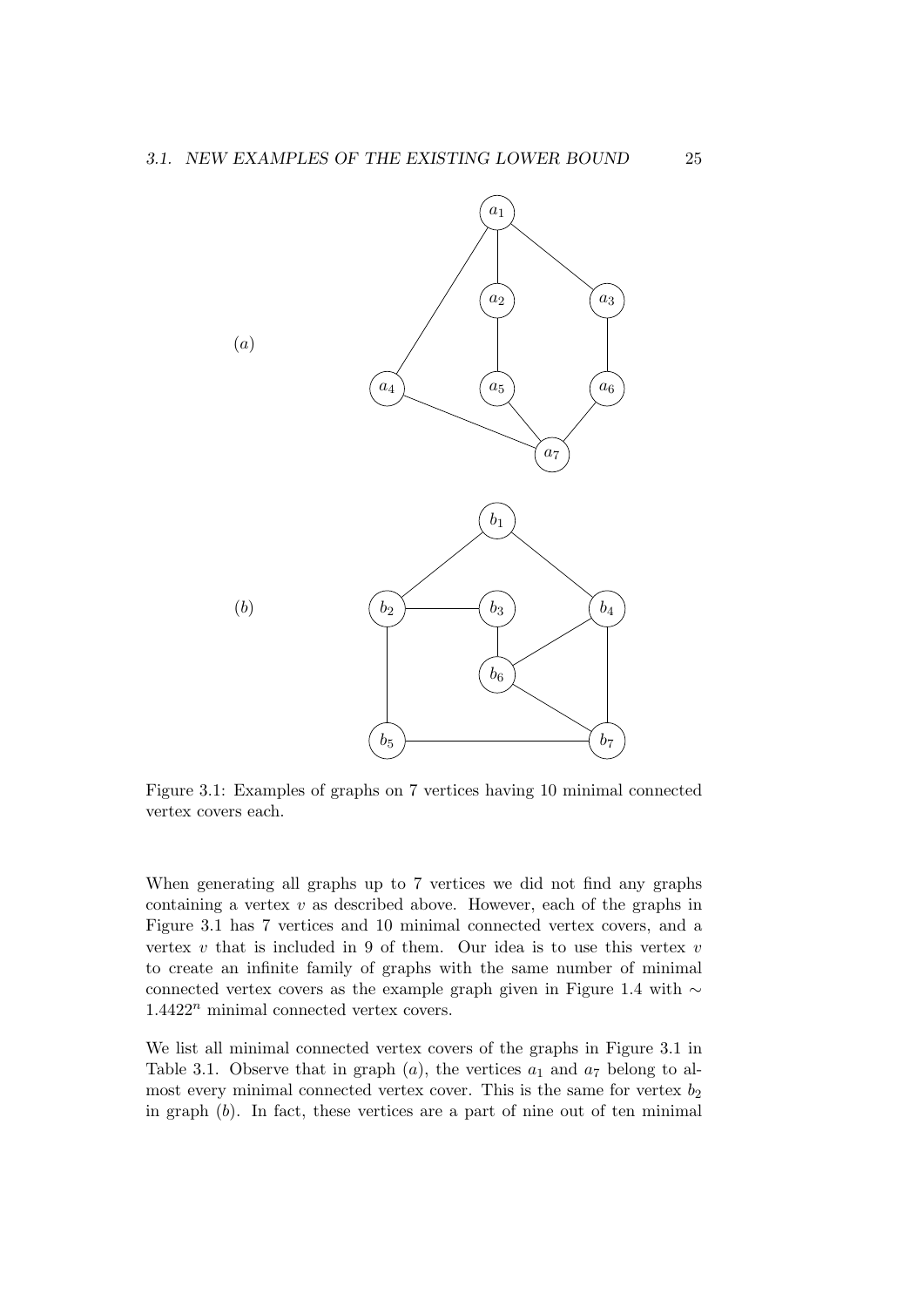Figure 3.1: Examples of graphs on 7 vertices having 10 minimal connected vertex covers each.

When generating all graphs up to 7 vertices we did not find any graphs containing a vertex $v$ as described above. However, each of the graphs in Figure 3.1 has 7 vertices and 10 minimal connected vertex covers, and a vertex $v$ that is included in 9 of them. Our idea is to use this vertex $v$ to create an infinite family of graphs with the same number of minimal connected vertex covers as the example graph given in Figure 1.4 with $\sim 1.4422^n$ minimal connected vertex covers.

We list all minimal connected vertex covers of the graphs in Figure 3.1 in Table 3.1. Observe that in graph $(a)$, the vertices $a_1$ and $a_7$ belong to almost every minimal connected vertex cover. This is the same for vertex $b_2$ in graph $(b)$. In fact, these vertices are a part of nine out of ten minimal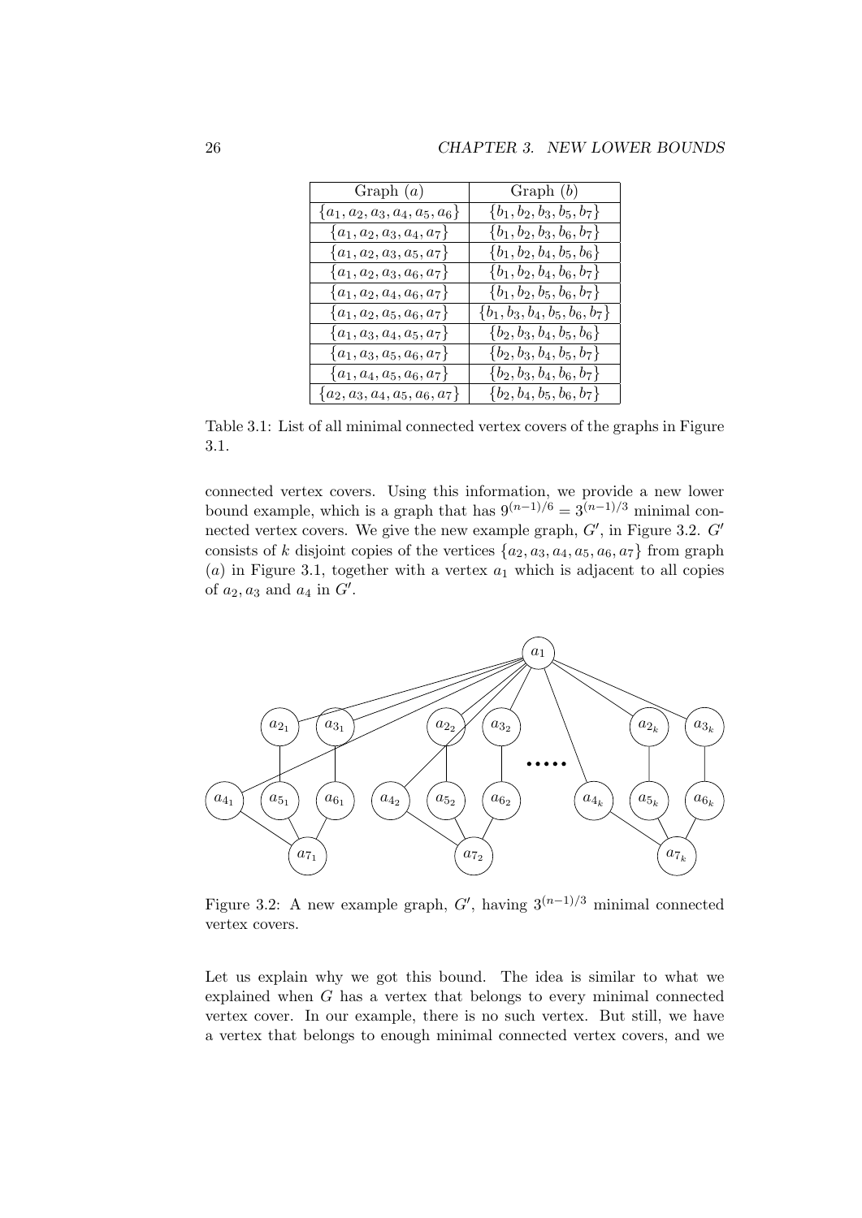| Graph $(a)$ | Graph $(b)$ |
|---|---|
| $\{a_1, a_2, a_3, a_4, a_5, a_6\}$ | $\{b_1, b_2, b_3, b_5, b_7\}$ |
| $\{a_1, a_2, a_3, a_4, a_7\}$ | $\{b_1, b_2, b_3, b_6, b_7\}$ |
| $\{a_1, a_2, a_3, a_5, a_7\}$ | $\{b_1, b_2, b_4, b_5, b_6\}$ |
| $\{a_1, a_2, a_3, a_6, a_7\}$ | $\{b_1, b_2, b_4, b_6, b_7\}$ |
| $\{a_1, a_2, a_4, a_6, a_7\}$ | $\{b_1, b_2, b_5, b_6, b_7\}$ |
| $\{a_1, a_2, a_5, a_6, a_7\}$ | $\{b_1, b_3, b_4, b_5, b_6, b_7\}$ |
| $\{a_1, a_3, a_4, a_5, a_7\}$ | $\{b_2, b_3, b_4, b_5, b_6\}$ |
| $\{a_1, a_3, a_5, a_6, a_7\}$ | $\{b_2, b_3, b_4, b_5, b_7\}$ |
| $\{a_1, a_4, a_5, a_6, a_7\}$ | $\{b_2, b_3, b_4, b_6, b_7\}$ |
| $\{a_2, a_3, a_4, a_5, a_6, a_7\}$ | $\{b_2, b_4, b_5, b_6, b_7\}$ |

Table 3.1: List of all minimal connected vertex covers of the graphs in Figure 3.1.

connected vertex covers. Using this information, we provide a new lower bound example, which is a graph that has $9^{(n-1)/6} = 3^{(n-1)/3}$ minimal connected vertex covers. We give the new example graph, $G'$, in Figure 3.2. $G'$ consists of $k$ disjoint copies of the vertices $\{a_2, a_3, a_4, a_5, a_6, a_7\}$ from graph $(a)$ in Figure 3.1, together with a vertex $a_1$ which is adjacent to all copies of $a_2, a_3$ and $a_4$ in $G'$.

Figure 3.2: A new example graph, $G'$, having $3^{(n-1)/3}$ minimal connected vertex covers.

Let us explain why we got this bound. The idea is similar to what we explained when $G$ has a vertex that belongs to every minimal connected vertex cover. In our example, there is no such vertex. But still, we have a vertex that belongs to enough minimal connected vertex covers, and we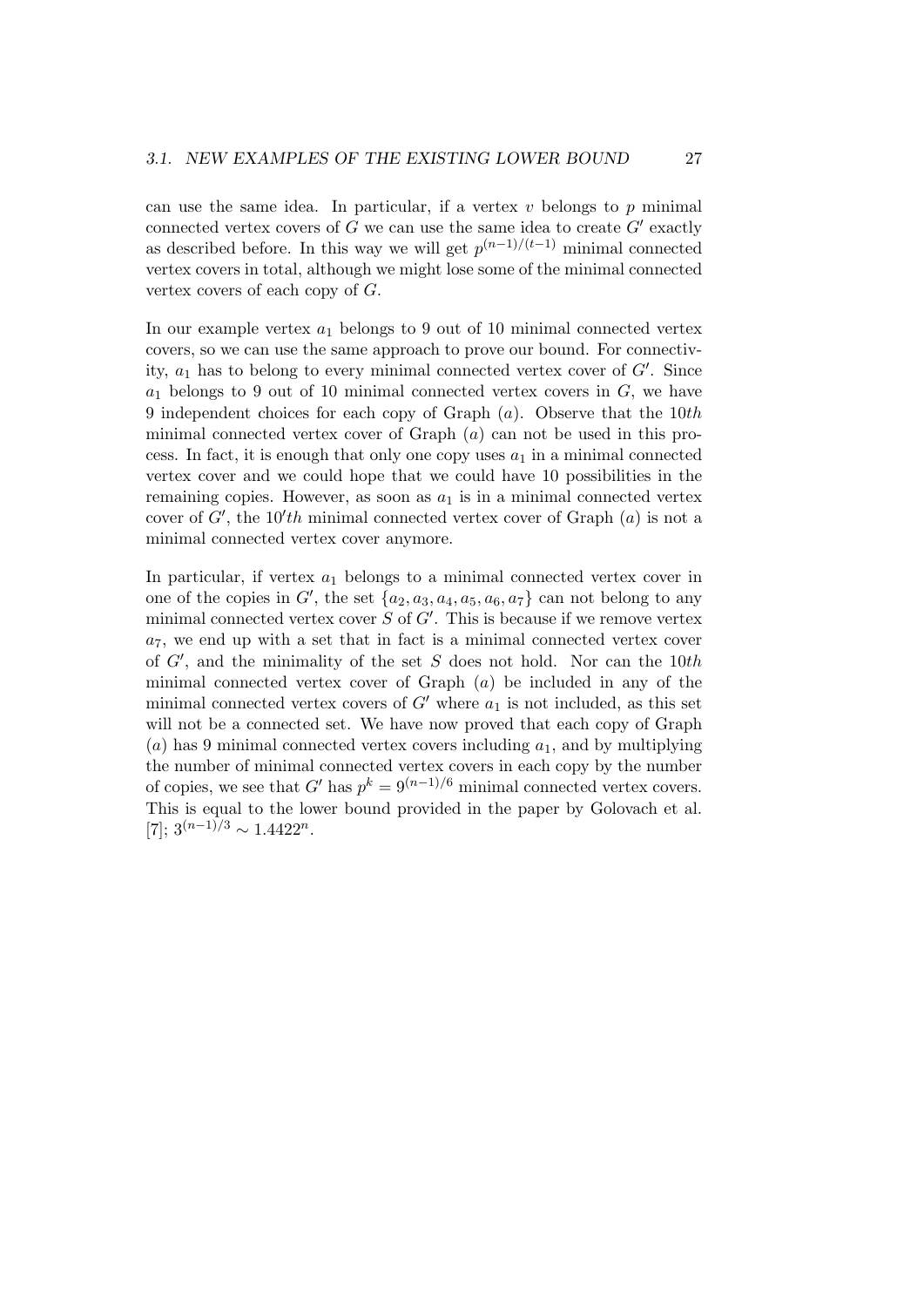can use the same idea. In particular, if a vertex $v$ belongs to $p$ minimal connected vertex covers of $G$ we can use the same idea to create $G'$ exactly as described before. In this way we will get $p^{(n-1)/(t-1)}$ minimal connected vertex covers in total, although we might lose some of the minimal connected vertex covers of each copy of $G$.

In our example vertex $a_1$ belongs to 9 out of 10 minimal connected vertex covers, so we can use the same approach to prove our bound. For connectivity, $a_1$ has to belong to every minimal connected vertex cover of $G'$. Since $a_1$ belongs to 9 out of 10 minimal connected vertex covers in $G$, we have 9 independent choices for each copy of Graph $(a)$. Observe that the $10th$ minimal connected vertex cover of Graph $(a)$ can not be used in this process. In fact, it is enough that only one copy uses $a_1$ in a minimal connected vertex cover and we could hope that we could have 10 possibilities in the remaining copies. However, as soon as $a_1$ is in a minimal connected vertex cover of $G'$, the $10'th$ minimal connected vertex cover of Graph $(a)$ is not a minimal connected vertex cover anymore.

In particular, if vertex $a_1$ belongs to a minimal connected vertex cover in one of the copies in $G'$, the set $\{a_2, a_3, a_4, a_5, a_6, a_7\}$ can not belong to any minimal connected vertex cover $S$ of $G'$. This is because if we remove vertex $a_7$, we end up with a set that in fact is a minimal connected vertex cover of $G'$, and the minimality of the set $S$ does not hold. Nor can the $10th$ minimal connected vertex cover of Graph $(a)$ be included in any of the minimal connected vertex covers of $G'$ where $a_1$ is not included, as this set will not be a connected set. We have now proved that each copy of Graph $(a)$ has 9 minimal connected vertex covers including $a_1$, and by multiplying the number of minimal connected vertex covers in each copy by the number of copies, we see that $G'$ has $p^k = 9^{(n-1)/6}$ minimal connected vertex covers. This is equal to the lower bound provided in the paper by Golovach et al. [7]; $3^{(n-1)/3} \sim 1.4422^n$.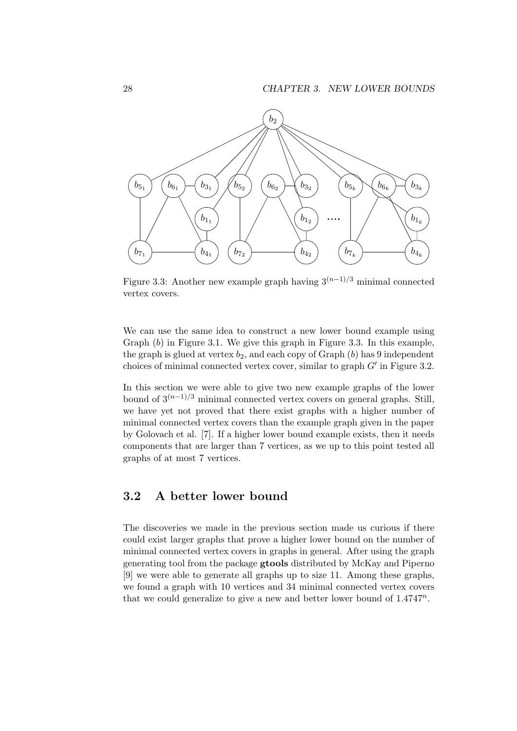Figure 3.3: Another new example graph having $3^{(n-1)/3}$ minimal connected vertex covers.

We can use the same idea to construct a new lower bound example using Graph ($b$) in Figure 3.1. We give this graph in Figure 3.3. In this example, the graph is glued at vertex $b_2$, and each copy of Graph ($b$) has 9 independent choices of minimal connected vertex cover, similar to graph $G'$ in Figure 3.2.

In this section we were able to give two new example graphs of the lower bound of $3^{(n-1)/3}$ minimal connected vertex covers on general graphs. Still, we have yet not proved that there exist graphs with a higher number of minimal connected vertex covers than the example graph given in the paper by Golovach et al. [7]. If a higher lower bound example exists, then it needs components that are larger than 7 vertices, as we up to this point tested all graphs of at most 7 vertices.

## 3.2 A better lower bound

The discoveries we made in the previous section made us curious if there could exist larger graphs that prove a higher lower bound on the number of minimal connected vertex covers in graphs in general. After using the graph generating tool from the package **gtools** distributed by McKay and Piperno [9] we were able to generate all graphs up to size 11. Among these graphs, we found a graph with 10 vertices and 34 minimal connected vertex covers that we could generalize to give a new and better lower bound of $1.4747^n$.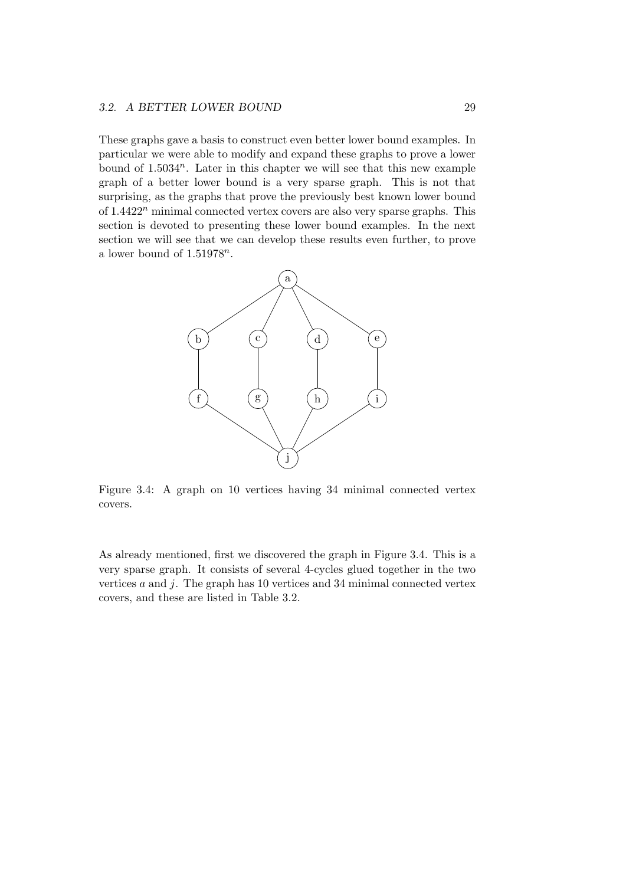These graphs gave a basis to construct even better lower bound examples. In particular we were able to modify and expand these graphs to prove a lower bound of $1.5034^n$. Later in this chapter we will see that this new example graph of a better lower bound is a very sparse graph. This is not that surprising, as the graphs that prove the previously best known lower bound of $1.4422^n$ minimal connected vertex covers are also very sparse graphs. This section is devoted to presenting these lower bound examples. In the next section we will see that we can develop these results even further, to prove a lower bound of $1.51978^n$.

Figure 3.4: A graph on 10 vertices having 34 minimal connected vertex covers.

As already mentioned, first we discovered the graph in Figure 3.4. This is a very sparse graph. It consists of several 4-cycles glued together in the two vertices $a$ and $j$. The graph has 10 vertices and 34 minimal connected vertex covers, and these are listed in Table 3.2.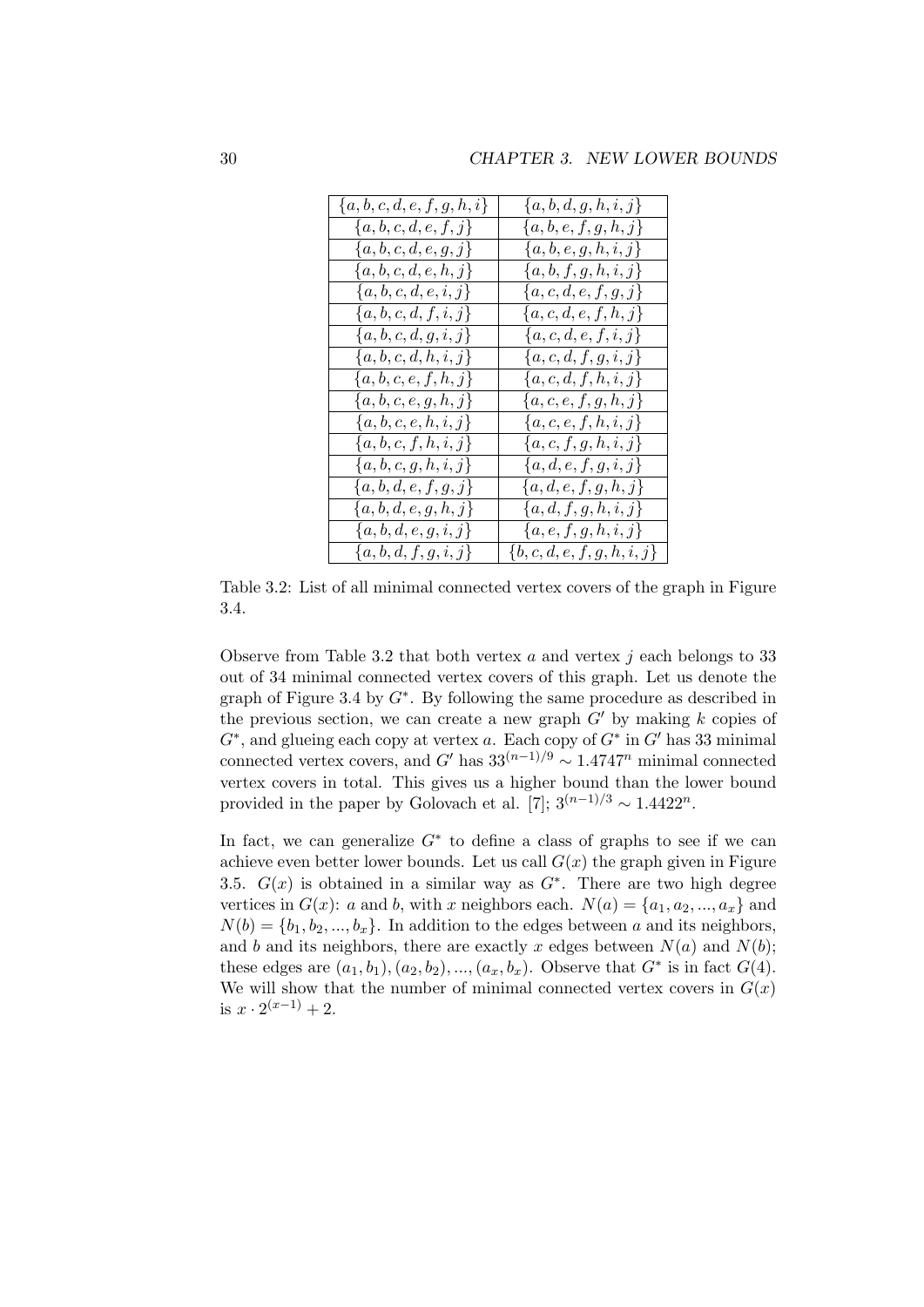| $\{a, b, c, d, e, f, g, h, i\}$ | $\{a, b, d, g, h, i, j\}$ |
|---|---|
| $\{a, b, c, d, e, f, j\}$ | $\{a, b, e, f, g, h, j\}$ |
| $\{a, b, c, d, e, g, j\}$ | $\{a, b, e, g, h, i, j\}$ |
| $\{a, b, c, d, e, h, j\}$ | $\{a, b, f, g, h, i, j\}$ |
| $\{a, b, c, d, e, i, j\}$ | $\{a, c, d, e, f, g, j\}$ |
| $\{a, b, c, d, f, i, j\}$ | $\{a, c, d, e, f, h, j\}$ |
| $\{a, b, c, d, g, i, j\}$ | $\{a, c, d, e, f, i, j\}$ |
| $\{a, b, c, d, h, i, j\}$ | $\{a, c, d, f, g, i, j\}$ |
| $\{a, b, c, e, f, h, j\}$ | $\{a, c, d, f, h, i, j\}$ |
| $\{a, b, c, e, g, h, j\}$ | $\{a, c, e, f, g, h, j\}$ |
| $\{a, b, c, e, h, i, j\}$ | $\{a, c, e, f, h, i, j\}$ |
| $\{a, b, c, f, h, i, j\}$ | $\{a, c, f, g, h, i, j\}$ |
| $\{a, b, c, g, h, i, j\}$ | $\{a, d, e, f, g, i, j\}$ |
| $\{a, b, d, e, f, g, j\}$ | $\{a, d, e, f, g, h, j\}$ |
| $\{a, b, d, e, g, h, j\}$ | $\{a, d, f, g, h, i, j\}$ |
| $\{a, b, d, e, g, i, j\}$ | $\{a, e, f, g, h, i, j\}$ |
| $\{a, b, d, f, g, i, j\}$ | $\{b, c, d, e, f, g, h, i, j\}$ |

Table 3.2: List of all minimal connected vertex covers of the graph in Figure 3.4.

Observe from Table 3.2 that both vertex $a$ and vertex $j$ each belongs to 33 out of 34 minimal connected vertex covers of this graph. Let us denote the graph of Figure 3.4 by $G^*$. By following the same procedure as described in the previous section, we can create a new graph $G'$ by making $k$ copies of $G^*$, and glueing each copy at vertex $a$. Each copy of $G^*$ in $G'$ has 33 minimal connected vertex covers, and $G'$ has $33^{(n-1)/9} \sim 1.4747^n$ minimal connected vertex covers in total. This gives us a higher bound than the lower bound provided in the paper by Golovach et al. [7]; $3^{(n-1)/3} \sim 1.4422^n$.

In fact, we can generalize $G^*$ to define a class of graphs to see if we can achieve even better lower bounds. Let us call $G(x)$ the graph given in Figure 3.5. $G(x)$ is obtained in a similar way as $G^*$. There are two high degree vertices in $G(x)$: $a$ and $b$, with $x$ neighbors each. $N(a) = \{a_1, a_2, ..., a_x\}$ and $N(b) = \{b_1, b_2, ..., b_x\}$. In addition to the edges between $a$ and its neighbors, and $b$ and its neighbors, there are exactly $x$ edges between $N(a)$ and $N(b)$; these edges are $(a_1, b_1), (a_2, b_2), ..., (a_x, b_x)$. Observe that $G^*$ is in fact $G(4)$. We will show that the number of minimal connected vertex covers in $G(x)$ is $x \cdot 2^{(x-1)} + 2$.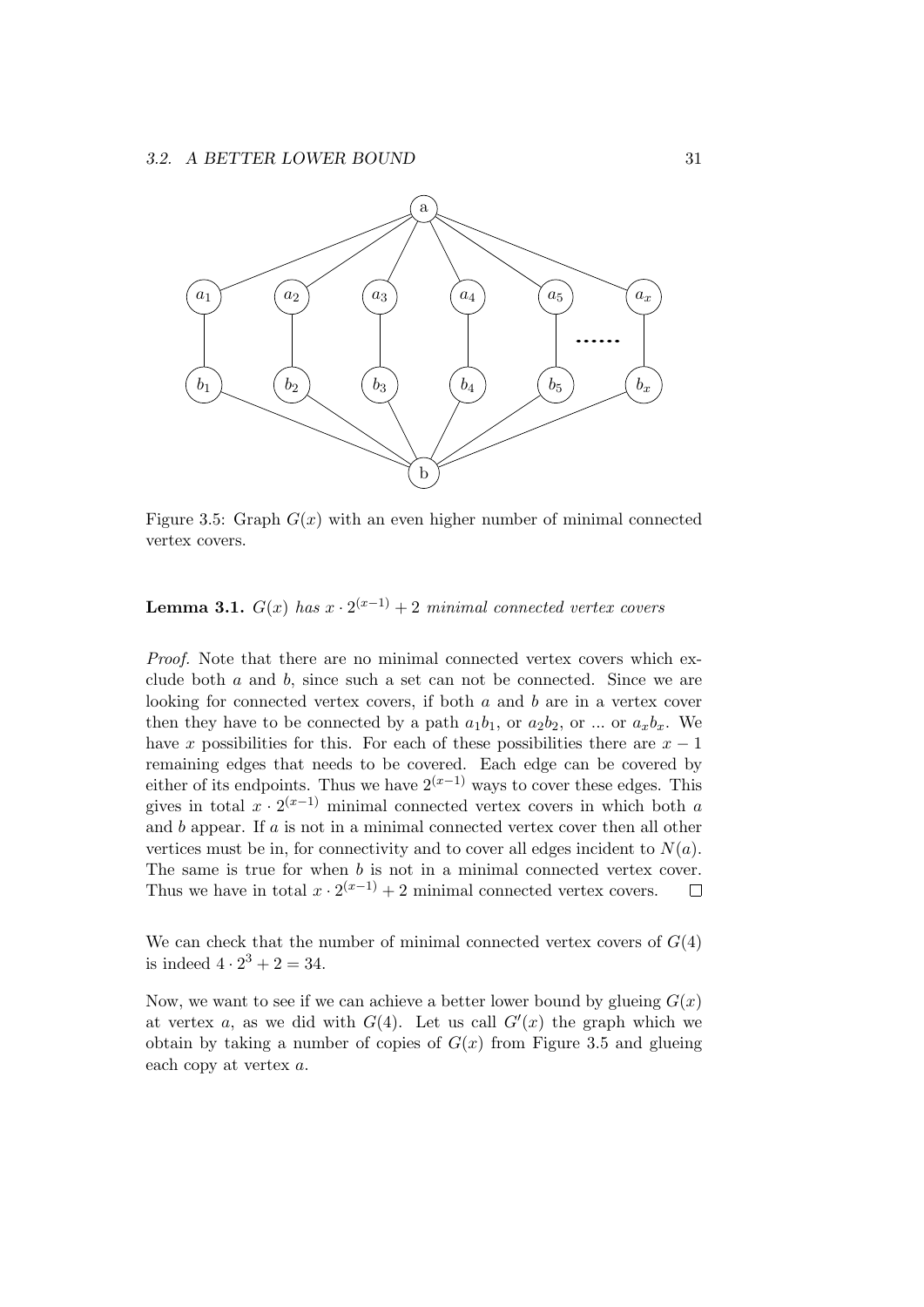Figure 3.5: Graph $G(x)$ with an even higher number of minimal connected vertex covers.

**Lemma 3.1.** *$G(x)$ has $x \cdot 2^{(x-1)} + 2$ minimal connected vertex covers*

*Proof.* Note that there are no minimal connected vertex covers which exclude both $a$ and $b$, since such a set can not be connected. Since we are looking for connected vertex covers, if both $a$ and $b$ are in a vertex cover then they have to be connected by a path $a_1b_1$, or $a_2b_2$, or ... or $a_xb_x$. We have $x$ possibilities for this. For each of these possibilities there are $x-1$ remaining edges that needs to be covered. Each edge can be covered by either of its endpoints. Thus we have $2^{(x-1)}$ ways to cover these edges. This gives in total $x \cdot 2^{(x-1)}$ minimal connected vertex covers in which both $a$ and $b$ appear. If $a$ is not in a minimal connected vertex cover then all other vertices must be in, for connectivity and to cover all edges incident to $N(a)$. The same is true for when $b$ is not in a minimal connected vertex cover. Thus we have in total $x \cdot 2^{(x-1)} + 2$ minimal connected vertex covers. ◻

We can check that the number of minimal connected vertex covers of $G(4)$ is indeed $4 \cdot 2^3 + 2 = 34$.

Now, we want to see if we can achieve a better lower bound by glueing $G(x)$ at vertex $a$, as we did with $G(4)$. Let us call $G'(x)$ the graph which we obtain by taking a number of copies of $G(x)$ from Figure 3.5 and glueing each copy at vertex $a$.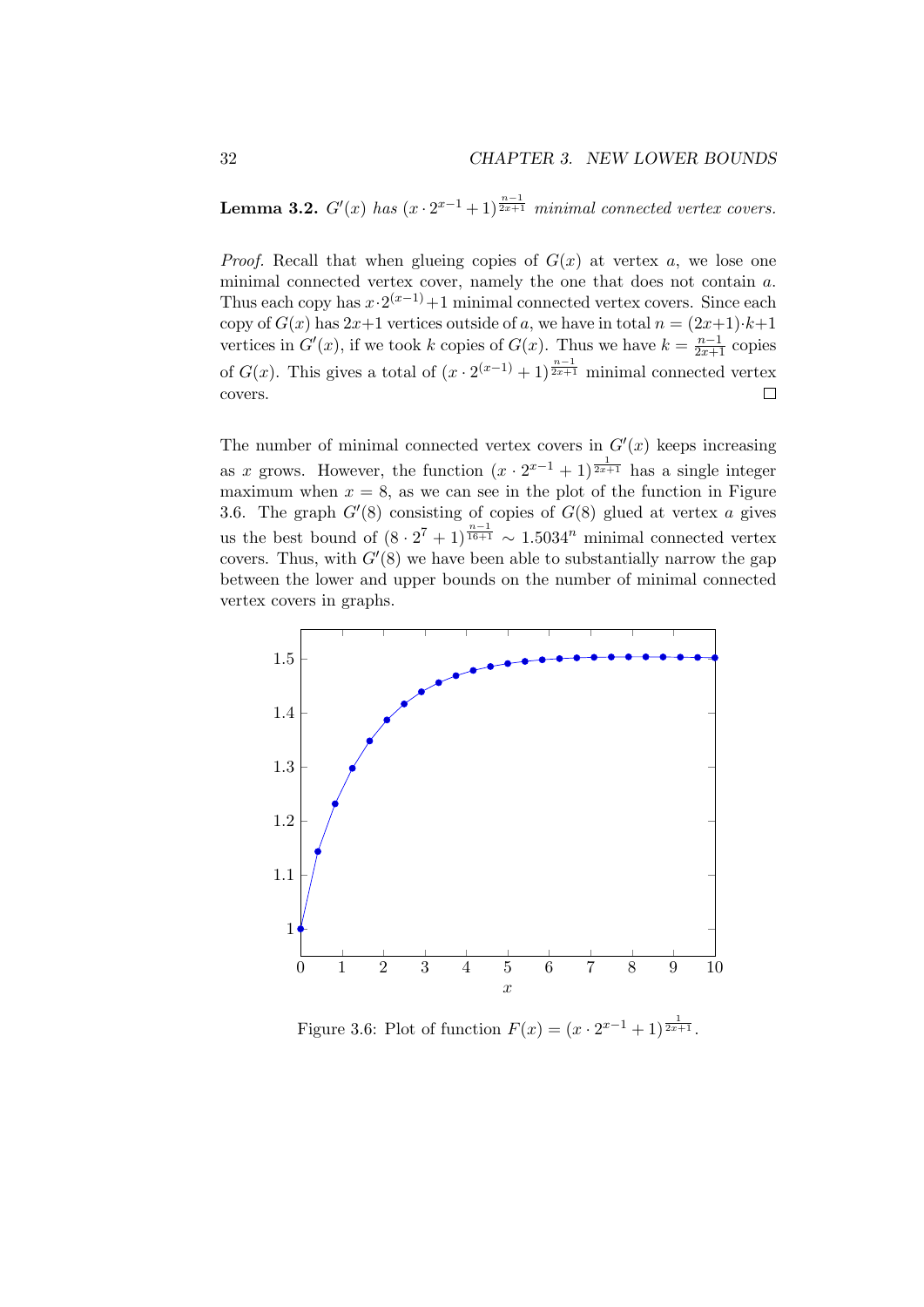**Lemma 3.2.** *$G'(x)$ has $(x \cdot 2^{x-1}+1)^{\frac{n-1}{2x+1}}$ minimal connected vertex covers.*

*Proof.* Recall that when glueing copies of $G(x)$ at vertex $a$, we lose one minimal connected vertex cover, namely the one that does not contain $a$. Thus each copy has $x \cdot 2^{(x-1)}+1$ minimal connected vertex covers. Since each copy of $G(x)$ has $2x+1$ vertices outside of $a$, we have in total $n = (2x+1) \cdot k+1$ vertices in $G'(x)$, if we took $k$ copies of $G(x)$. Thus we have $k = \frac{n-1}{2x+1}$ copies of $G(x)$. This gives a total of $(x \cdot 2^{(x-1)}+1)^{\frac{n-1}{2x+1}}$ minimal connected vertex covers. □

The number of minimal connected vertex covers in $G'(x)$ keeps increasing as $x$ grows. However, the function $(x \cdot 2^{x-1}+1)^{\frac{1}{2x+1}}$ has a single integer maximum when $x = 8$, as we can see in the plot of the function in Figure 3.6. The graph $G'(8)$ consisting of copies of $G(8)$ glued at vertex $a$ gives us the best bound of $(8 \cdot 2^7+1)^{\frac{n-1}{16+1}} \sim 1.5034^n$ minimal connected vertex covers. Thus, with $G'(8)$ we have been able to substantially narrow the gap between the lower and upper bounds on the number of minimal connected vertex covers in graphs.

Figure 3.6: Plot of function $F(x) = (x \cdot 2^{x-1}+1)^{\frac{1}{2x+1}}$.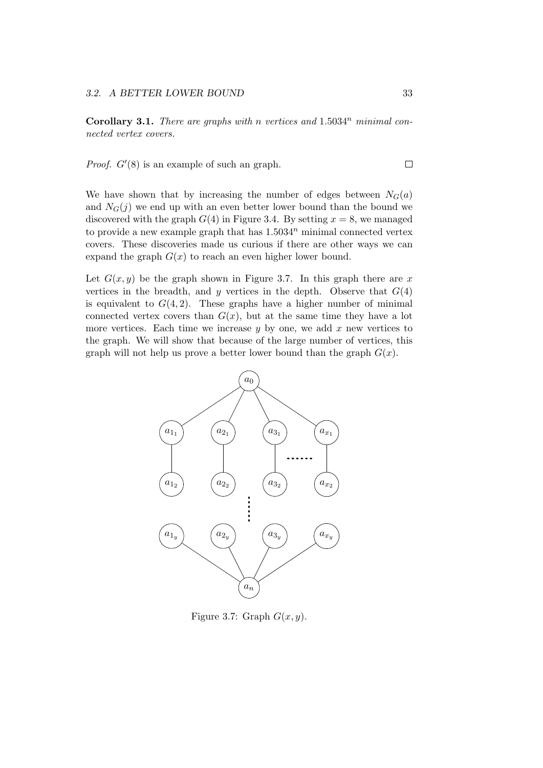**Corollary 3.1.** *There are graphs with $n$ vertices and $1.5034^n$ minimal connected vertex covers.*

*Proof.* $G'(8)$ is an example of such an graph. $\square$

We have shown that by increasing the number of edges between $N_G(a)$ and $N_G(j)$ we end up with an even better lower bound than the bound we discovered with the graph $G(4)$ in Figure 3.4. By setting $x = 8$, we managed to provide a new example graph that has $1.5034^n$ minimal connected vertex covers. These discoveries made us curious if there are other ways we can expand the graph $G(x)$ to reach an even higher lower bound.

Let $G(x, y)$ be the graph shown in Figure 3.7. In this graph there are $x$ vertices in the breadth, and $y$ vertices in the depth. Observe that $G(4)$ is equivalent to $G(4, 2)$. These graphs have a higher number of minimal connected vertex covers than $G(x)$, but at the same time they have a lot more vertices. Each time we increase $y$ by one, we add $x$ new vertices to the graph. We will show that because of the large number of vertices, this graph will not help us prove a better lower bound than the graph $G(x)$.

Figure 3.7: Graph $G(x, y)$.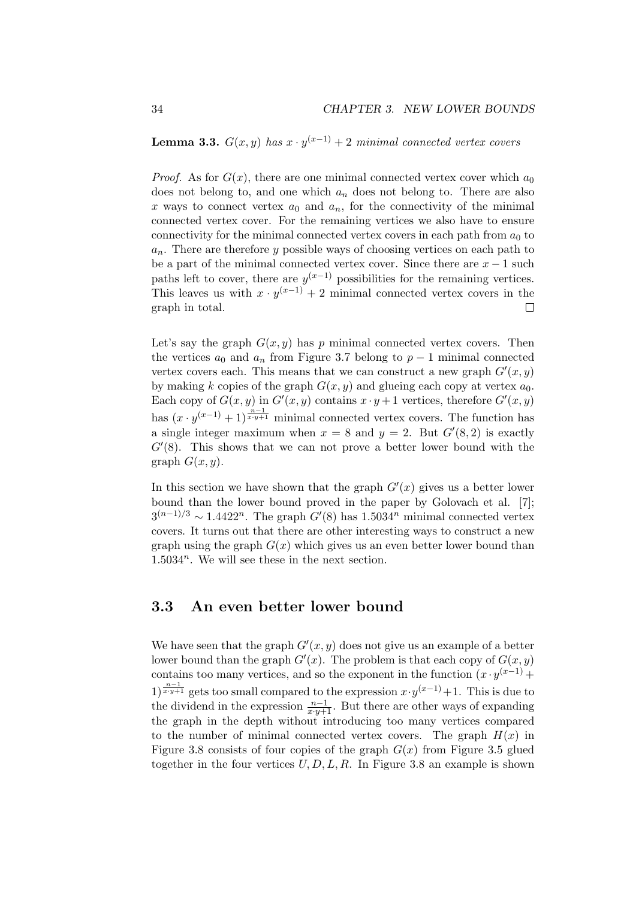**Lemma 3.3.** *$G(x, y)$ has $x \cdot y^{(x-1)} + 2$ minimal connected vertex covers*

*Proof.* As for $G(x)$, there are one minimal connected vertex cover which $a_0$ does not belong to, and one which $a_n$ does not belong to. There are also $x$ ways to connect vertex $a_0$ and $a_n$, for the connectivity of the minimal connected vertex cover. For the remaining vertices we also have to ensure connectivity for the minimal connected vertex covers in each path from $a_0$ to $a_n$. There are therefore $y$ possible ways of choosing vertices on each path to be a part of the minimal connected vertex cover. Since there are $x - 1$ such paths left to cover, there are $y^{(x-1)}$ possibilities for the remaining vertices. This leaves us with $x \cdot y^{(x-1)} + 2$ minimal connected vertex covers in the graph in total. $\square$

Let's say the graph $G(x, y)$ has $p$ minimal connected vertex covers. Then the vertices $a_0$ and $a_n$ from Figure 3.7 belong to $p - 1$ minimal connected vertex covers each. This means that we can construct a new graph $G'(x, y)$ by making $k$ copies of the graph $G(x, y)$ and glueing each copy at vertex $a_0$. Each copy of $G(x, y)$ in $G'(x, y)$ contains $x \cdot y + 1$ vertices, therefore $G'(x, y)$ has $(x \cdot y^{(x-1)} + 1)^{\frac{n-1}{x \cdot y+1}}$ minimal connected vertex covers. The function has a single integer maximum when $x = 8$ and $y = 2$. But $G'(8, 2)$ is exactly $G'(8)$. This shows that we can not prove a better lower bound with the graph $G(x, y)$.

In this section we have shown that the graph $G'(x)$ gives us a better lower bound than the lower bound proved in the paper by Golovach et al. [7]; $3^{(n-1)/3} \sim 1.4422^n$. The graph $G'(8)$ has $1.5034^n$ minimal connected vertex covers. It turns out that there are other interesting ways to construct a new graph using the graph $G(x)$ which gives us an even better lower bound than $1.5034^n$. We will see these in the next section.

## 3.3 An even better lower bound

We have seen that the graph $G'(x, y)$ does not give us an example of a better lower bound than the graph $G'(x)$. The problem is that each copy of $G(x, y)$ contains too many vertices, and so the exponent in the function $(x \cdot y^{(x-1)} + 1)^{\frac{n-1}{x \cdot y+1}}$ gets too small compared to the expression $x \cdot y^{(x-1)} + 1$. This is due to the dividend in the expression $\frac{n-1}{x \cdot y+1}$. But there are other ways of expanding the graph in the depth without introducing too many vertices compared to the number of minimal connected vertex covers. The graph $H(x)$ in Figure 3.8 consists of four copies of the graph $G(x)$ from Figure 3.5 glued together in the four vertices $U, D, L, R$. In Figure 3.8 an example is shown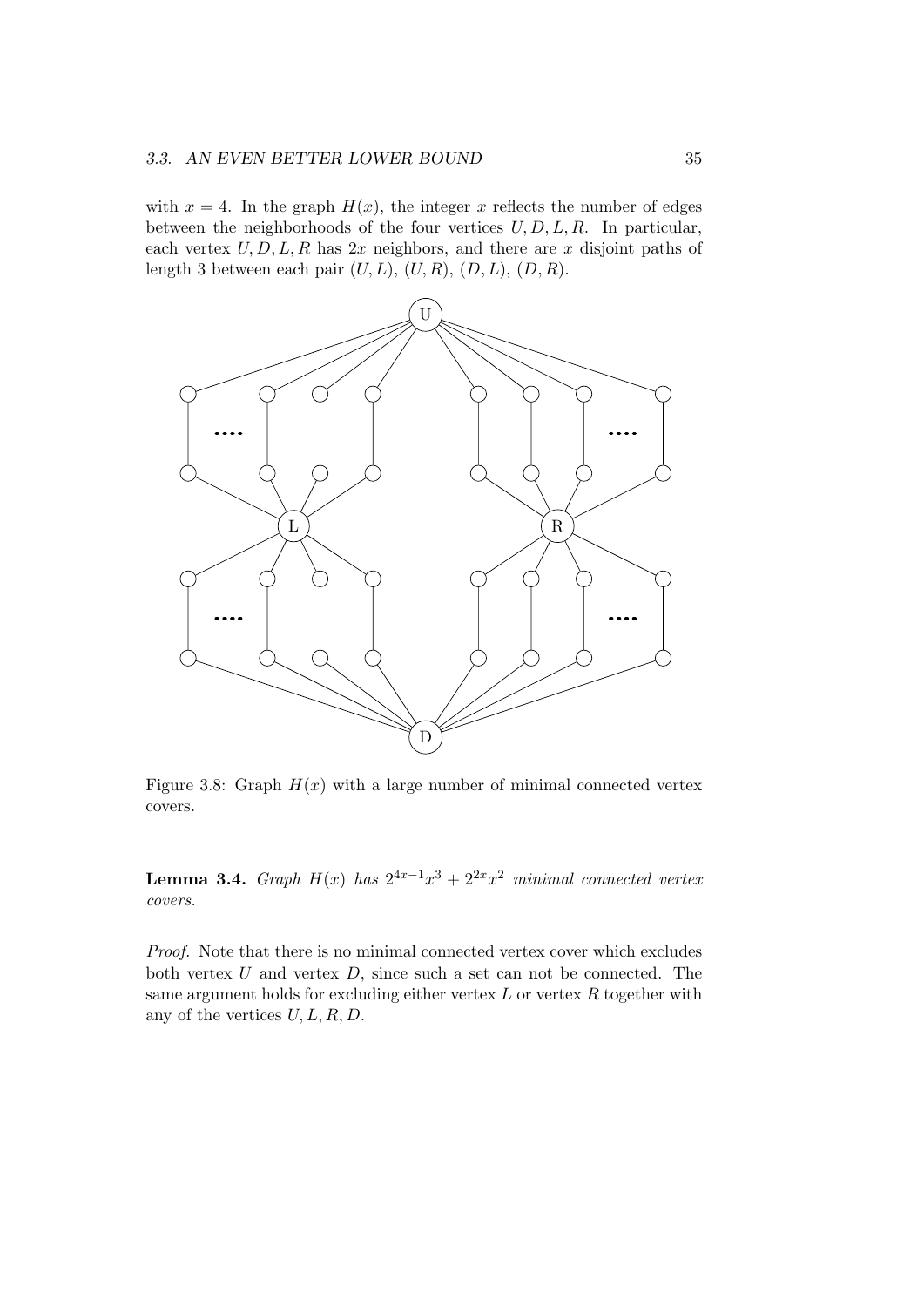with $x = 4$. In the graph $H(x)$, the integer $x$ reflects the number of edges between the neighborhoods of the four vertices $U, D, L, R$. In particular, each vertex $U, D, L, R$ has $2x$ neighbors, and there are $x$ disjoint paths of length 3 between each pair $(U, L)$, $(U, R)$, $(D, L)$, $(D, R)$.

Figure 3.8: Graph $H(x)$ with a large number of minimal connected vertex covers.

**Lemma 3.4.** *Graph $H(x)$ has $2^{4x-1}x^3 + 2^{2x}x^2$ minimal connected vertex covers.*

*Proof.* Note that there is no minimal connected vertex cover which excludes both vertex $U$ and vertex $D$, since such a set can not be connected. The same argument holds for excluding either vertex $L$ or vertex $R$ together with any of the vertices $U, L, R, D$.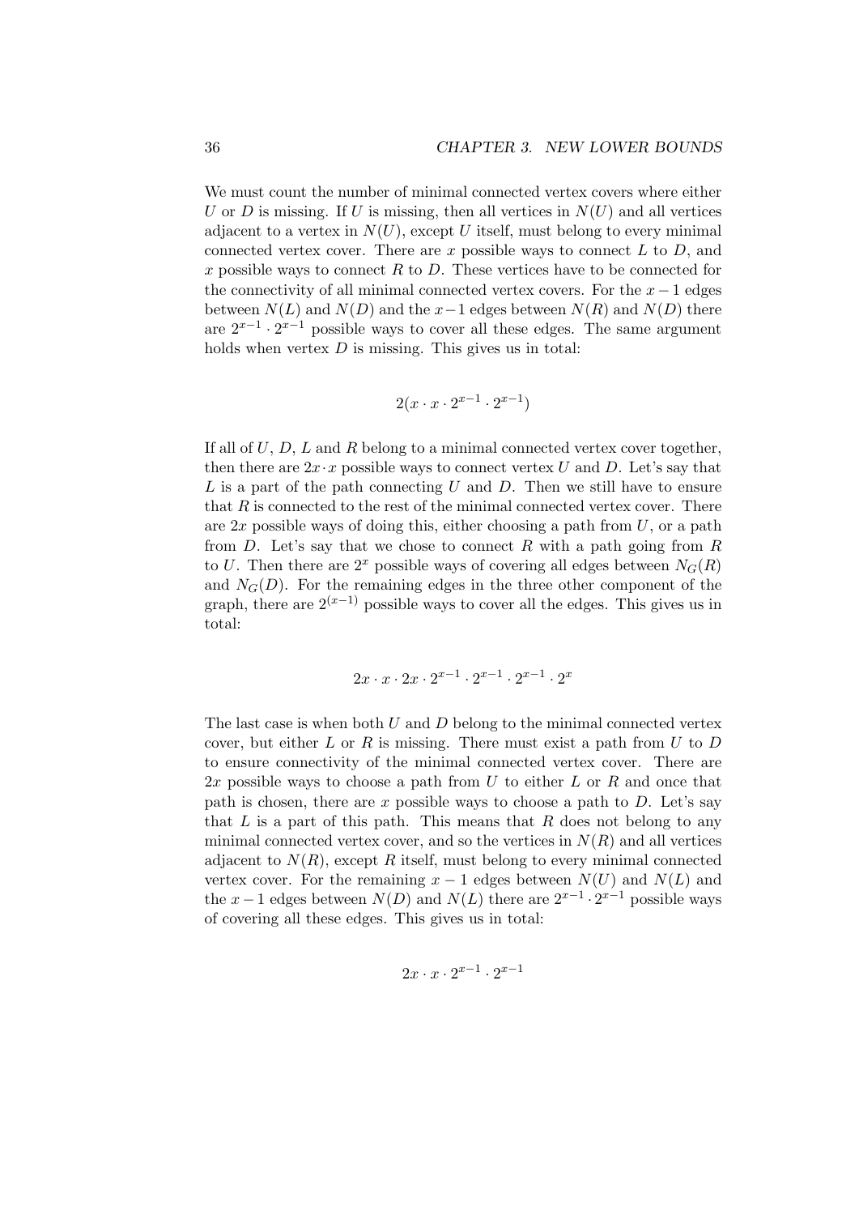We must count the number of minimal connected vertex covers where either $U$ or $D$ is missing. If $U$ is missing, then all vertices in $N(U)$ and all vertices adjacent to a vertex in $N(U)$, except $U$ itself, must belong to every minimal connected vertex cover. There are $x$ possible ways to connect $L$ to $D$, and $x$ possible ways to connect $R$ to $D$. These vertices have to be connected for the connectivity of all minimal connected vertex covers. For the $x-1$ edges between $N(L)$ and $N(D)$ and the $x-1$ edges between $N(R)$ and $N(D)$ there are $2^{x-1} \cdot 2^{x-1}$ possible ways to cover all these edges. The same argument holds when vertex $D$ is missing. This gives us in total:

$$2(x \cdot x \cdot 2^{x-1} \cdot 2^{x-1})$$

If all of $U$, $D$, $L$ and $R$ belong to a minimal connected vertex cover together, then there are $2x \cdot x$ possible ways to connect vertex $U$ and $D$. Let's say that $L$ is a part of the path connecting $U$ and $D$. Then we still have to ensure that $R$ is connected to the rest of the minimal connected vertex cover. There are $2x$ possible ways of doing this, either choosing a path from $U$, or a path from $D$. Let's say that we chose to connect $R$ with a path going from $R$ to $U$. Then there are $2^x$ possible ways of covering all edges between $N_G(R)$ and $N_G(D)$. For the remaining edges in the three other component of the graph, there are $2^{(x-1)}$ possible ways to cover all the edges. This gives us in total:

$$2x \cdot x \cdot 2x \cdot 2^{x-1} \cdot 2^{x-1} \cdot 2^{x-1} \cdot 2^x$$

The last case is when both $U$ and $D$ belong to the minimal connected vertex cover, but either $L$ or $R$ is missing. There must exist a path from $U$ to $D$ to ensure connectivity of the minimal connected vertex cover. There are $2x$ possible ways to choose a path from $U$ to either $L$ or $R$ and once that path is chosen, there are $x$ possible ways to choose a path to $D$. Let's say that $L$ is a part of this path. This means that $R$ does not belong to any minimal connected vertex cover, and so the vertices in $N(R)$ and all vertices adjacent to $N(R)$, except $R$ itself, must belong to every minimal connected vertex cover. For the remaining $x-1$ edges between $N(U)$ and $N(L)$ and the $x-1$ edges between $N(D)$ and $N(L)$ there are $2^{x-1} \cdot 2^{x-1}$ possible ways of covering all these edges. This gives us in total:

$$2x \cdot x \cdot 2^{x-1} \cdot 2^{x-1}$$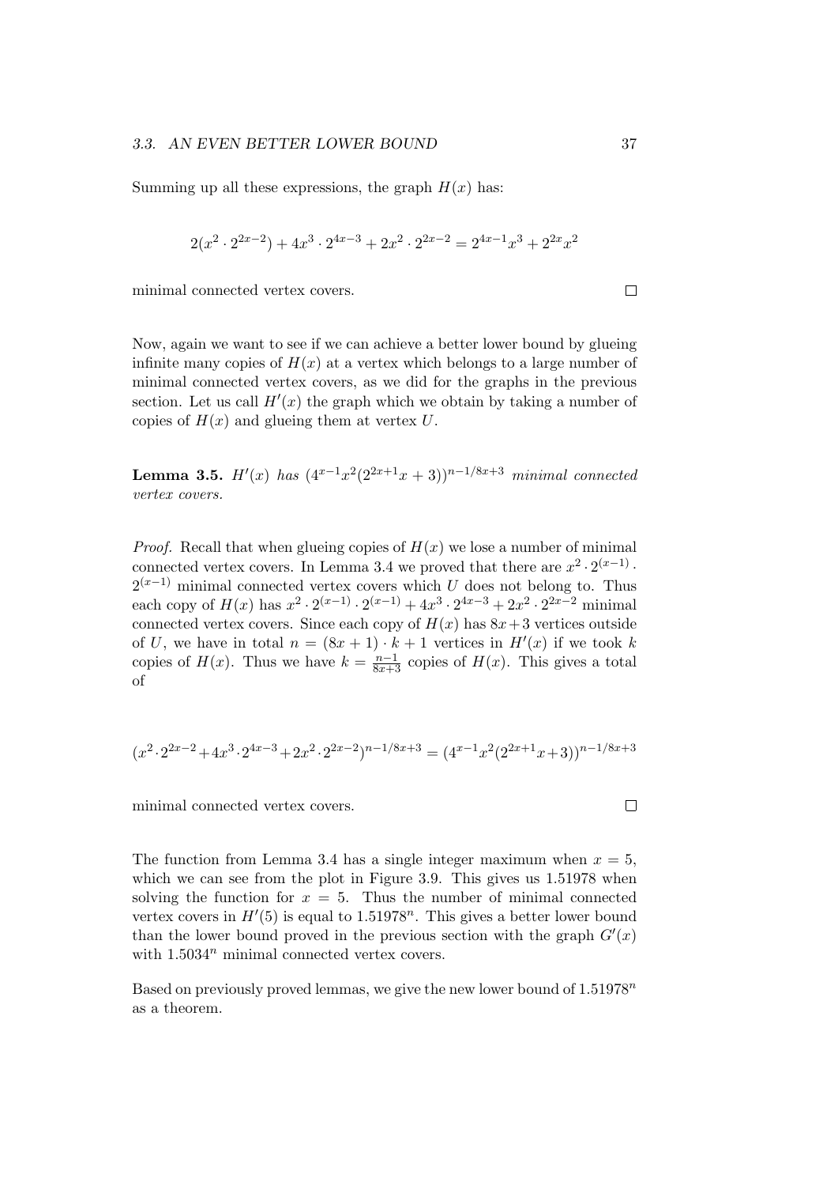Summing up all these expressions, the graph $H(x)$ has:

$$2(x^2 \cdot 2^{2x-2}) + 4x^3 \cdot 2^{4x-3} + 2x^2 \cdot 2^{2x-2} = 2^{4x-1}x^3 + 2^{2x}x^2$$

minimal connected vertex covers. $\square$

Now, again we want to see if we can achieve a better lower bound by glueing infinite many copies of $H(x)$ at a vertex which belongs to a large number of minimal connected vertex covers, as we did for the graphs in the previous section. Let us call $H'(x)$ the graph which we obtain by taking a number of copies of $H(x)$ and glueing them at vertex $U$.

**Lemma 3.5.** *$H'(x)$ has $(4^{x-1}x^2(2^{2x+1}x+3))^{n-1/8x+3}$ minimal connected vertex covers.*

*Proof.* Recall that when glueing copies of $H(x)$ we lose a number of minimal connected vertex covers. In Lemma 3.4 we proved that there are $x^2 \cdot 2^{(x-1)} \cdot 2^{(x-1)}$ minimal connected vertex covers which $U$ does not belong to. Thus each copy of $H(x)$ has $x^2 \cdot 2^{(x-1)} \cdot 2^{(x-1)} + 4x^3 \cdot 2^{4x-3} + 2x^2 \cdot 2^{2x-2}$ minimal connected vertex covers. Since each copy of $H(x)$ has $8x+3$ vertices outside of $U$, we have in total $n = (8x+1) \cdot k + 1$ vertices in $H'(x)$ if we took $k$ copies of $H(x)$. Thus we have $k = \frac{n-1}{8x+3}$ copies of $H(x)$. This gives a total of

$$(x^2 \cdot 2^{2x-2} + 4x^3 \cdot 2^{4x-3} + 2x^2 \cdot 2^{2x-2})^{n-1/8x+3} = (4^{x-1}x^2(2^{2x+1}x+3))^{n-1/8x+3}$$

minimal connected vertex covers. $\square$

The function from Lemma 3.4 has a single integer maximum when $x = 5$, which we can see from the plot in Figure 3.9. This gives us 1.51978 when solving the function for $x = 5$. Thus the number of minimal connected vertex covers in $H'(5)$ is equal to $1.51978^n$. This gives a better lower bound than the lower bound proved in the previous section with the graph $G'(x)$ with $1.5034^n$ minimal connected vertex covers.

Based on previously proved lemmas, we give the new lower bound of $1.51978^n$ as a theorem.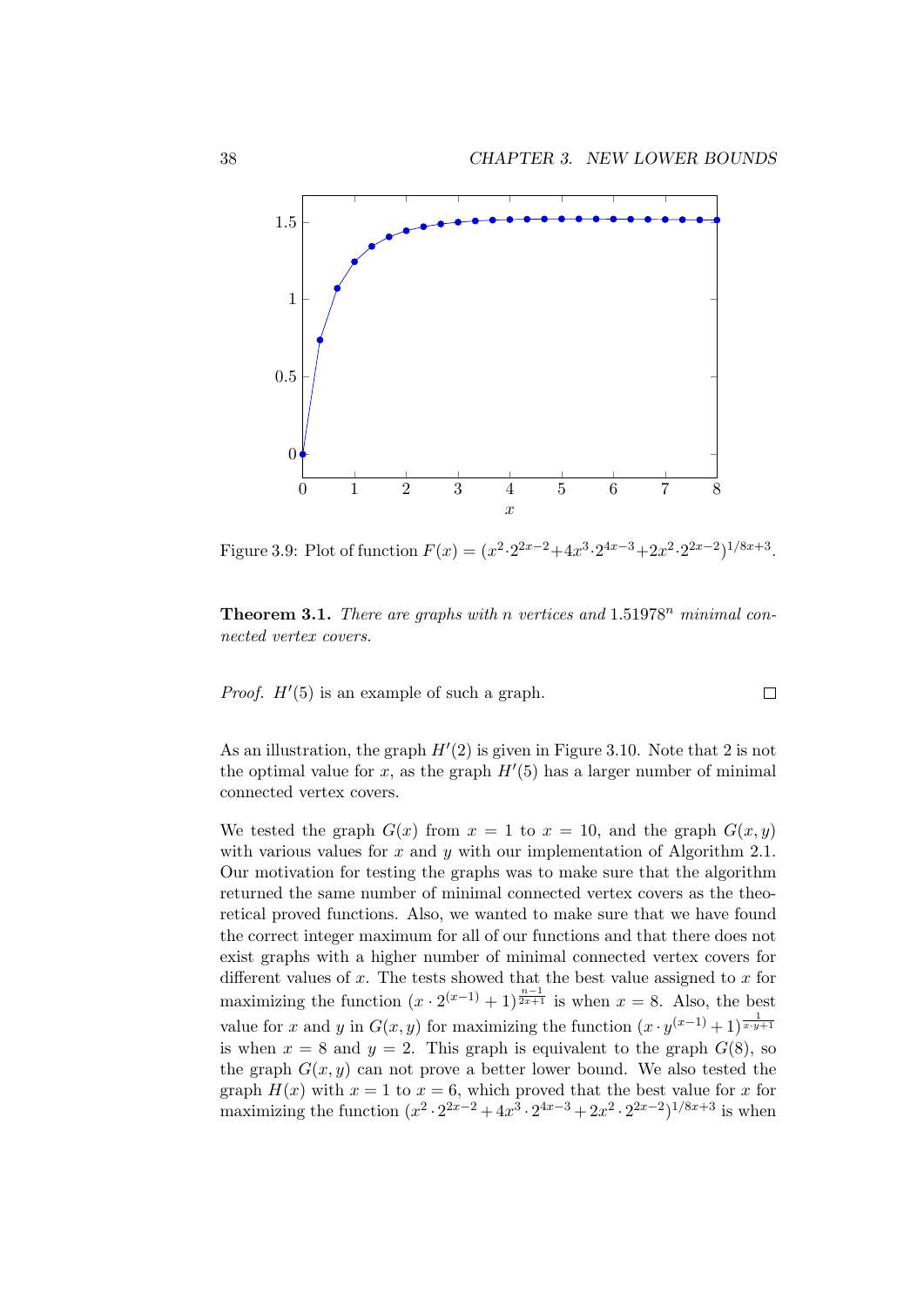Figure 3.9: Plot of function $F(x) = (x^2 \cdot 2^{2x-2} + 4x^3 \cdot 2^{4x-3} + 2x^2 \cdot 2^{2x-2})^{1/8x+3}$.

**Theorem 3.1.** *There are graphs with $n$ vertices and $1.51978^n$ minimal connected vertex covers.*

*Proof.* $H'(5)$ is an example of such a graph. □

As an illustration, the graph $H'(2)$ is given in Figure 3.10. Note that 2 is not the optimal value for $x$, as the graph $H'(5)$ has a larger number of minimal connected vertex covers.

We tested the graph $G(x)$ from $x = 1$ to $x = 10$, and the graph $G(x, y)$ with various values for $x$ and $y$ with our implementation of Algorithm 2.1. Our motivation for testing the graphs was to make sure that the algorithm returned the same number of minimal connected vertex covers as the theoretical proved functions. Also, we wanted to make sure that we have found the correct integer maximum for all of our functions and that there does not exist graphs with a higher number of minimal connected vertex covers for different values of $x$. The tests showed that the best value assigned to $x$ for maximizing the function $(x \cdot 2^{(x-1)} + 1)^{\frac{n-1}{2x+1}}$ is when $x = 8$. Also, the best value for $x$ and $y$ in $G(x, y)$ for maximizing the function $(x \cdot y^{(x-1)} + 1)^{\frac{1}{x \cdot y+1}}$ is when $x = 8$ and $y = 2$. This graph is equivalent to the graph $G(8)$, so the graph $G(x, y)$ can not prove a better lower bound. We also tested the graph $H(x)$ with $x = 1$ to $x = 6$, which proved that the best value for $x$ for maximizing the function $(x^2 \cdot 2^{2x-2} + 4x^3 \cdot 2^{4x-3} + 2x^2 \cdot 2^{2x-2})^{1/8x+3}$ is when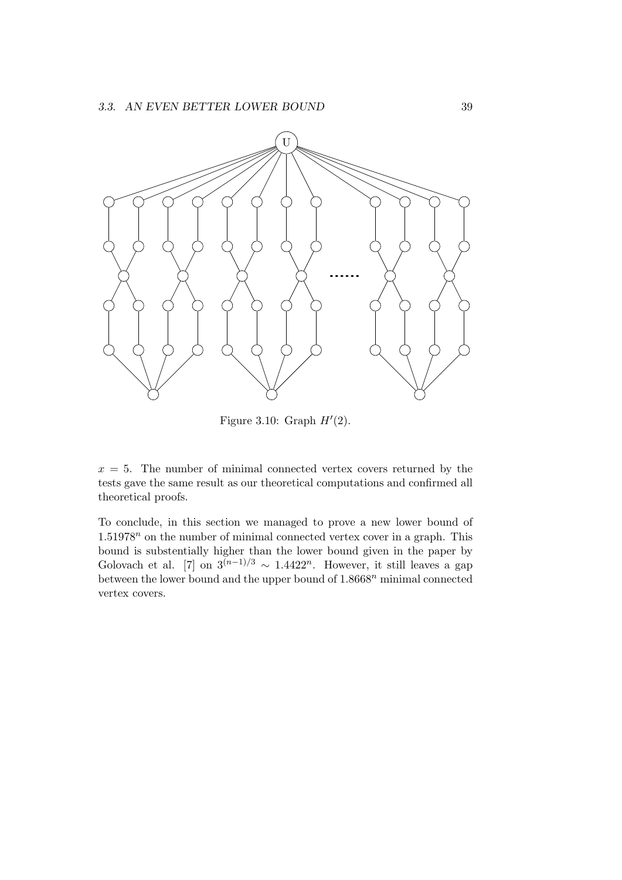Figure 3.10: Graph $H'(2)$.

$x = 5$. The number of minimal connected vertex covers returned by the tests gave the same result as our theoretical computations and confirmed all theoretical proofs.

To conclude, in this section we managed to prove a new lower bound of $1.51978^n$ on the number of minimal connected vertex cover in a graph. This bound is substentially higher than the lower bound given in the paper by Golovach et al. [7] on $3^{(n-1)/3} \sim 1.4422^n$. However, it still leaves a gap between the lower bound and the upper bound of $1.8668^n$ minimal connected vertex covers.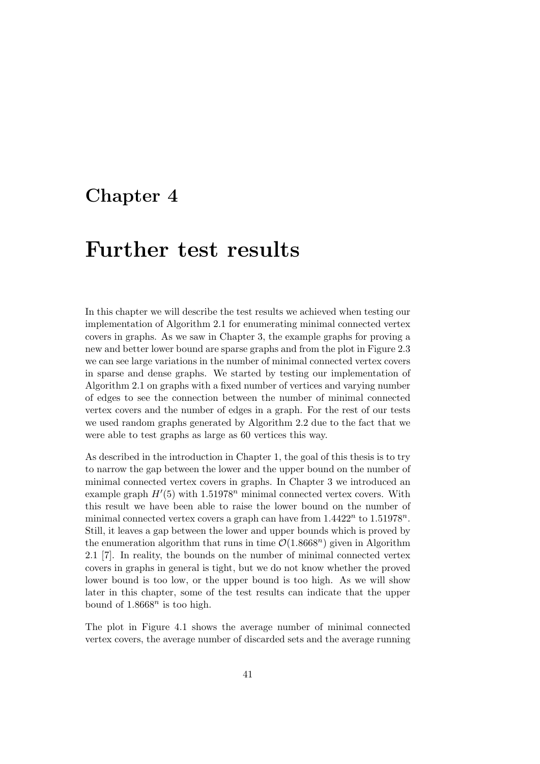# Chapter 4

# Further test results

In this chapter we will describe the test results we achieved when testing our implementation of Algorithm 2.1 for enumerating minimal connected vertex covers in graphs. As we saw in Chapter 3, the example graphs for proving a new and better lower bound are sparse graphs and from the plot in Figure 2.3 we can see large variations in the number of minimal connected vertex covers in sparse and dense graphs. We started by testing our implementation of Algorithm 2.1 on graphs with a fixed number of vertices and varying number of edges to see the connection between the number of minimal connected vertex covers and the number of edges in a graph. For the rest of our tests we used random graphs generated by Algorithm 2.2 due to the fact that we were able to test graphs as large as 60 vertices this way.

As described in the introduction in Chapter 1, the goal of this thesis is to try to narrow the gap between the lower and the upper bound on the number of minimal connected vertex covers in graphs. In Chapter 3 we introduced an example graph $H'(5)$ with $1.51978^n$ minimal connected vertex covers. With this result we have been able to raise the lower bound on the number of minimal connected vertex covers a graph can have from $1.4422^n$ to $1.51978^n$. Still, it leaves a gap between the lower and upper bounds which is proved by the enumeration algorithm that runs in time $\mathcal{O}(1.8668^n)$ given in Algorithm 2.1 [7]. In reality, the bounds on the number of minimal connected vertex covers in graphs in general is tight, but we do not know whether the proved lower bound is too low, or the upper bound is too high. As we will show later in this chapter, some of the test results can indicate that the upper bound of $1.8668^n$ is too high.

The plot in Figure 4.1 shows the average number of minimal connected vertex covers, the average number of discarded sets and the average running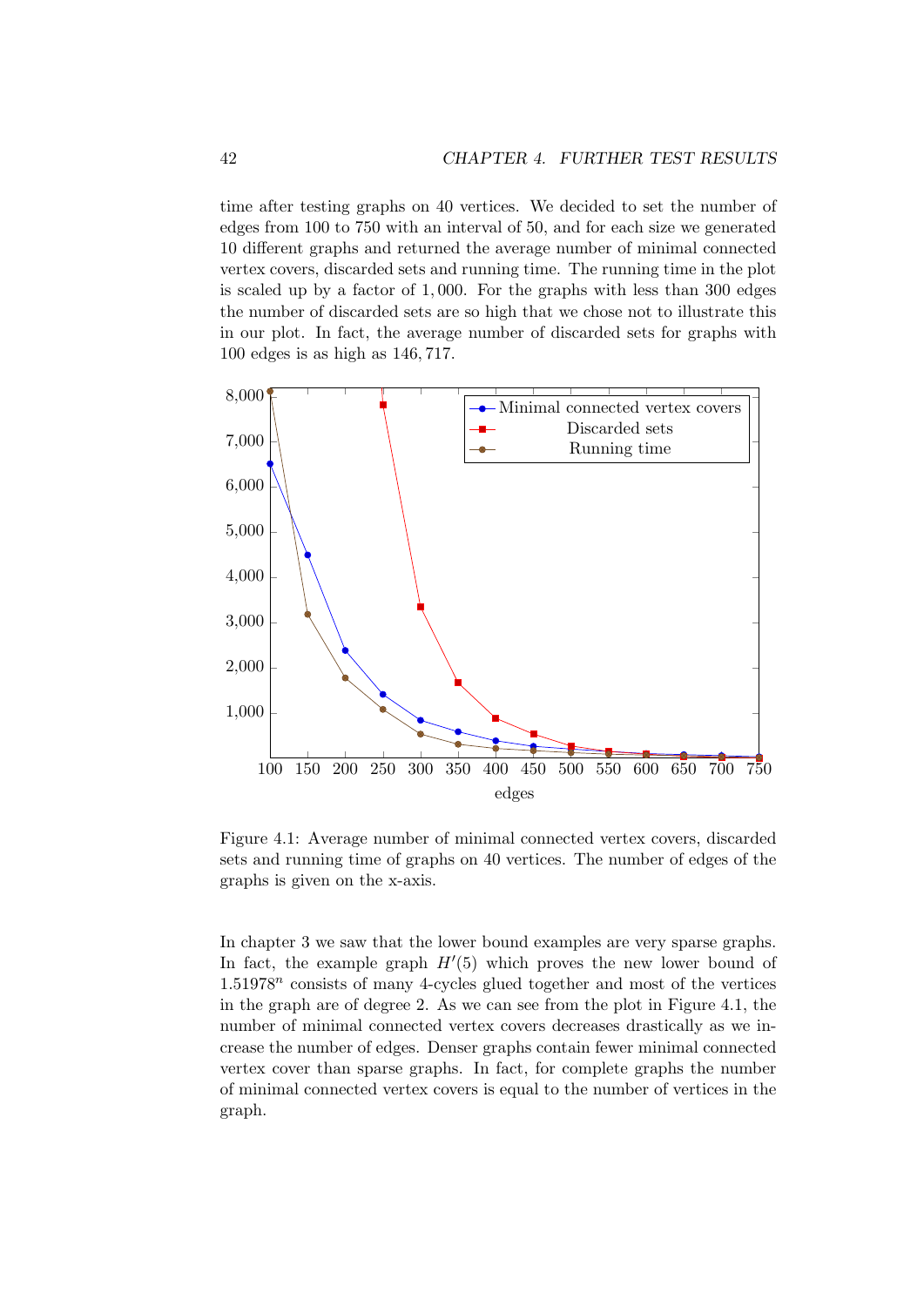time after testing graphs on 40 vertices. We decided to set the number of edges from 100 to 750 with an interval of 50, and for each size we generated 10 different graphs and returned the average number of minimal connected vertex covers, discarded sets and running time. The running time in the plot is scaled up by a factor of 1,000. For the graphs with less than 300 edges the number of discarded sets are so high that we chose not to illustrate this in our plot. In fact, the average number of discarded sets for graphs with 100 edges is as high as 146,717.

Figure 4.1: Average number of minimal connected vertex covers, discarded sets and running time of graphs on 40 vertices. The number of edges of the graphs is given on the x-axis.

In chapter 3 we saw that the lower bound examples are very sparse graphs. In fact, the example graph $H'(5)$ which proves the new lower bound of $1.51978^n$ consists of many 4-cycles glued together and most of the vertices in the graph are of degree 2. As we can see from the plot in Figure 4.1, the number of minimal connected vertex covers decreases drastically as we increase the number of edges. Denser graphs contain fewer minimal connected vertex cover than sparse graphs. In fact, for complete graphs the number of minimal connected vertex covers is equal to the number of vertices in the graph.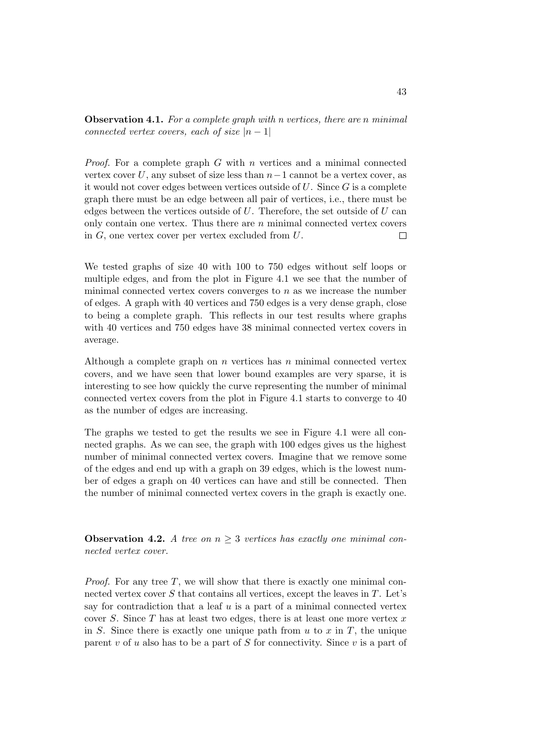**Observation 4.1.** *For a complete graph with n vertices, there are n minimal connected vertex covers, each of size* $|n-1|$

*Proof.* For a complete graph $G$ with $n$ vertices and a minimal connected vertex cover $U$, any subset of size less than $n-1$ cannot be a vertex cover, as it would not cover edges between vertices outside of $U$. Since $G$ is a complete graph there must be an edge between all pair of vertices, i.e., there must be edges between the vertices outside of $U$. Therefore, the set outside of $U$ can only contain one vertex. Thus there are $n$ minimal connected vertex covers in $G$, one vertex cover per vertex excluded from $U$. □

We tested graphs of size 40 with 100 to 750 edges without self loops or multiple edges, and from the plot in Figure 4.1 we see that the number of minimal connected vertex covers converges to $n$ as we increase the number of edges. A graph with 40 vertices and 750 edges is a very dense graph, close to being a complete graph. This reflects in our test results where graphs with 40 vertices and 750 edges have 38 minimal connected vertex covers in average.

Although a complete graph on $n$ vertices has $n$ minimal connected vertex covers, and we have seen that lower bound examples are very sparse, it is interesting to see how quickly the curve representing the number of minimal connected vertex covers from the plot in Figure 4.1 starts to converge to 40 as the number of edges are increasing.

The graphs we tested to get the results we see in Figure 4.1 were all connected graphs. As we can see, the graph with 100 edges gives us the highest number of minimal connected vertex covers. Imagine that we remove some of the edges and end up with a graph on 39 edges, which is the lowest number of edges a graph on 40 vertices can have and still be connected. Then the number of minimal connected vertex covers in the graph is exactly one.

**Observation 4.2.** *A tree on* $n \geq 3$ *vertices has exactly one minimal connected vertex cover.*

*Proof.* For any tree $T$, we will show that there is exactly one minimal connected vertex cover $S$ that contains all vertices, except the leaves in $T$. Let's say for contradiction that a leaf $u$ is a part of a minimal connected vertex cover $S$. Since $T$ has at least two edges, there is at least one more vertex $x$ in $S$. Since there is exactly one unique path from $u$ to $x$ in $T$, the unique parent $v$ of $u$ also has to be a part of $S$ for connectivity. Since $v$ is a part of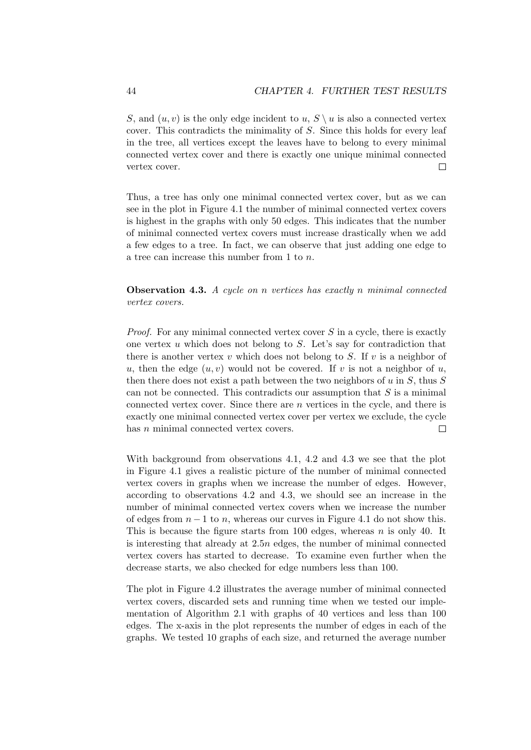$S$, and $(u, v)$ is the only edge incident to $u$, $S \setminus u$ is also a connected vertex cover. This contradicts the minimality of $S$. Since this holds for every leaf in the tree, all vertices except the leaves have to belong to every minimal connected vertex cover and there is exactly one unique minimal connected vertex cover. □

Thus, a tree has only one minimal connected vertex cover, but as we can see in the plot in Figure 4.1 the number of minimal connected vertex covers is highest in the graphs with only 50 edges. This indicates that the number of minimal connected vertex covers must increase drastically when we add a few edges to a tree. In fact, we can observe that just adding one edge to a tree can increase this number from 1 to $n$.

**Observation 4.3.** *A cycle on $n$ vertices has exactly $n$ minimal connected vertex covers.*

*Proof.* For any minimal connected vertex cover $S$ in a cycle, there is exactly one vertex $u$ which does not belong to $S$. Let's say for contradiction that there is another vertex $v$ which does not belong to $S$. If $v$ is a neighbor of $u$, then the edge $(u, v)$ would not be covered. If $v$ is not a neighbor of $u$, then there does not exist a path between the two neighbors of $u$ in $S$, thus $S$ can not be connected. This contradicts our assumption that $S$ is a minimal connected vertex cover. Since there are $n$ vertices in the cycle, and there is exactly one minimal connected vertex cover per vertex we exclude, the cycle has $n$ minimal connected vertex covers. □

With background from observations 4.1, 4.2 and 4.3 we see that the plot in Figure 4.1 gives a realistic picture of the number of minimal connected vertex covers in graphs when we increase the number of edges. However, according to observations 4.2 and 4.3, we should see an increase in the number of minimal connected vertex covers when we increase the number of edges from $n - 1$ to $n$, whereas our curves in Figure 4.1 do not show this. This is because the figure starts from 100 edges, whereas $n$ is only 40. It is interesting that already at $2.5n$ edges, the number of minimal connected vertex covers has started to decrease. To examine even further when the decrease starts, we also checked for edge numbers less than 100.

The plot in Figure 4.2 illustrates the average number of minimal connected vertex covers, discarded sets and running time when we tested our implementation of Algorithm 2.1 with graphs of 40 vertices and less than 100 edges. The x-axis in the plot represents the number of edges in each of the graphs. We tested 10 graphs of each size, and returned the average number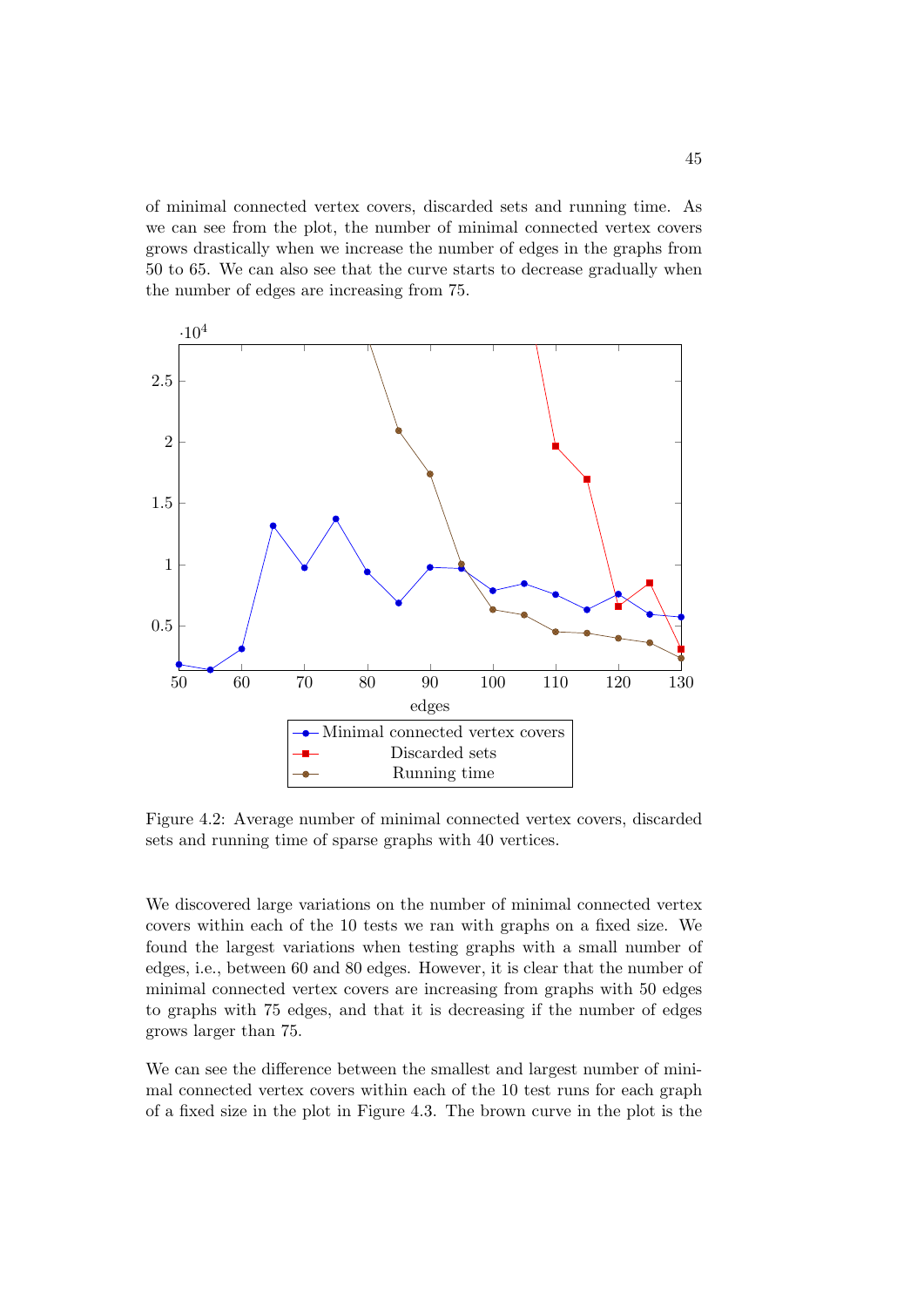of minimal connected vertex covers, discarded sets and running time. As we can see from the plot, the number of minimal connected vertex covers grows drastically when we increase the number of edges in the graphs from 50 to 65. We can also see that the curve starts to decrease gradually when the number of edges are increasing from 75.

Figure 4.2: Average number of minimal connected vertex covers, discarded sets and running time of sparse graphs with 40 vertices.

We discovered large variations on the number of minimal connected vertex covers within each of the 10 tests we ran with graphs on a fixed size. We found the largest variations when testing graphs with a small number of edges, i.e., between 60 and 80 edges. However, it is clear that the number of minimal connected vertex covers are increasing from graphs with 50 edges to graphs with 75 edges, and that it is decreasing if the number of edges grows larger than 75.

We can see the difference between the smallest and largest number of minimal connected vertex covers within each of the 10 test runs for each graph of a fixed size in the plot in Figure 4.3. The brown curve in the plot is the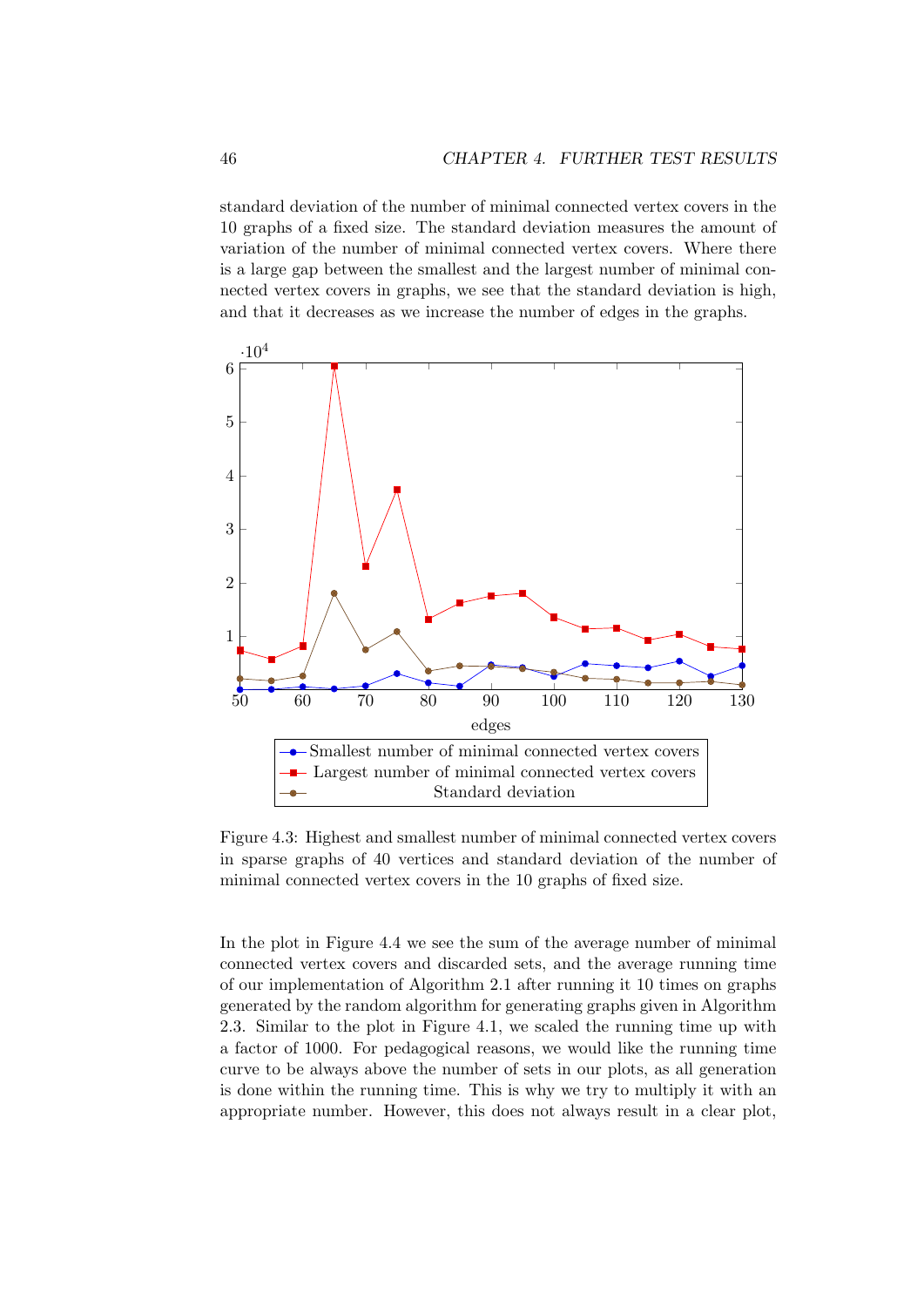standard deviation of the number of minimal connected vertex covers in the 10 graphs of a fixed size. The standard deviation measures the amount of variation of the number of minimal connected vertex covers. Where there is a large gap between the smallest and the largest number of minimal connected vertex covers in graphs, we see that the standard deviation is high, and that it decreases as we increase the number of edges in the graphs.

Figure 4.3: Highest and smallest number of minimal connected vertex covers in sparse graphs of 40 vertices and standard deviation of the number of minimal connected vertex covers in the 10 graphs of fixed size.

In the plot in Figure 4.4 we see the sum of the average number of minimal connected vertex covers and discarded sets, and the average running time of our implementation of Algorithm 2.1 after running it 10 times on graphs generated by the random algorithm for generating graphs given in Algorithm 2.3. Similar to the plot in Figure 4.1, we scaled the running time up with a factor of 1000. For pedagogical reasons, we would like the running time curve to be always above the number of sets in our plots, as all generation is done within the running time. This is why we try to multiply it with an appropriate number. However, this does not always result in a clear plot,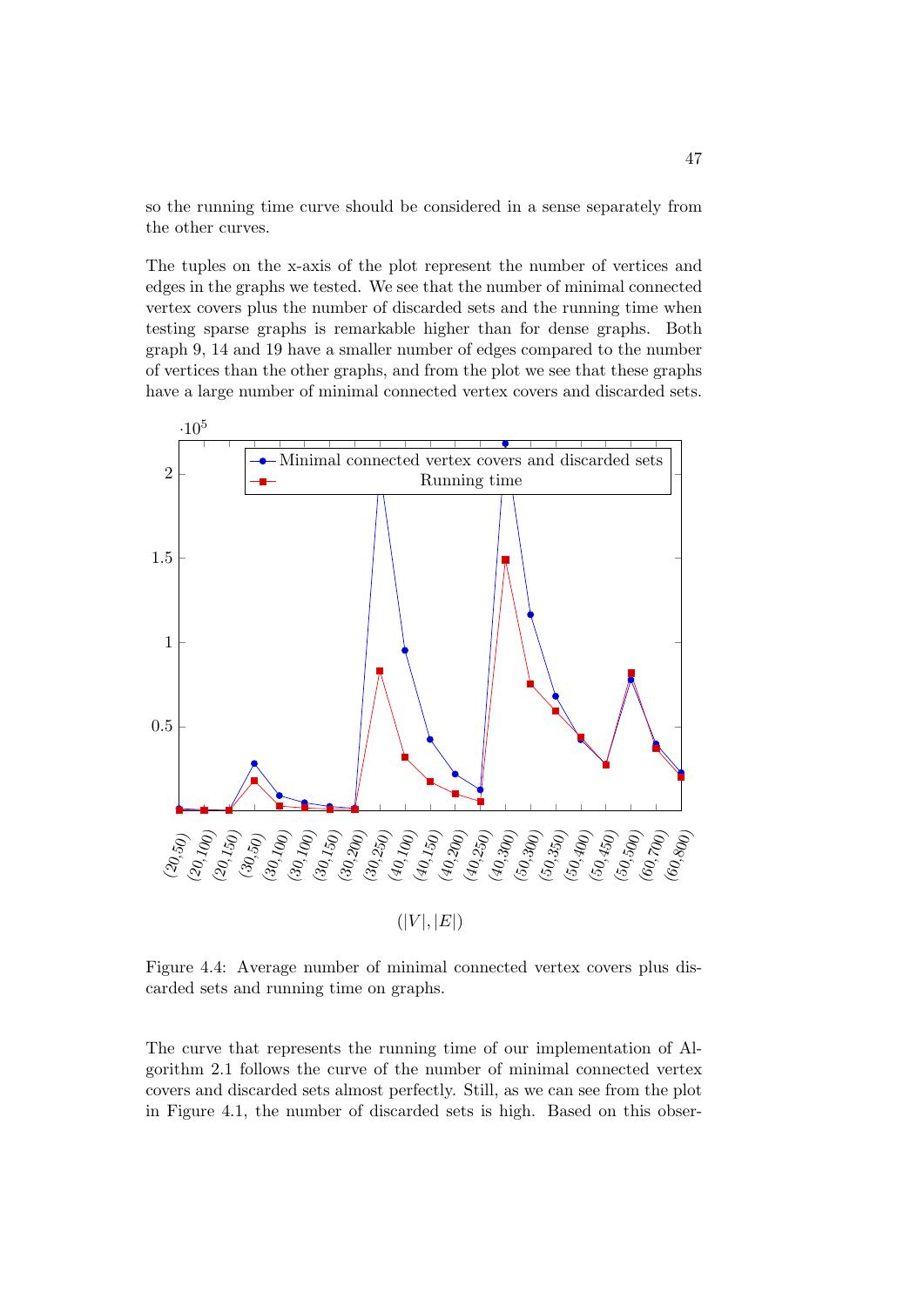so the running time curve should be considered in a sense separately from the other curves.

The tuples on the x-axis of the plot represent the number of vertices and edges in the graphs we tested. We see that the number of minimal connected vertex covers plus the number of discarded sets and the running time when testing sparse graphs is remarkable higher than for dense graphs. Both graph 9, 14 and 19 have a smaller number of edges compared to the number of vertices than the other graphs, and from the plot we see that these graphs have a large number of minimal connected vertex covers and discarded sets.

Figure 4.4: Average number of minimal connected vertex covers plus discarded sets and running time on graphs.

The curve that represents the running time of our implementation of Algorithm 2.1 follows the curve of the number of minimal connected vertex covers and discarded sets almost perfectly. Still, as we can see from the plot in Figure 4.1, the number of discarded sets is high. Based on this obser-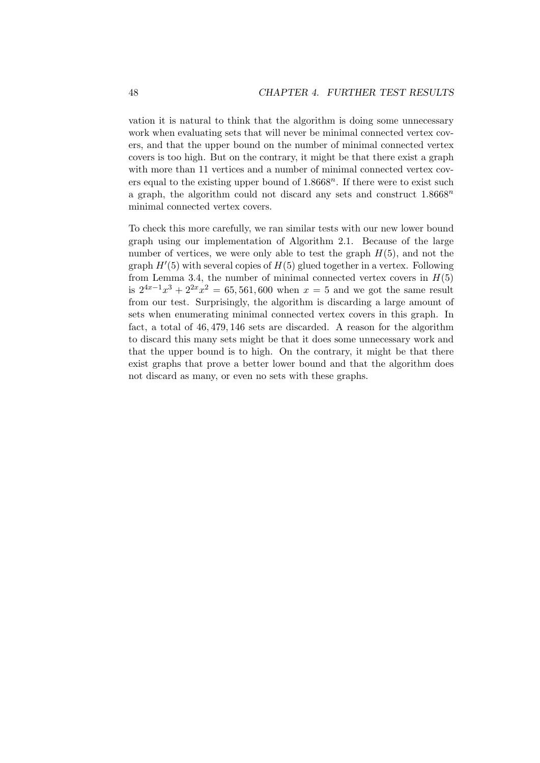vation it is natural to think that the algorithm is doing some unnecessary work when evaluating sets that will never be minimal connected vertex covers, and that the upper bound on the number of minimal connected vertex covers is too high. But on the contrary, it might be that there exist a graph with more than 11 vertices and a number of minimal connected vertex covers equal to the existing upper bound of $1.8668^n$. If there were to exist such a graph, the algorithm could not discard any sets and construct $1.8668^n$ minimal connected vertex covers.

To check this more carefully, we ran similar tests with our new lower bound graph using our implementation of Algorithm 2.1. Because of the large number of vertices, we were only able to test the graph $H(5)$, and not the graph $H'(5)$ with several copies of $H(5)$ glued together in a vertex. Following from Lemma 3.4, the number of minimal connected vertex covers in $H(5)$ is $2^{4x-1}x^3 + 2^{2x}x^2 = 65,561,600$ when $x = 5$ and we got the same result from our test. Surprisingly, the algorithm is discarding a large amount of sets when enumerating minimal connected vertex covers in this graph. In fact, a total of $46,479,146$ sets are discarded. A reason for the algorithm to discard this many sets might be that it does some unnecessary work and that the upper bound is to high. On the contrary, it might be that there exist graphs that prove a better lower bound and that the algorithm does not discard as many, or even no sets with these graphs.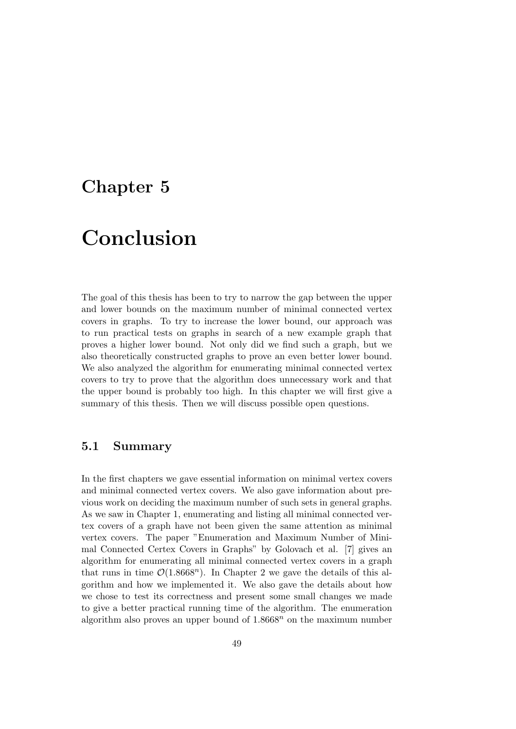# Chapter 5

# Conclusion

The goal of this thesis has been to try to narrow the gap between the upper and lower bounds on the maximum number of minimal connected vertex covers in graphs. To try to increase the lower bound, our approach was to run practical tests on graphs in search of a new example graph that proves a higher lower bound. Not only did we find such a graph, but we also theoretically constructed graphs to prove an even better lower bound. We also analyzed the algorithm for enumerating minimal connected vertex covers to try to prove that the algorithm does unnecessary work and that the upper bound is probably too high. In this chapter we will first give a summary of this thesis. Then we will discuss possible open questions.

## 5.1 Summary

In the first chapters we gave essential information on minimal vertex covers and minimal connected vertex covers. We also gave information about previous work on deciding the maximum number of such sets in general graphs. As we saw in Chapter 1, enumerating and listing all minimal connected vertex covers of a graph have not been given the same attention as minimal vertex covers. The paper "Enumeration and Maximum Number of Minimal Connected Certex Covers in Graphs" by Golovach et al. [7] gives an algorithm for enumerating all minimal connected vertex covers in a graph that runs in time $\mathcal{O}(1.8668^n)$. In Chapter 2 we gave the details of this algorithm and how we implemented it. We also gave the details about how we chose to test its correctness and present some small changes we made to give a better practical running time of the algorithm. The enumeration algorithm also proves an upper bound of $1.8668^n$ on the maximum number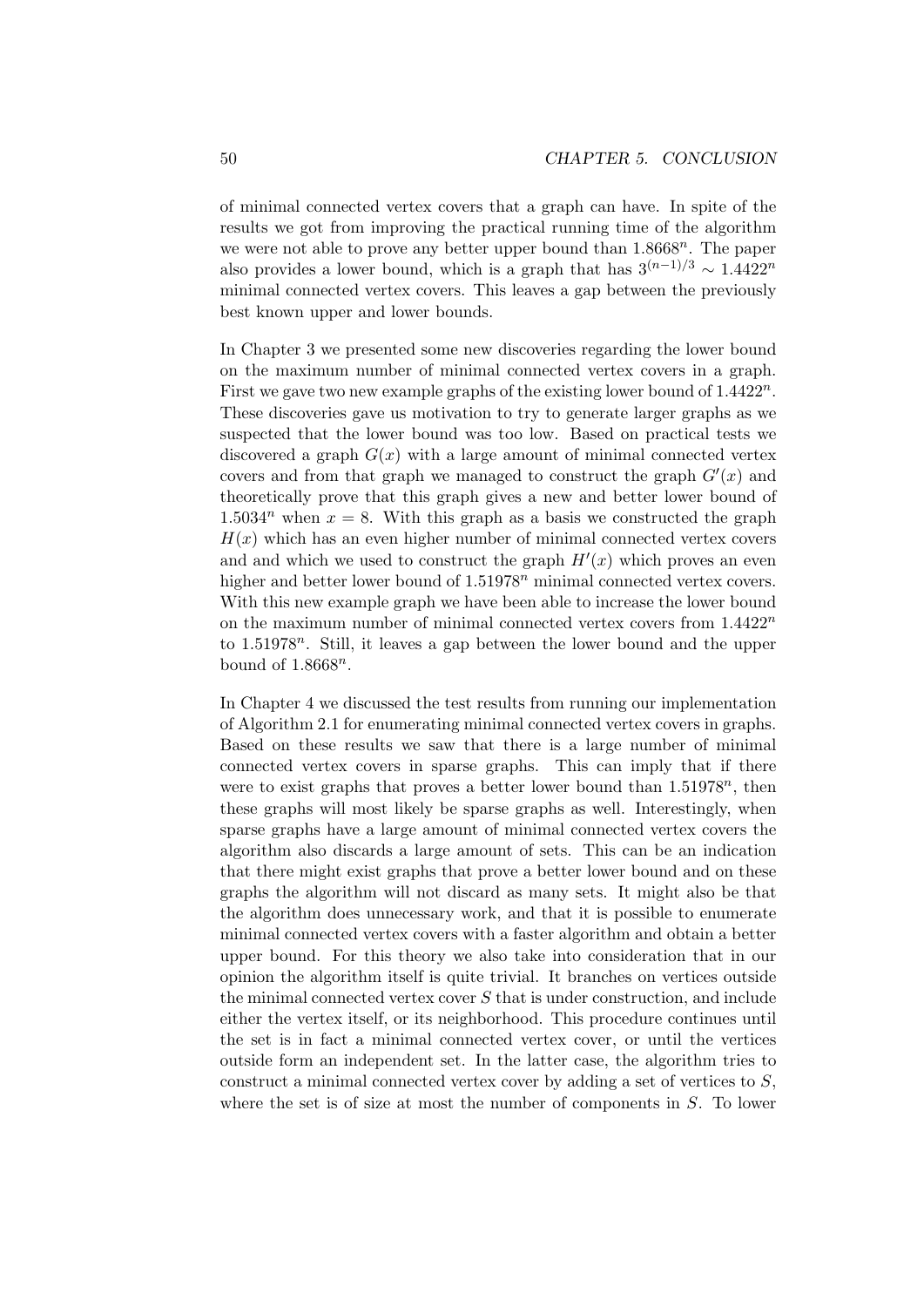of minimal connected vertex covers that a graph can have. In spite of the results we got from improving the practical running time of the algorithm we were not able to prove any better upper bound than $1.8668^n$. The paper also provides a lower bound, which is a graph that has $3^{(n-1)/3} \sim 1.4422^n$ minimal connected vertex covers. This leaves a gap between the previously best known upper and lower bounds.

In Chapter 3 we presented some new discoveries regarding the lower bound on the maximum number of minimal connected vertex covers in a graph. First we gave two new example graphs of the existing lower bound of $1.4422^n$. These discoveries gave us motivation to try to generate larger graphs as we suspected that the lower bound was too low. Based on practical tests we discovered a graph $G(x)$ with a large amount of minimal connected vertex covers and from that graph we managed to construct the graph $G'(x)$ and theoretically prove that this graph gives a new and better lower bound of $1.5034^n$ when $x = 8$. With this graph as a basis we constructed the graph $H(x)$ which has an even higher number of minimal connected vertex covers and and which we used to construct the graph $H'(x)$ which proves an even higher and better lower bound of $1.51978^n$ minimal connected vertex covers. With this new example graph we have been able to increase the lower bound on the maximum number of minimal connected vertex covers from $1.4422^n$ to $1.51978^n$. Still, it leaves a gap between the lower bound and the upper bound of $1.8668^n$.

In Chapter 4 we discussed the test results from running our implementation of Algorithm 2.1 for enumerating minimal connected vertex covers in graphs. Based on these results we saw that there is a large number of minimal connected vertex covers in sparse graphs. This can imply that if there were to exist graphs that proves a better lower bound than $1.51978^n$, then these graphs will most likely be sparse graphs as well. Interestingly, when sparse graphs have a large amount of minimal connected vertex covers the algorithm also discards a large amount of sets. This can be an indication that there might exist graphs that prove a better lower bound and on these graphs the algorithm will not discard as many sets. It might also be that the algorithm does unnecessary work, and that it is possible to enumerate minimal connected vertex covers with a faster algorithm and obtain a better upper bound. For this theory we also take into consideration that in our opinion the algorithm itself is quite trivial. It branches on vertices outside the minimal connected vertex cover $S$ that is under construction, and include either the vertex itself, or its neighborhood. This procedure continues until the set is in fact a minimal connected vertex cover, or until the vertices outside form an independent set. In the latter case, the algorithm tries to construct a minimal connected vertex cover by adding a set of vertices to $S$, where the set is of size at most the number of components in $S$. To lower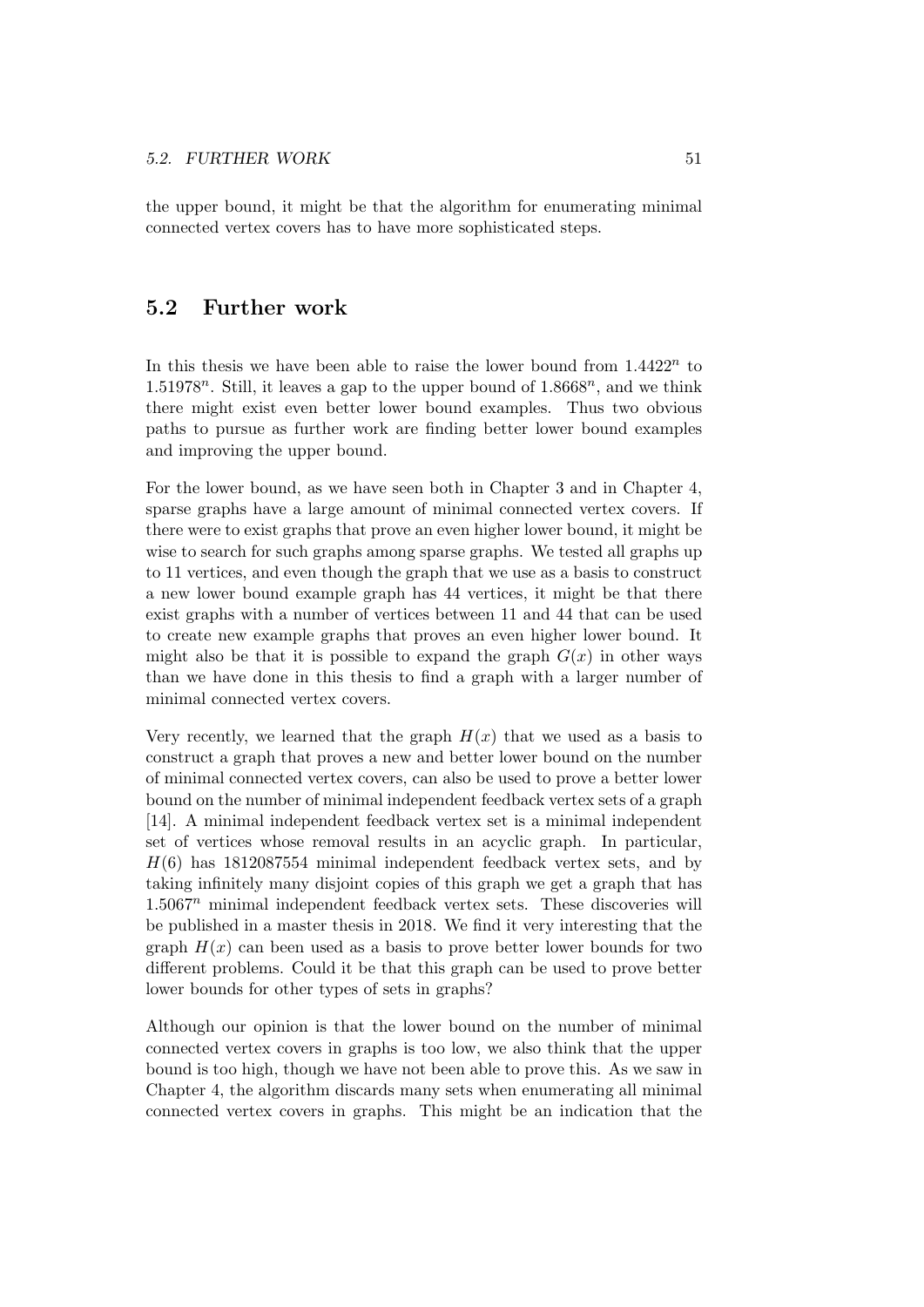the upper bound, it might be that the algorithm for enumerating minimal connected vertex covers has to have more sophisticated steps.

## 5.2 Further work

In this thesis we have been able to raise the lower bound from $1.4422^n$ to $1.51978^n$. Still, it leaves a gap to the upper bound of $1.8668^n$, and we think there might exist even better lower bound examples. Thus two obvious paths to pursue as further work are finding better lower bound examples and improving the upper bound.

For the lower bound, as we have seen both in Chapter 3 and in Chapter 4, sparse graphs have a large amount of minimal connected vertex covers. If there were to exist graphs that prove an even higher lower bound, it might be wise to search for such graphs among sparse graphs. We tested all graphs up to 11 vertices, and even though the graph that we use as a basis to construct a new lower bound example graph has 44 vertices, it might be that there exist graphs with a number of vertices between 11 and 44 that can be used to create new example graphs that proves an even higher lower bound. It might also be that it is possible to expand the graph $G(x)$ in other ways than we have done in this thesis to find a graph with a larger number of minimal connected vertex covers.

Very recently, we learned that the graph $H(x)$ that we used as a basis to construct a graph that proves a new and better lower bound on the number of minimal connected vertex covers, can also be used to prove a better lower bound on the number of minimal independent feedback vertex sets of a graph [14]. A minimal independent feedback vertex set is a minimal independent set of vertices whose removal results in an acyclic graph. In particular, $H(6)$ has 1812087554 minimal independent feedback vertex sets, and by taking infinitely many disjoint copies of this graph we get a graph that has $1.5067^n$ minimal independent feedback vertex sets. These discoveries will be published in a master thesis in 2018. We find it very interesting that the graph $H(x)$ can been used as a basis to prove better lower bounds for two different problems. Could it be that this graph can be used to prove better lower bounds for other types of sets in graphs?

Although our opinion is that the lower bound on the number of minimal connected vertex covers in graphs is too low, we also think that the upper bound is too high, though we have not been able to prove this. As we saw in Chapter 4, the algorithm discards many sets when enumerating all minimal connected vertex covers in graphs. This might be an indication that the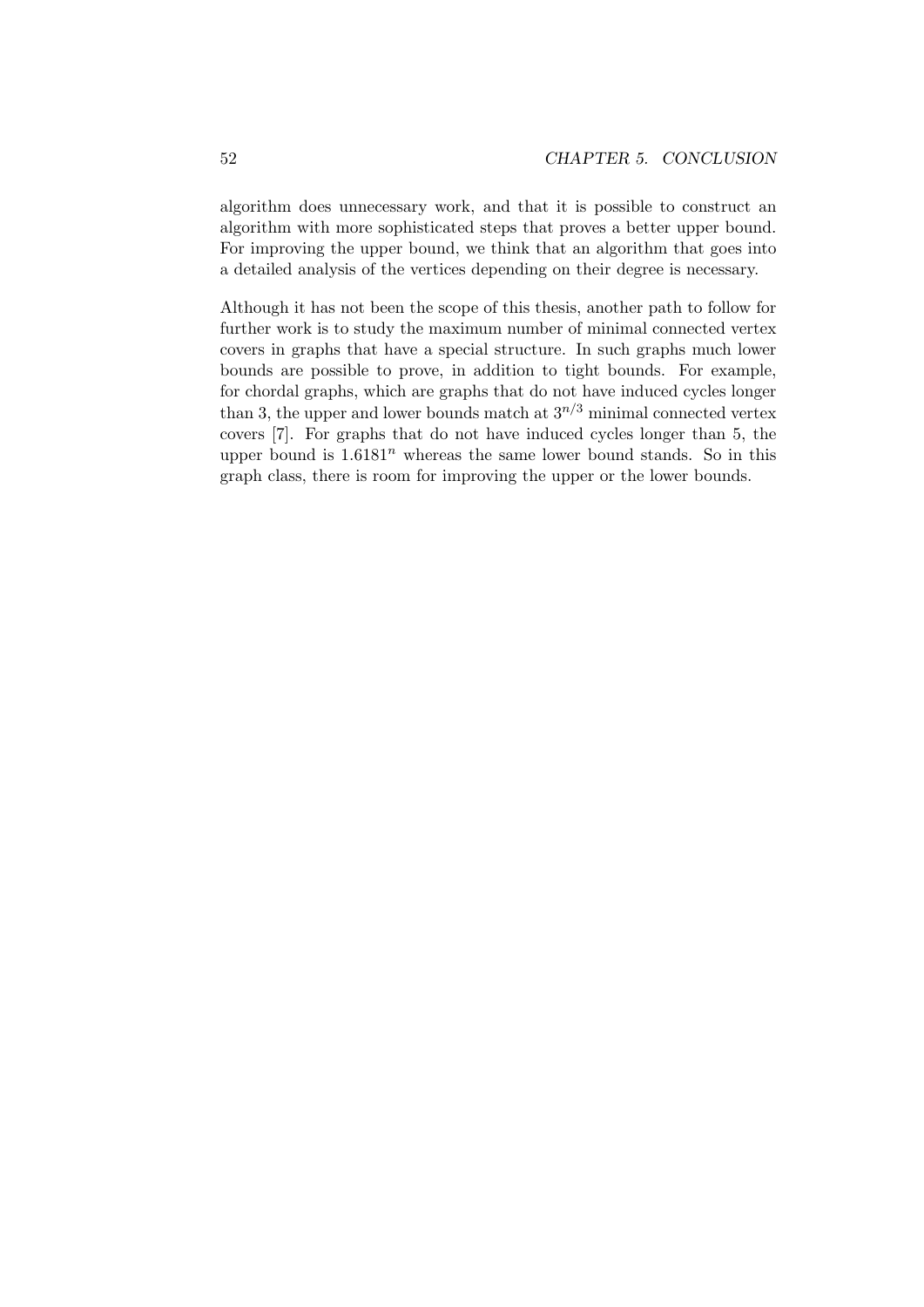algorithm does unnecessary work, and that it is possible to construct an algorithm with more sophisticated steps that proves a better upper bound. For improving the upper bound, we think that an algorithm that goes into a detailed analysis of the vertices depending on their degree is necessary.

Although it has not been the scope of this thesis, another path to follow for further work is to study the maximum number of minimal connected vertex covers in graphs that have a special structure. In such graphs much lower bounds are possible to prove, in addition to tight bounds. For example, for chordal graphs, which are graphs that do not have induced cycles longer than 3, the upper and lower bounds match at $3^{n/3}$ minimal connected vertex covers [7]. For graphs that do not have induced cycles longer than 5, the upper bound is $1.6181^n$ whereas the same lower bound stands. So in this graph class, there is room for improving the upper or the lower bounds.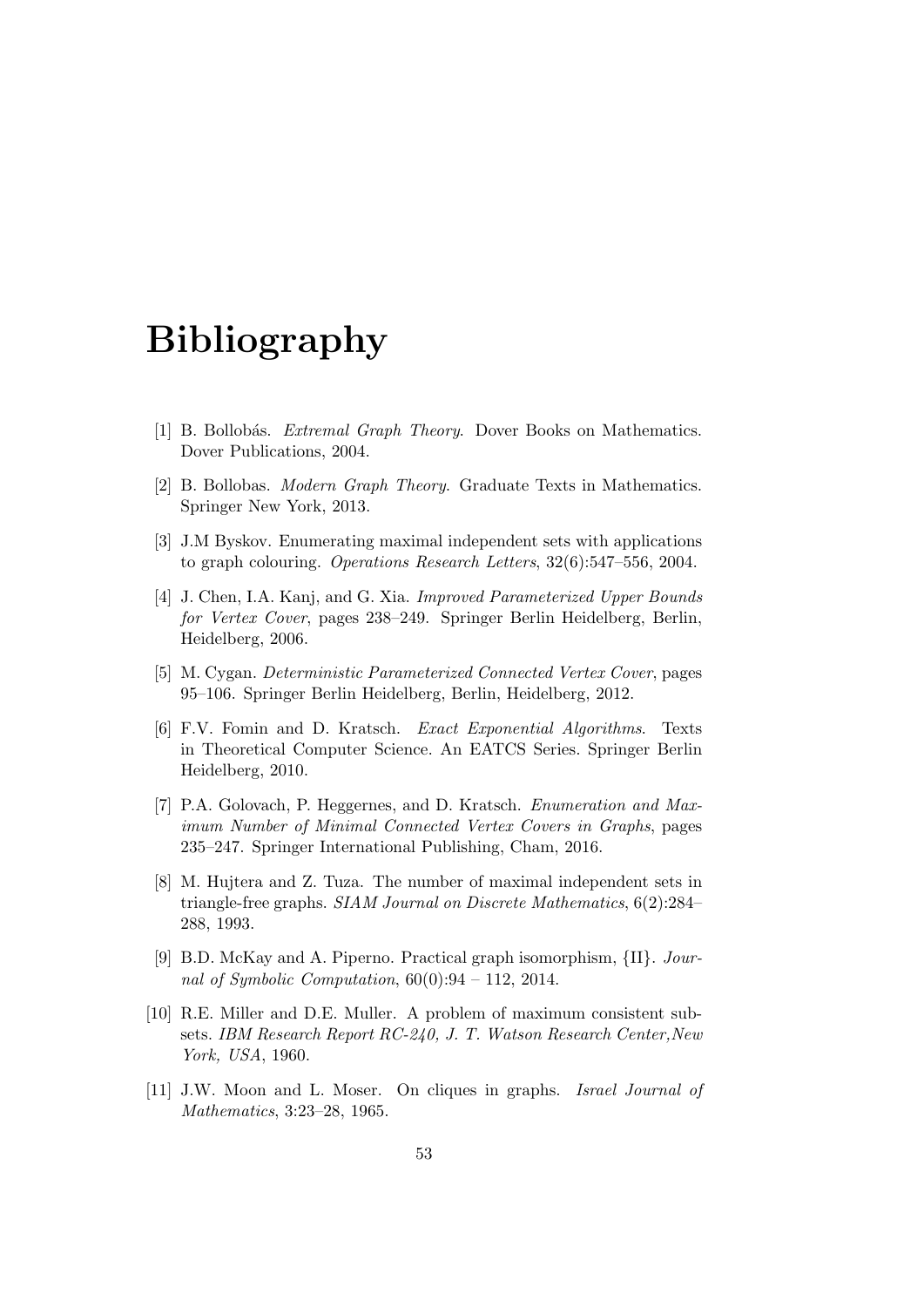# Bibliography

[1] B. Bollobás. *Extremal Graph Theory*. Dover Books on Mathematics. Dover Publications, 2004.

[2] B. Bollobas. *Modern Graph Theory*. Graduate Texts in Mathematics. Springer New York, 2013.

[3] J.M Byskov. Enumerating maximal independent sets with applications to graph colouring. *Operations Research Letters*, 32(6):547–556, 2004.

[4] J. Chen, I.A. Kanj, and G. Xia. *Improved Parameterized Upper Bounds for Vertex Cover*, pages 238–249. Springer Berlin Heidelberg, Berlin, Heidelberg, 2006.

[5] M. Cygan. *Deterministic Parameterized Connected Vertex Cover*, pages 95–106. Springer Berlin Heidelberg, Berlin, Heidelberg, 2012.

[6] F.V. Fomin and D. Kratsch. *Exact Exponential Algorithms*. Texts in Theoretical Computer Science. An EATCS Series. Springer Berlin Heidelberg, 2010.

[7] P.A. Golovach, P. Heggernes, and D. Kratsch. *Enumeration and Maximum Number of Minimal Connected Vertex Covers in Graphs*, pages 235–247. Springer International Publishing, Cham, 2016.

[8] M. Hujtera and Z. Tuza. The number of maximal independent sets in triangle-free graphs. *SIAM Journal on Discrete Mathematics*, 6(2):284–288, 1993.

[9] B.D. McKay and A. Piperno. Practical graph isomorphism, {II}. *Journal of Symbolic Computation*, 60(0):94 – 112, 2014.

[10] R.E. Miller and D.E. Muller. A problem of maximum consistent subsets. *IBM Research Report RC-240, J. T. Watson Research Center,New York, USA*, 1960.

[11] J.W. Moon and L. Moser. On cliques in graphs. *Israel Journal of Mathematics*, 3:23–28, 1965.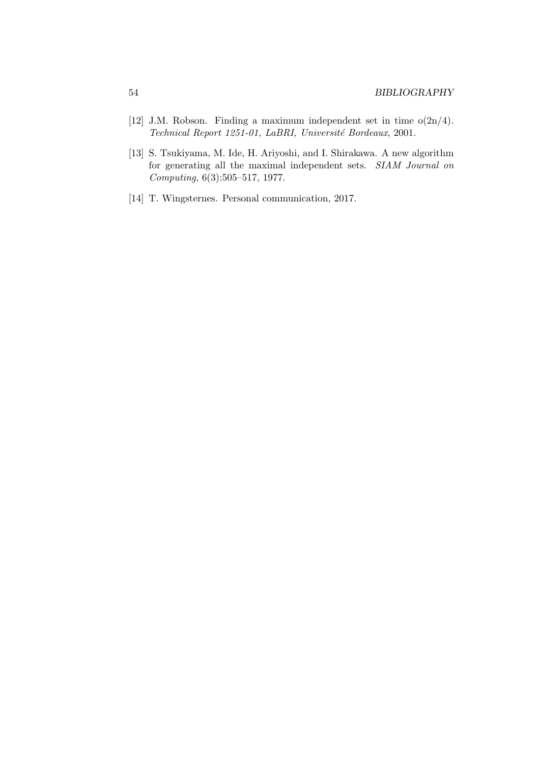[12] J.M. Robson. Finding a maximum independent set in time o(2n/4). *Technical Report 1251-01, LaBRI, Université Bordeaux*, 2001.

[13] S. Tsukiyama, M. Ide, H. Ariyoshi, and I. Shirakawa. A new algorithm for generating all the maximal independent sets. *SIAM Journal on Computing*, 6(3):505–517, 1977.

[14] T. Wingsternes. Personal communication, 2017.